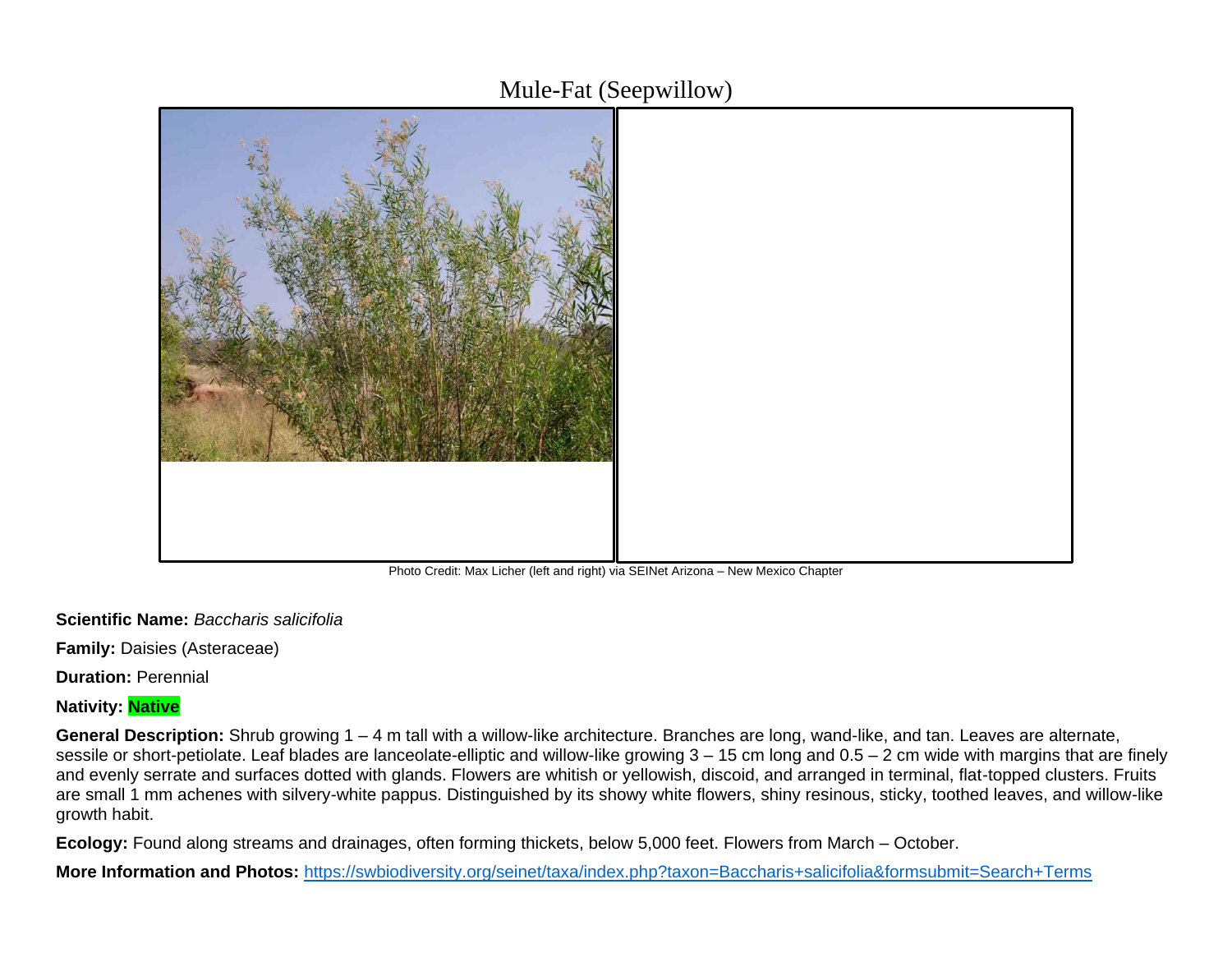# Mule-Fat (Seepwillow)

Photo Credit: Max Licher (left and right) via SEINet Arizona – New Mexico Chapter

**Scientific Name:** *Baccharis salicifolia*

**Family:** Daisies (Asteraceae)

**Duration:** Perennial

**Nativity:** Native

**General Description:** Shrub growing 1 – 4 m tall with a willow-like architecture. Branches are long, wand-like, and tan. Leaves are alternate, sessile or short-petiolate. Leaf blades are lanceolate-elliptic and willow-like growing 3 – 15 cm long and 0.5 – 2 cm wide with margins that are finely and evenly serrate and surfaces dotted with glands. Flowers are whitish or yellowish, discoid, and arranged in terminal, flat-topped clusters. Fruits are small 1 mm achenes with silvery-white pappus. Distinguished by its showy white flowers, shiny resinous, sticky, toothed leaves, and willow-like growth habit.

**Ecology:** Found along streams and drainages, often forming thickets, below 5,000 feet. Flowers from March – October.

**More Information and Photos:** https://swbiodiversity.org/seinet/taxa/index.php?taxon=Baccharis+salicifolia&formsubmit=Search+Terms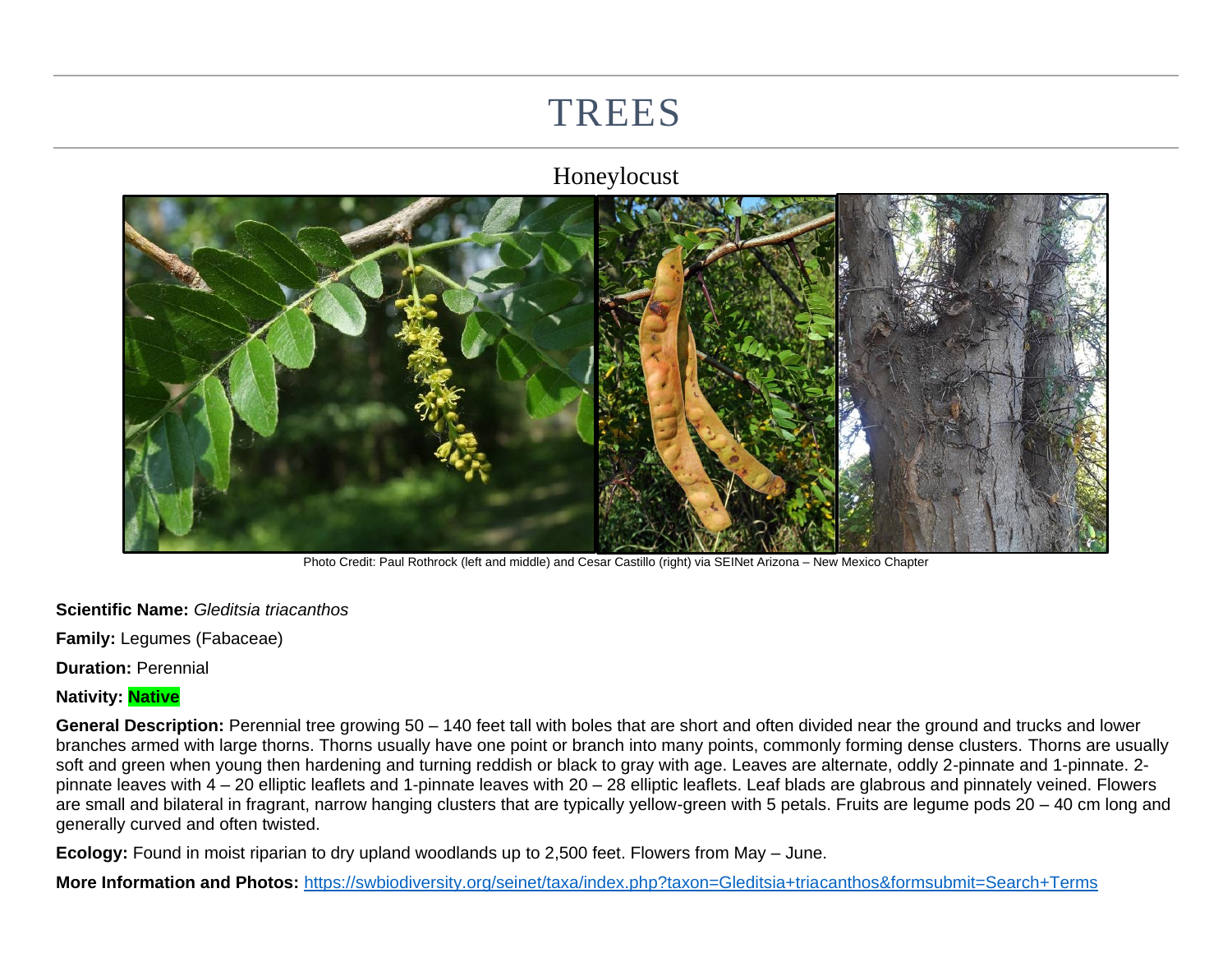# TREES

## Honeylocust

Photo Credit: Paul Rothrock (left and middle) and Cesar Castillo (right) via SEINet Arizona – New Mexico Chapter

**Scientific Name:** *Gleditsia triacanthos*

**Family:** Legumes (Fabaceae)

**Duration:** Perennial

**Nativity:** Native

**General Description:** Perennial tree growing 50 – 140 feet tall with boles that are short and often divided near the ground and trucks and lower branches armed with large thorns. Thorns usually have one point or branch into many points, commonly forming dense clusters. Thorns are usually soft and green when young then hardening and turning reddish or black to gray with age. Leaves are alternate, oddly 2-pinnate and 1-pinnate. 2-pinnate leaves with 4 – 20 elliptic leaflets and 1-pinnate leaves with 20 – 28 elliptic leaflets. Leaf blads are glabrous and pinnately veined. Flowers are small and bilateral in fragrant, narrow hanging clusters that are typically yellow-green with 5 petals. Fruits are legume pods 20 – 40 cm long and generally curved and often twisted.

**Ecology:** Found in moist riparian to dry upland woodlands up to 2,500 feet. Flowers from May – June.

**More Information and Photos:** [https://swbiodiversity.org/seinet/taxa/index.php?taxon=Gleditsia+triacanthos&formsubmit=Search+Terms](https://swbiodiversity.org/seinet/taxa/index.php?taxon=Gleditsia+triacanthos&formsubmit=Search+Terms)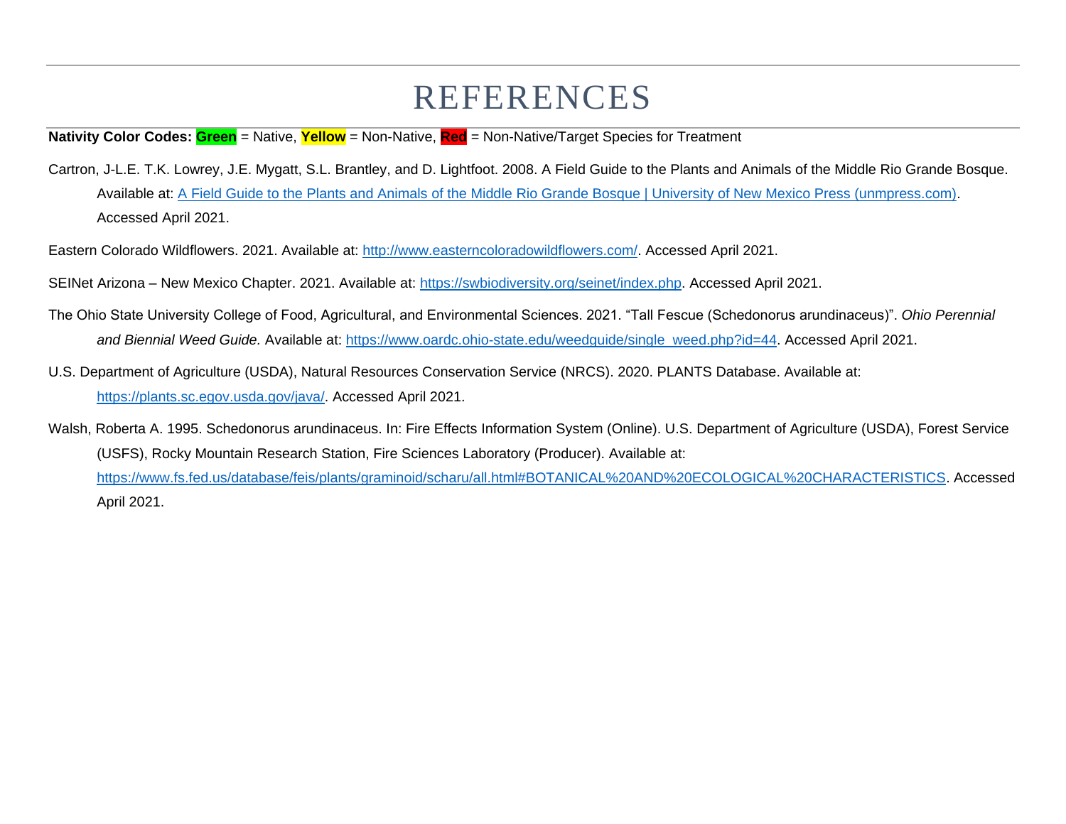# REFERENCES

**Nativity Color Codes: Green** = Native, **Yellow** = Non-Native, **Red** = Non-Native/Target Species for Treatment

Cartron, J-L.E. T.K. Lowrey, J.E. Mygatt, S.L. Brantley, and D. Lightfoot. 2008. A Field Guide to the Plants and Animals of the Middle Rio Grande Bosque. Available at: [A Field Guide to the Plants and Animals of the Middle Rio Grande Bosque | University of New Mexico Press (unmpress.com)](). Accessed April 2021.

Eastern Colorado Wildflowers. 2021. Available at: http://www.easterncoloradowildflowers.com/. Accessed April 2021.

SEINet Arizona – New Mexico Chapter. 2021. Available at: https://swbiodiversity.org/seinet/index.php. Accessed April 2021.

The Ohio State University College of Food, Agricultural, and Environmental Sciences. 2021. "Tall Fescue (Schedonorus arundinaceus)". *Ohio Perennial and Biennial Weed Guide.* Available at: https://www.oardc.ohio-state.edu/weedguide/single_weed.php?id=44. Accessed April 2021.

U.S. Department of Agriculture (USDA), Natural Resources Conservation Service (NRCS). 2020. PLANTS Database. Available at: https://plants.sc.egov.usda.gov/java/. Accessed April 2021.

Walsh, Roberta A. 1995. Schedonorus arundinaceus. In: Fire Effects Information System (Online). U.S. Department of Agriculture (USDA), Forest Service (USFS), Rocky Mountain Research Station, Fire Sciences Laboratory (Producer). Available at: https://www.fs.fed.us/database/feis/plants/graminoid/scharu/all.html#BOTANICAL%20AND%20ECOLOGICAL%20CHARACTERISTICS. Accessed April 2021.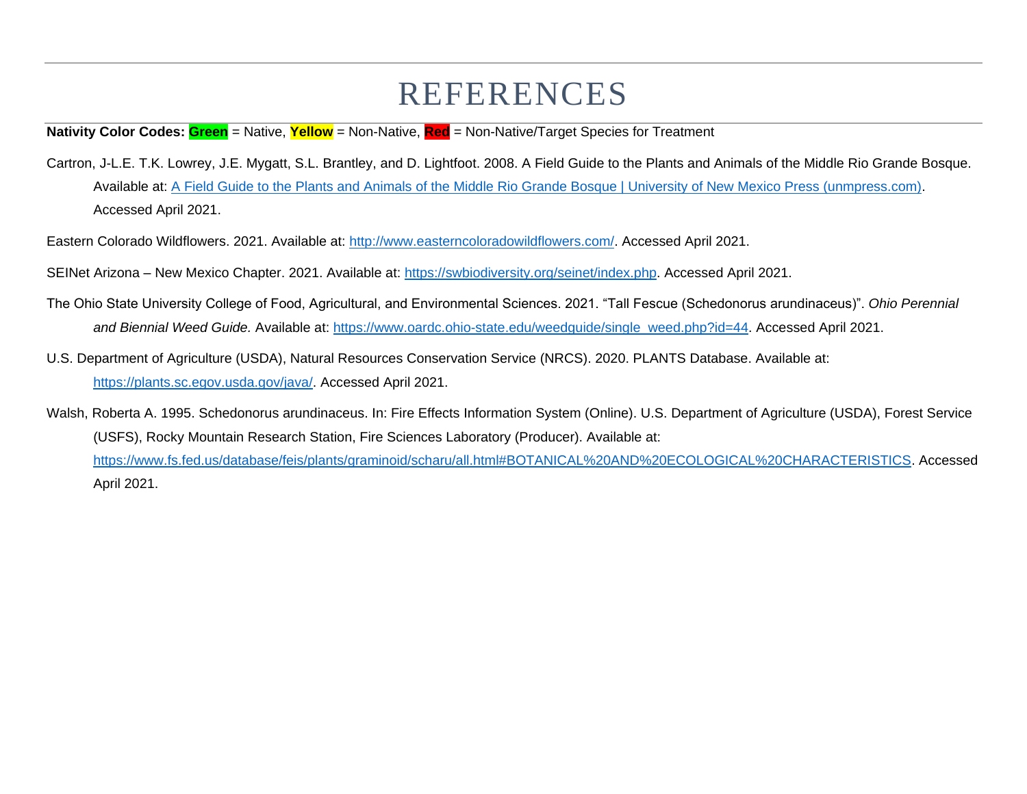# REFERENCES

**Nativity Color Codes: Green** = Native, **Yellow** = Non-Native, **Red** = Non-Native/Target Species for Treatment

Cartron, J-L.E. T.K. Lowrey, J.E. Mygatt, S.L. Brantley, and D. Lightfoot. 2008. A Field Guide to the Plants and Animals of the Middle Rio Grande Bosque. Available at: [A Field Guide to the Plants and Animals of the Middle Rio Grande Bosque | University of New Mexico Press (unmpress.com)](unmpress.com). Accessed April 2021.

Eastern Colorado Wildflowers. 2021. Available at: http://www.easterncoloradowildflowers.com/. Accessed April 2021.

SEINet Arizona – New Mexico Chapter. 2021. Available at: https://swbiodiversity.org/seinet/index.php. Accessed April 2021.

The Ohio State University College of Food, Agricultural, and Environmental Sciences. 2021. "Tall Fescue (Schedonorus arundinaceus)". *Ohio Perennial and Biennial Weed Guide.* Available at: https://www.oardc.ohio-state.edu/weedguide/single_weed.php?id=44. Accessed April 2021.

U.S. Department of Agriculture (USDA), Natural Resources Conservation Service (NRCS). 2020. PLANTS Database. Available at: https://plants.sc.egov.usda.gov/java/. Accessed April 2021.

Walsh, Roberta A. 1995. Schedonorus arundinaceus. In: Fire Effects Information System (Online). U.S. Department of Agriculture (USDA), Forest Service (USFS), Rocky Mountain Research Station, Fire Sciences Laboratory (Producer). Available at: https://www.fs.fed.us/database/feis/plants/graminoid/scharu/all.html#BOTANICAL%20AND%20ECOLOGICAL%20CHARACTERISTICS. Accessed April 2021.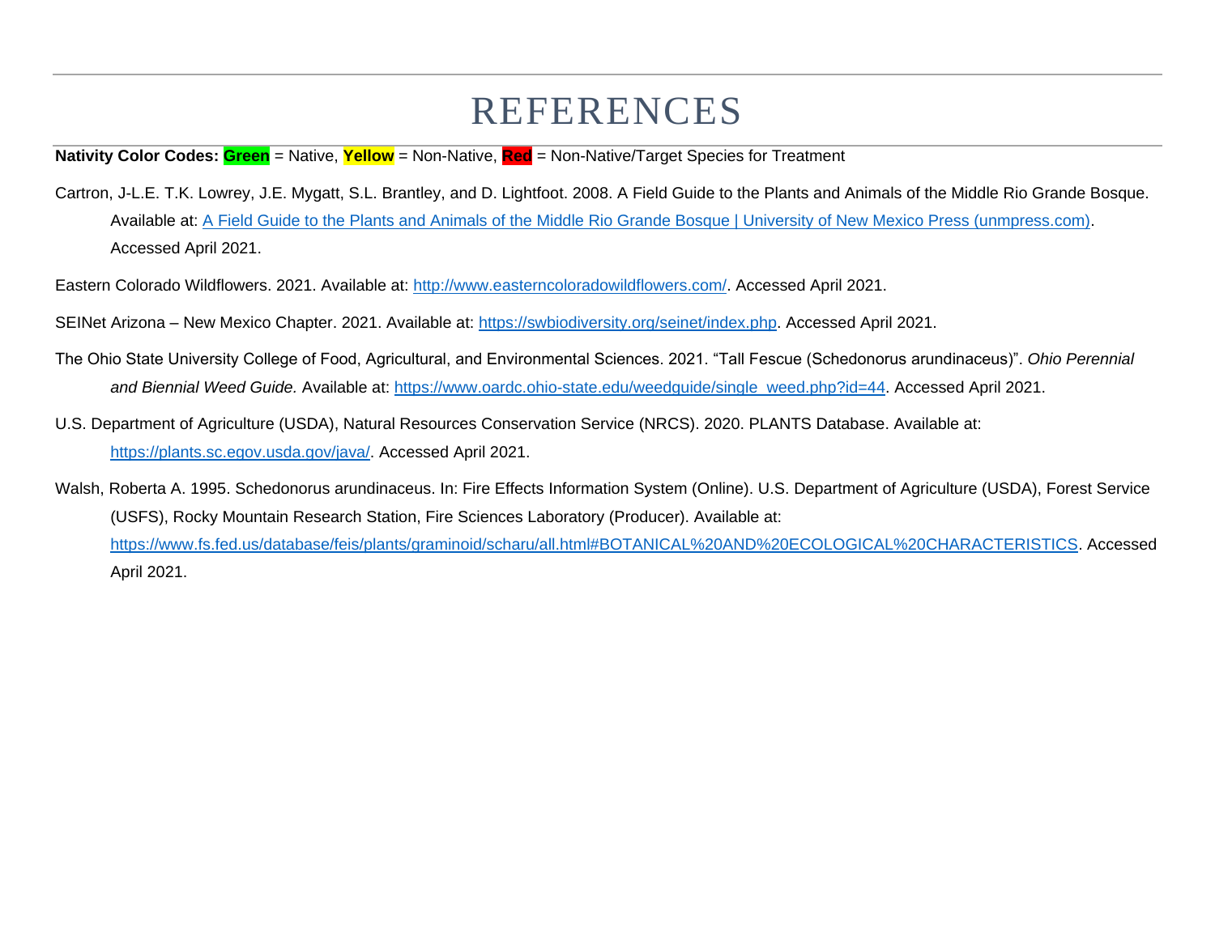# REFERENCES

**Nativity Color Codes: Green** = Native, **Yellow** = Non-Native, **Red** = Non-Native/Target Species for Treatment

Cartron, J-L.E. T.K. Lowrey, J.E. Mygatt, S.L. Brantley, and D. Lightfoot. 2008. A Field Guide to the Plants and Animals of the Middle Rio Grande Bosque. Available at: A Field Guide to the Plants and Animals of the Middle Rio Grande Bosque | University of New Mexico Press (unmpress.com). Accessed April 2021.

Eastern Colorado Wildflowers. 2021. Available at: http://www.easterncoloradowildflowers.com/. Accessed April 2021.

SEINet Arizona – New Mexico Chapter. 2021. Available at: https://swbiodiversity.org/seinet/index.php. Accessed April 2021.

The Ohio State University College of Food, Agricultural, and Environmental Sciences. 2021. "Tall Fescue (Schedonorus arundinaceus)". *Ohio Perennial and Biennial Weed Guide.* Available at: https://www.oardc.ohio-state.edu/weedguide/single_weed.php?id=44. Accessed April 2021.

U.S. Department of Agriculture (USDA), Natural Resources Conservation Service (NRCS). 2020. PLANTS Database. Available at: https://plants.sc.egov.usda.gov/java/. Accessed April 2021.

Walsh, Roberta A. 1995. Schedonorus arundinaceus. In: Fire Effects Information System (Online). U.S. Department of Agriculture (USDA), Forest Service (USFS), Rocky Mountain Research Station, Fire Sciences Laboratory (Producer). Available at: https://www.fs.fed.us/database/feis/plants/graminoid/scharu/all.html#BOTANICAL%20AND%20ECOLOGICAL%20CHARACTERISTICS. Accessed April 2021.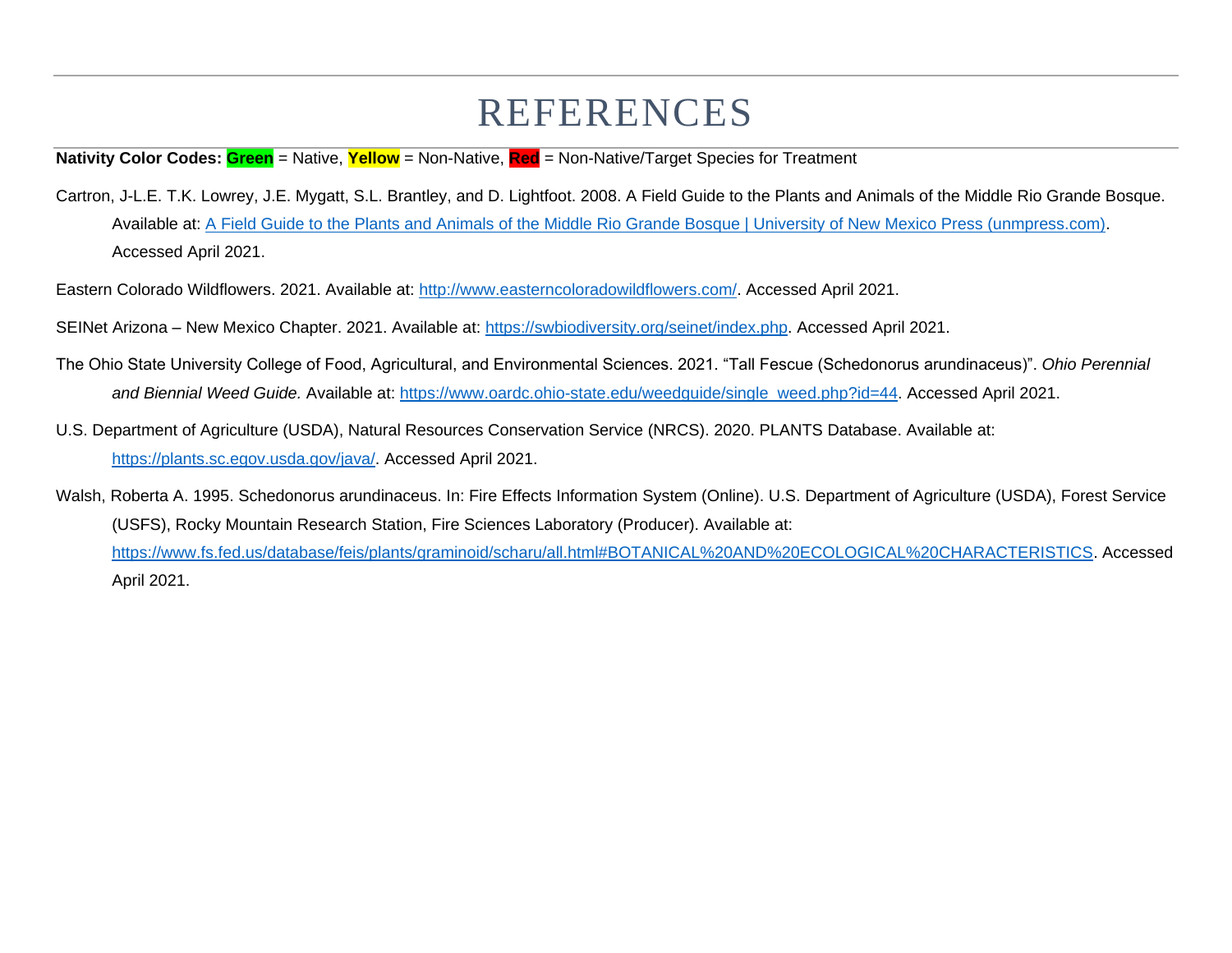# REFERENCES

**Nativity Color Codes: Green** = Native, **Yellow** = Non-Native, **Red** = Non-Native/Target Species for Treatment

Cartron, J-L.E. T.K. Lowrey, J.E. Mygatt, S.L. Brantley, and D. Lightfoot. 2008. A Field Guide to the Plants and Animals of the Middle Rio Grande Bosque. Available at: A Field Guide to the Plants and Animals of the Middle Rio Grande Bosque | University of New Mexico Press (unmpress.com). Accessed April 2021.

Eastern Colorado Wildflowers. 2021. Available at: http://www.easterncoloradowildflowers.com/. Accessed April 2021.

SEINet Arizona – New Mexico Chapter. 2021. Available at: https://swbiodiversity.org/seinet/index.php. Accessed April 2021.

The Ohio State University College of Food, Agricultural, and Environmental Sciences. 2021. "Tall Fescue (Schedonorus arundinaceus)". *Ohio Perennial and Biennial Weed Guide.* Available at: https://www.oardc.ohio-state.edu/weedguide/single_weed.php?id=44. Accessed April 2021.

U.S. Department of Agriculture (USDA), Natural Resources Conservation Service (NRCS). 2020. PLANTS Database. Available at: https://plants.sc.egov.usda.gov/java/. Accessed April 2021.

Walsh, Roberta A. 1995. Schedonorus arundinaceus. In: Fire Effects Information System (Online). U.S. Department of Agriculture (USDA), Forest Service (USFS), Rocky Mountain Research Station, Fire Sciences Laboratory (Producer). Available at: https://www.fs.fed.us/database/feis/plants/graminoid/scharu/all.html#BOTANICAL%20AND%20ECOLOGICAL%20CHARACTERISTICS. Accessed April 2021.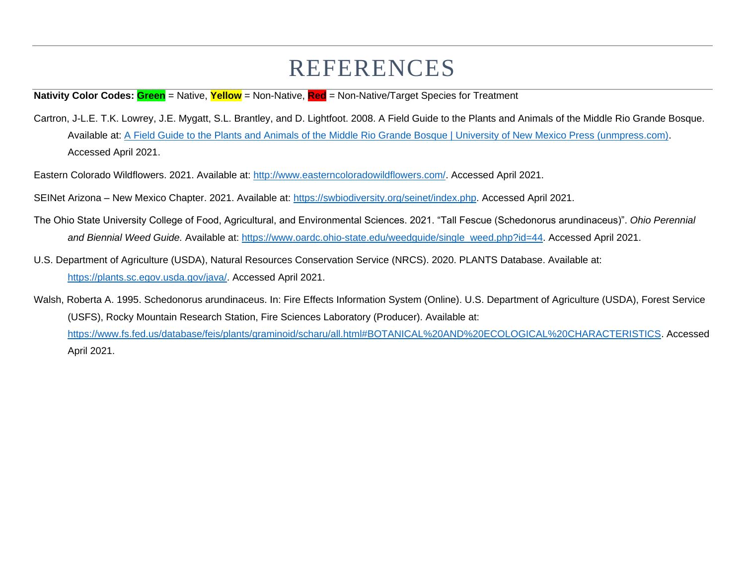# REFERENCES

**Nativity Color Codes: Green** = Native, **Yellow** = Non-Native, **Red** = Non-Native/Target Species for Treatment

Cartron, J-L.E. T.K. Lowrey, J.E. Mygatt, S.L. Brantley, and D. Lightfoot. 2008. A Field Guide to the Plants and Animals of the Middle Rio Grande Bosque. Available at: A Field Guide to the Plants and Animals of the Middle Rio Grande Bosque | University of New Mexico Press (unmpress.com). Accessed April 2021.

Eastern Colorado Wildflowers. 2021. Available at: http://www.easterncoloradowildflowers.com/. Accessed April 2021.

SEINet Arizona – New Mexico Chapter. 2021. Available at: https://swbiodiversity.org/seinet/index.php. Accessed April 2021.

The Ohio State University College of Food, Agricultural, and Environmental Sciences. 2021. "Tall Fescue (Schedonorus arundinaceus)". *Ohio Perennial and Biennial Weed Guide.* Available at: https://www.oardc.ohio-state.edu/weedguide/single_weed.php?id=44. Accessed April 2021.

U.S. Department of Agriculture (USDA), Natural Resources Conservation Service (NRCS). 2020. PLANTS Database. Available at: https://plants.sc.egov.usda.gov/java/. Accessed April 2021.

Walsh, Roberta A. 1995. Schedonorus arundinaceus. In: Fire Effects Information System (Online). U.S. Department of Agriculture (USDA), Forest Service (USFS), Rocky Mountain Research Station, Fire Sciences Laboratory (Producer). Available at: https://www.fs.fed.us/database/feis/plants/graminoid/scharu/all.html#BOTANICAL%20AND%20ECOLOGICAL%20CHARACTERISTICS. Accessed April 2021.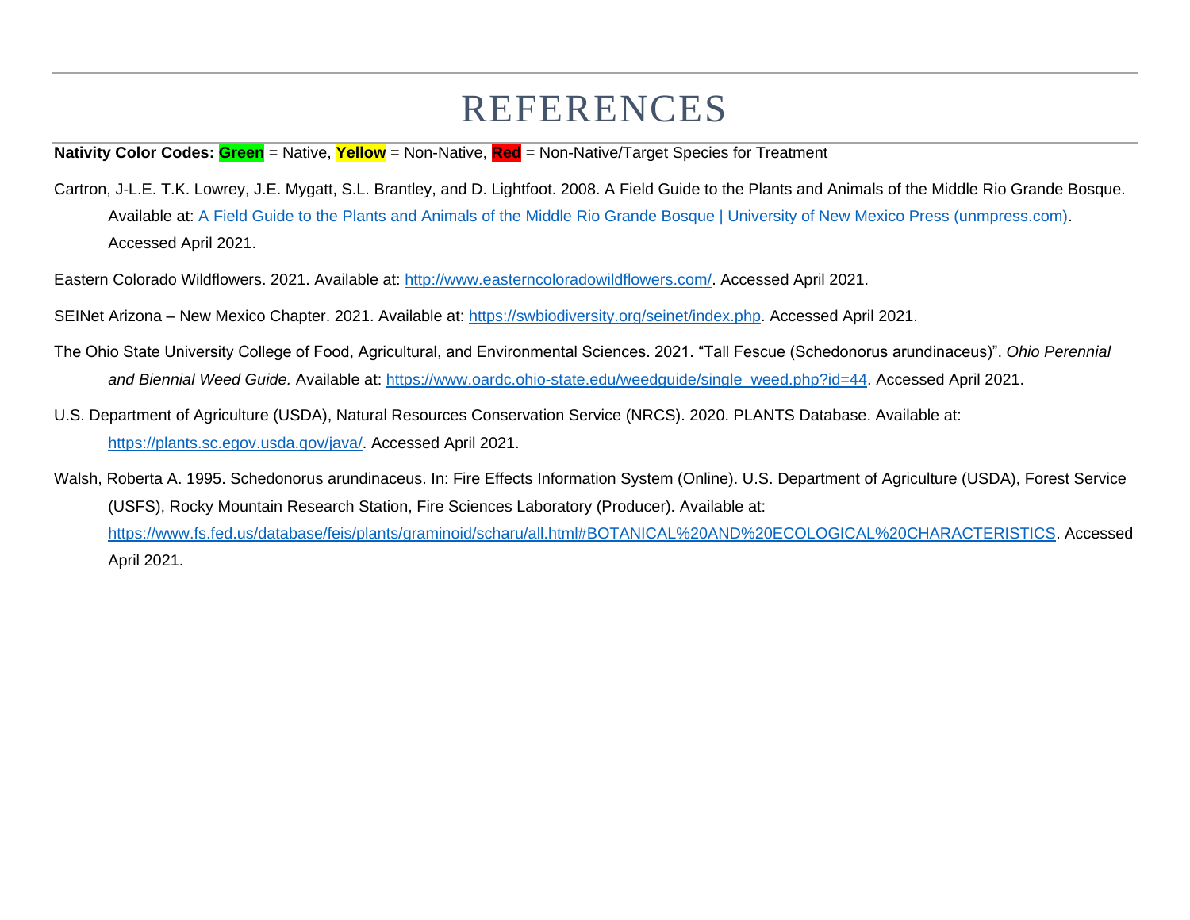# REFERENCES

**Nativity Color Codes: Green** = Native, **Yellow** = Non-Native, **Red** = Non-Native/Target Species for Treatment

Cartron, J-L.E. T.K. Lowrey, J.E. Mygatt, S.L. Brantley, and D. Lightfoot. 2008. A Field Guide to the Plants and Animals of the Middle Rio Grande Bosque. Available at: [A Field Guide to the Plants and Animals of the Middle Rio Grande Bosque | University of New Mexico Press (unmpress.com)](unmpress.com). Accessed April 2021.

Eastern Colorado Wildflowers. 2021. Available at: http://www.easterncoloradowildflowers.com/. Accessed April 2021.

SEINet Arizona – New Mexico Chapter. 2021. Available at: https://swbiodiversity.org/seinet/index.php. Accessed April 2021.

The Ohio State University College of Food, Agricultural, and Environmental Sciences. 2021. "Tall Fescue (Schedonorus arundinaceus)". *Ohio Perennial and Biennial Weed Guide.* Available at: https://www.oardc.ohio-state.edu/weedguide/single_weed.php?id=44. Accessed April 2021.

U.S. Department of Agriculture (USDA), Natural Resources Conservation Service (NRCS). 2020. PLANTS Database. Available at: https://plants.sc.egov.usda.gov/java/. Accessed April 2021.

Walsh, Roberta A. 1995. Schedonorus arundinaceus. In: Fire Effects Information System (Online). U.S. Department of Agriculture (USDA), Forest Service (USFS), Rocky Mountain Research Station, Fire Sciences Laboratory (Producer). Available at: https://www.fs.fed.us/database/feis/plants/graminoid/scharu/all.html#BOTANICAL%20AND%20ECOLOGICAL%20CHARACTERISTICS. Accessed April 2021.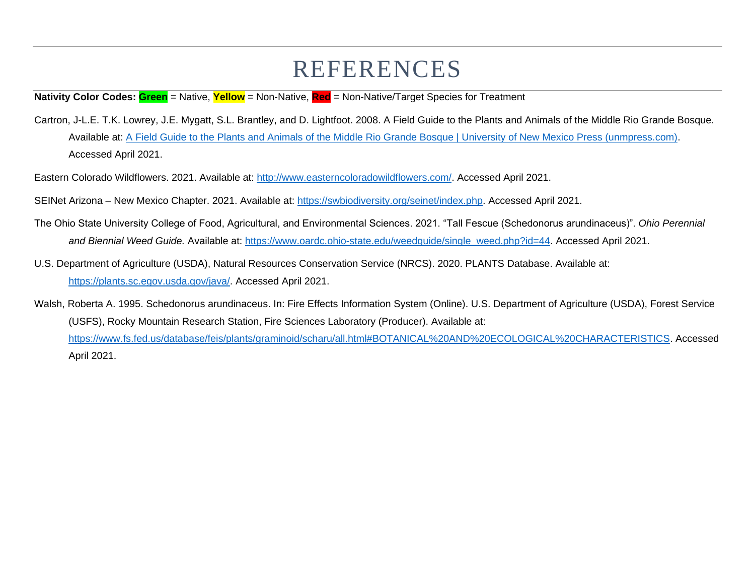# REFERENCES

**Nativity Color Codes: Green** = Native, **Yellow** = Non-Native, **Red** = Non-Native/Target Species for Treatment

Cartron, J-L.E. T.K. Lowrey, J.E. Mygatt, S.L. Brantley, and D. Lightfoot. 2008. A Field Guide to the Plants and Animals of the Middle Rio Grande Bosque. Available at: [A Field Guide to the Plants and Animals of the Middle Rio Grande Bosque | University of New Mexico Press (unmpress.com)](unmpress.com). Accessed April 2021.

Eastern Colorado Wildflowers. 2021. Available at: http://www.easterncoloradowildflowers.com/. Accessed April 2021.

SEINet Arizona – New Mexico Chapter. 2021. Available at: https://swbiodiversity.org/seinet/index.php. Accessed April 2021.

The Ohio State University College of Food, Agricultural, and Environmental Sciences. 2021. "Tall Fescue (Schedonorus arundinaceus)". *Ohio Perennial and Biennial Weed Guide.* Available at: https://www.oardc.ohio-state.edu/weedguide/single_weed.php?id=44. Accessed April 2021.

U.S. Department of Agriculture (USDA), Natural Resources Conservation Service (NRCS). 2020. PLANTS Database. Available at: https://plants.sc.egov.usda.gov/java/. Accessed April 2021.

Walsh, Roberta A. 1995. Schedonorus arundinaceus. In: Fire Effects Information System (Online). U.S. Department of Agriculture (USDA), Forest Service (USFS), Rocky Mountain Research Station, Fire Sciences Laboratory (Producer). Available at: https://www.fs.fed.us/database/feis/plants/graminoid/scharu/all.html#BOTANICAL%20AND%20ECOLOGICAL%20CHARACTERISTICS. Accessed April 2021.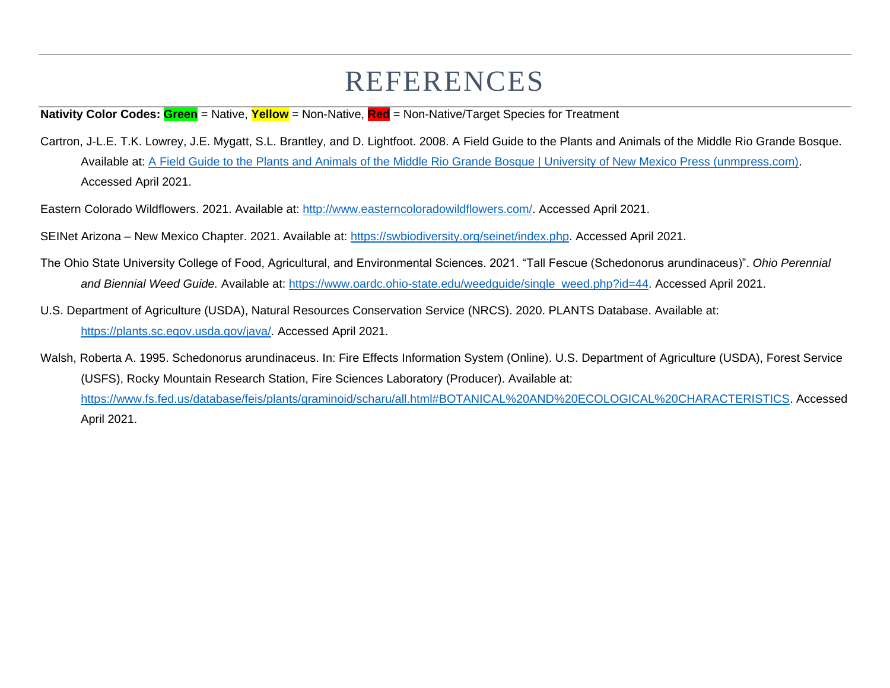# REFERENCES

**Nativity Color Codes: Green** = Native, **Yellow** = Non-Native, **Red** = Non-Native/Target Species for Treatment

Cartron, J-L.E. T.K. Lowrey, J.E. Mygatt, S.L. Brantley, and D. Lightfoot. 2008. A Field Guide to the Plants and Animals of the Middle Rio Grande Bosque. Available at: [A Field Guide to the Plants and Animals of the Middle Rio Grande Bosque | University of New Mexico Press (unmpress.com)](). Accessed April 2021.

Eastern Colorado Wildflowers. 2021. Available at: http://www.easterncoloradowildflowers.com/. Accessed April 2021.

SEINet Arizona – New Mexico Chapter. 2021. Available at: https://swbiodiversity.org/seinet/index.php. Accessed April 2021.

The Ohio State University College of Food, Agricultural, and Environmental Sciences. 2021. "Tall Fescue (Schedonorus arundinaceus)". *Ohio Perennial and Biennial Weed Guide.* Available at: https://www.oardc.ohio-state.edu/weedguide/single_weed.php?id=44. Accessed April 2021.

U.S. Department of Agriculture (USDA), Natural Resources Conservation Service (NRCS). 2020. PLANTS Database. Available at: https://plants.sc.egov.usda.gov/java/. Accessed April 2021.

Walsh, Roberta A. 1995. Schedonorus arundinaceus. In: Fire Effects Information System (Online). U.S. Department of Agriculture (USDA), Forest Service (USFS), Rocky Mountain Research Station, Fire Sciences Laboratory (Producer). Available at: https://www.fs.fed.us/database/feis/plants/graminoid/scharu/all.html#BOTANICAL%20AND%20ECOLOGICAL%20CHARACTERISTICS. Accessed April 2021.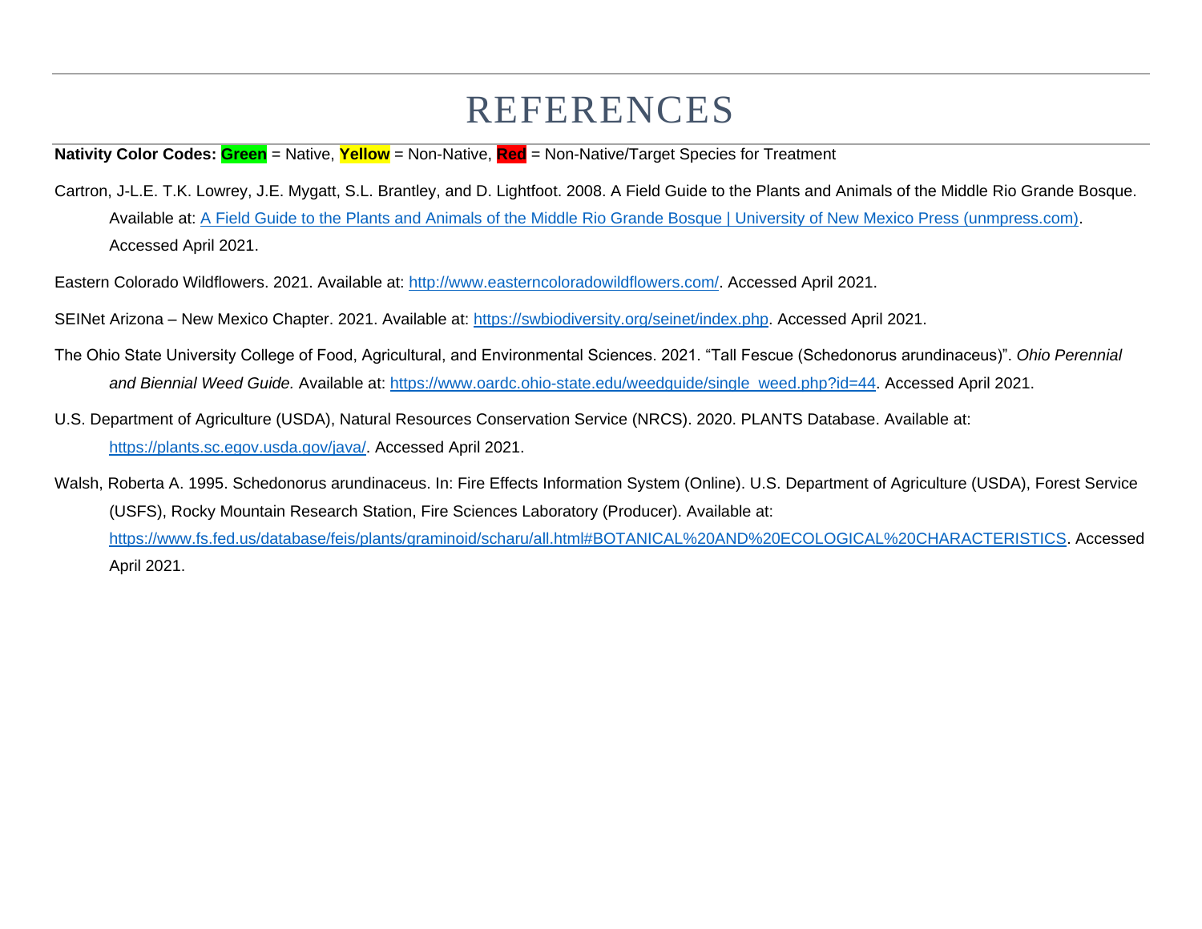# REFERENCES

**Nativity Color Codes: Green** = Native, **Yellow** = Non-Native, **Red** = Non-Native/Target Species for Treatment

Cartron, J-L.E. T.K. Lowrey, J.E. Mygatt, S.L. Brantley, and D. Lightfoot. 2008. A Field Guide to the Plants and Animals of the Middle Rio Grande Bosque. Available at: [A Field Guide to the Plants and Animals of the Middle Rio Grande Bosque | University of New Mexico Press (unmpress.com)](unmpress.com). Accessed April 2021.

Eastern Colorado Wildflowers. 2021. Available at: http://www.easterncoloradowildflowers.com/. Accessed April 2021.

SEINet Arizona – New Mexico Chapter. 2021. Available at: https://swbiodiversity.org/seinet/index.php. Accessed April 2021.

The Ohio State University College of Food, Agricultural, and Environmental Sciences. 2021. "Tall Fescue (Schedonorus arundinaceus)". *Ohio Perennial and Biennial Weed Guide.* Available at: https://www.oardc.ohio-state.edu/weedguide/single_weed.php?id=44. Accessed April 2021.

U.S. Department of Agriculture (USDA), Natural Resources Conservation Service (NRCS). 2020. PLANTS Database. Available at: https://plants.sc.egov.usda.gov/java/. Accessed April 2021.

Walsh, Roberta A. 1995. Schedonorus arundinaceus. In: Fire Effects Information System (Online). U.S. Department of Agriculture (USDA), Forest Service (USFS), Rocky Mountain Research Station, Fire Sciences Laboratory (Producer). Available at: https://www.fs.fed.us/database/feis/plants/graminoid/scharu/all.html#BOTANICAL%20AND%20ECOLOGICAL%20CHARACTERISTICS. Accessed April 2021.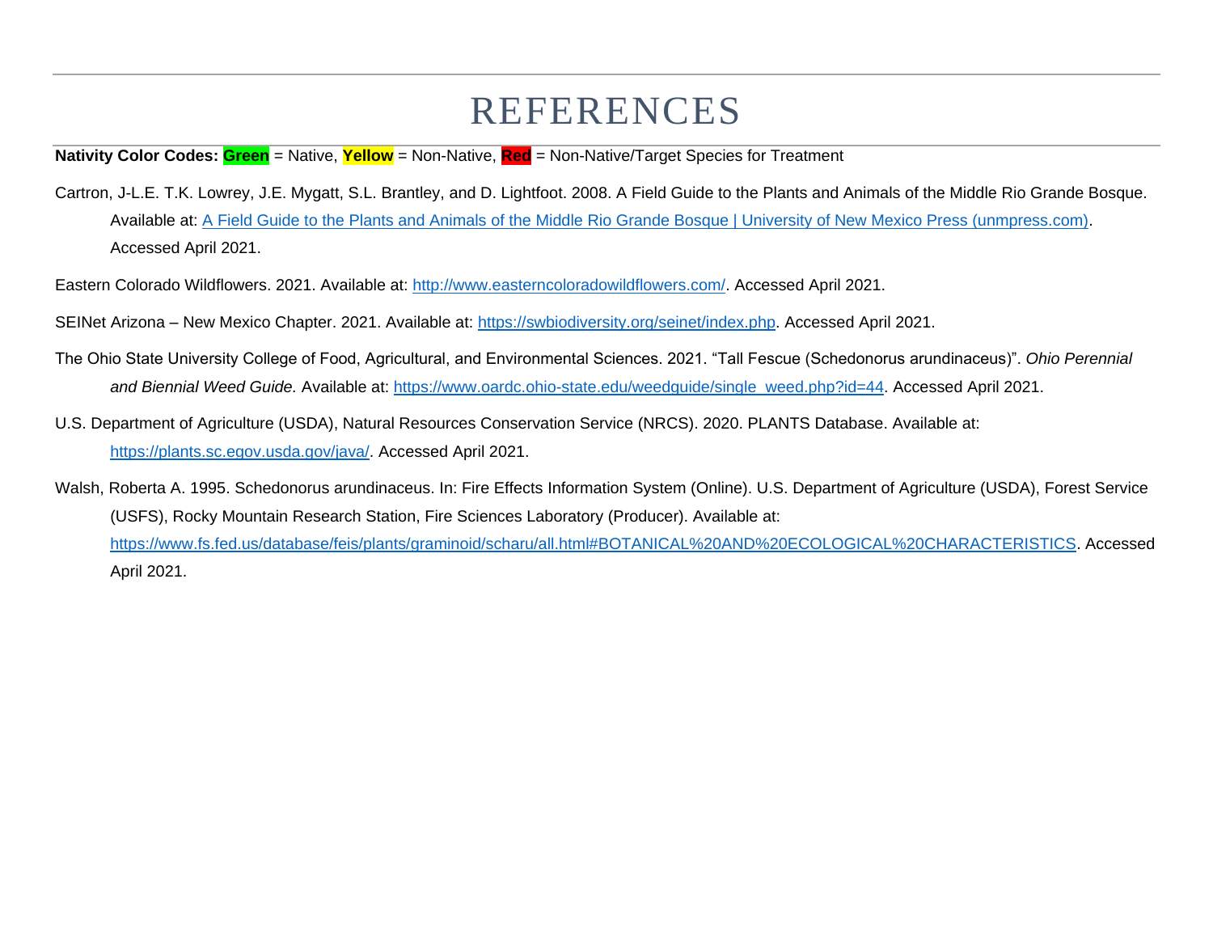# REFERENCES

**Nativity Color Codes: Green** = Native, **Yellow** = Non-Native, **Red** = Non-Native/Target Species for Treatment

Cartron, J-L.E. T.K. Lowrey, J.E. Mygatt, S.L. Brantley, and D. Lightfoot. 2008. A Field Guide to the Plants and Animals of the Middle Rio Grande Bosque. Available at: A Field Guide to the Plants and Animals of the Middle Rio Grande Bosque | University of New Mexico Press (unmpress.com). Accessed April 2021.

Eastern Colorado Wildflowers. 2021. Available at: http://www.easterncoloradowildflowers.com/. Accessed April 2021.

SEINet Arizona – New Mexico Chapter. 2021. Available at: https://swbiodiversity.org/seinet/index.php. Accessed April 2021.

The Ohio State University College of Food, Agricultural, and Environmental Sciences. 2021. "Tall Fescue (Schedonorus arundinaceus)". *Ohio Perennial and Biennial Weed Guide.* Available at: https://www.oardc.ohio-state.edu/weedguide/single_weed.php?id=44. Accessed April 2021.

U.S. Department of Agriculture (USDA), Natural Resources Conservation Service (NRCS). 2020. PLANTS Database. Available at: https://plants.sc.egov.usda.gov/java/. Accessed April 2021.

Walsh, Roberta A. 1995. Schedonorus arundinaceus. In: Fire Effects Information System (Online). U.S. Department of Agriculture (USDA), Forest Service (USFS), Rocky Mountain Research Station, Fire Sciences Laboratory (Producer). Available at: https://www.fs.fed.us/database/feis/plants/graminoid/scharu/all.html#BOTANICAL%20AND%20ECOLOGICAL%20CHARACTERISTICS. Accessed April 2021.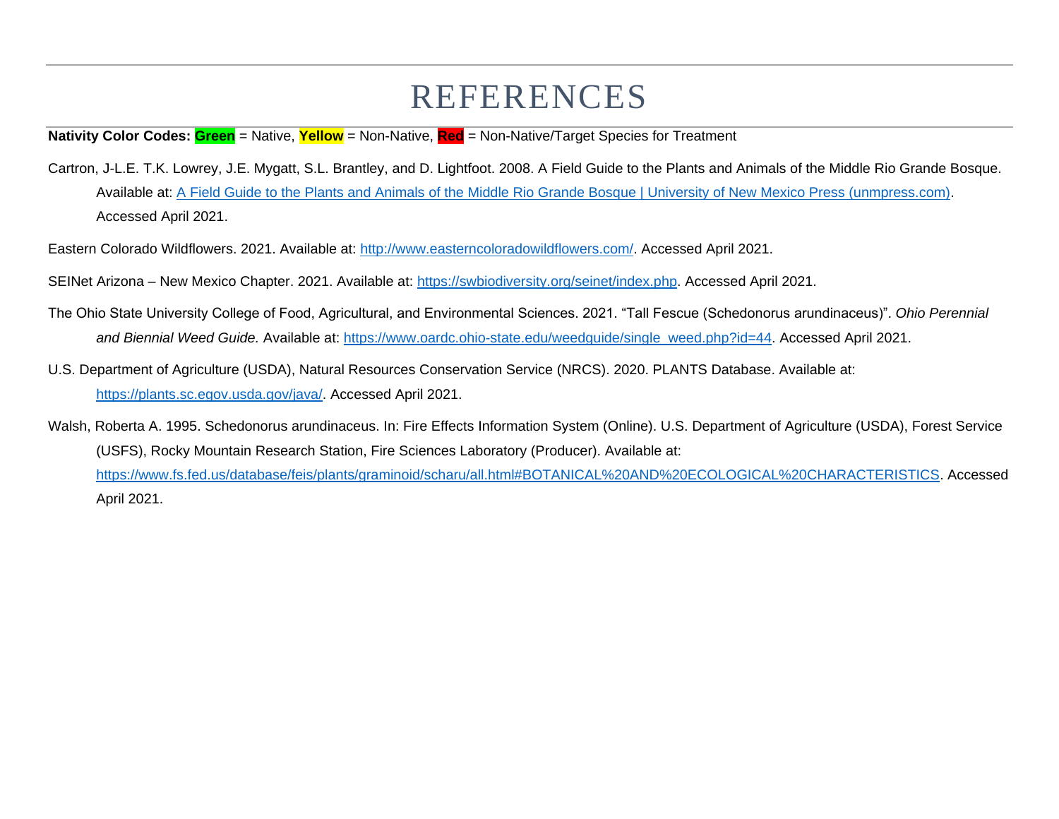# REFERENCES

**Nativity Color Codes: Green** = Native, **Yellow** = Non-Native, **Red** = Non-Native/Target Species for Treatment

Cartron, J-L.E. T.K. Lowrey, J.E. Mygatt, S.L. Brantley, and D. Lightfoot. 2008. A Field Guide to the Plants and Animals of the Middle Rio Grande Bosque. Available at: A Field Guide to the Plants and Animals of the Middle Rio Grande Bosque | University of New Mexico Press (unmpress.com). Accessed April 2021.

Eastern Colorado Wildflowers. 2021. Available at: http://www.easterncoloradowildflowers.com/. Accessed April 2021.

SEINet Arizona – New Mexico Chapter. 2021. Available at: https://swbiodiversity.org/seinet/index.php. Accessed April 2021.

The Ohio State University College of Food, Agricultural, and Environmental Sciences. 2021. "Tall Fescue (Schedonorus arundinaceus)". *Ohio Perennial and Biennial Weed Guide.* Available at: https://www.oardc.ohio-state.edu/weedguide/single_weed.php?id=44. Accessed April 2021.

U.S. Department of Agriculture (USDA), Natural Resources Conservation Service (NRCS). 2020. PLANTS Database. Available at: https://plants.sc.egov.usda.gov/java/. Accessed April 2021.

Walsh, Roberta A. 1995. Schedonorus arundinaceus. In: Fire Effects Information System (Online). U.S. Department of Agriculture (USDA), Forest Service (USFS), Rocky Mountain Research Station, Fire Sciences Laboratory (Producer). Available at: https://www.fs.fed.us/database/feis/plants/graminoid/scharu/all.html#BOTANICAL%20AND%20ECOLOGICAL%20CHARACTERISTICS. Accessed April 2021.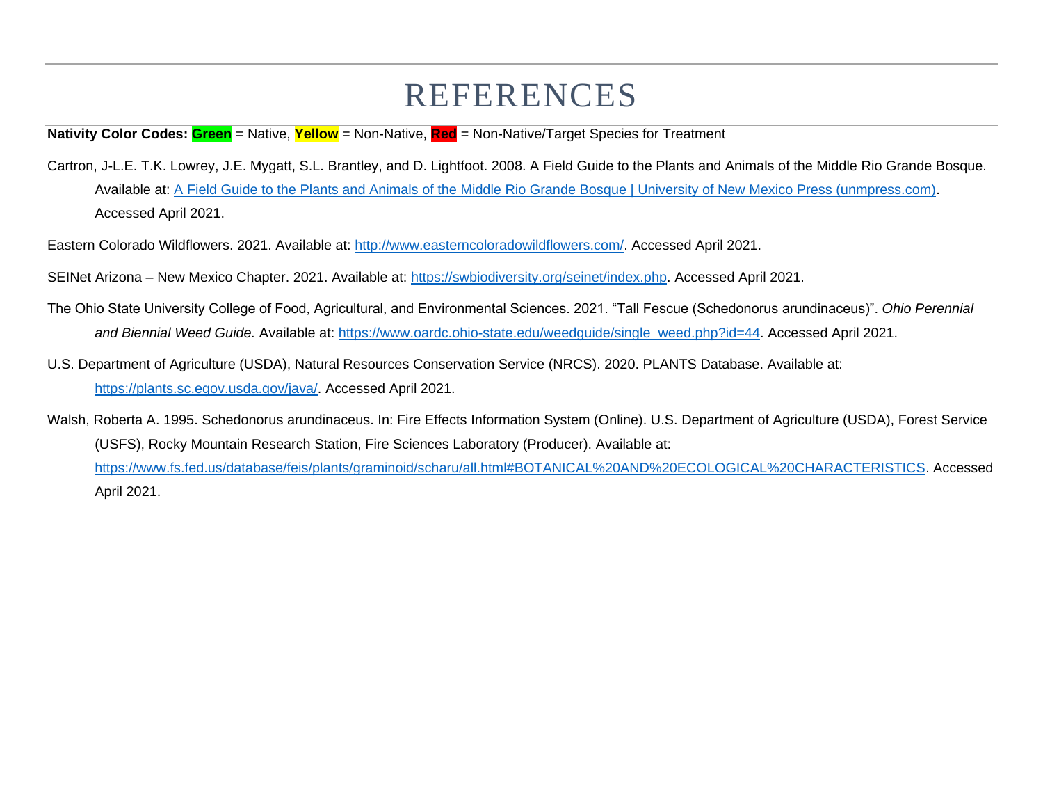# REFERENCES

**Nativity Color Codes: Green** = Native, **Yellow** = Non-Native, **Red** = Non-Native/Target Species for Treatment

Cartron, J-L.E. T.K. Lowrey, J.E. Mygatt, S.L. Brantley, and D. Lightfoot. 2008. A Field Guide to the Plants and Animals of the Middle Rio Grande Bosque. Available at: A Field Guide to the Plants and Animals of the Middle Rio Grande Bosque | University of New Mexico Press (unmpress.com). Accessed April 2021.

Eastern Colorado Wildflowers. 2021. Available at: http://www.easterncoloradowildflowers.com/. Accessed April 2021.

SEINet Arizona – New Mexico Chapter. 2021. Available at: https://swbiodiversity.org/seinet/index.php. Accessed April 2021.

The Ohio State University College of Food, Agricultural, and Environmental Sciences. 2021. "Tall Fescue (Schedonorus arundinaceus)". *Ohio Perennial and Biennial Weed Guide.* Available at: https://www.oardc.ohio-state.edu/weedguide/single_weed.php?id=44. Accessed April 2021.

U.S. Department of Agriculture (USDA), Natural Resources Conservation Service (NRCS). 2020. PLANTS Database. Available at: https://plants.sc.egov.usda.gov/java/. Accessed April 2021.

Walsh, Roberta A. 1995. Schedonorus arundinaceus. In: Fire Effects Information System (Online). U.S. Department of Agriculture (USDA), Forest Service (USFS), Rocky Mountain Research Station, Fire Sciences Laboratory (Producer). Available at: https://www.fs.fed.us/database/feis/plants/graminoid/scharu/all.html#BOTANICAL%20AND%20ECOLOGICAL%20CHARACTERISTICS. Accessed April 2021.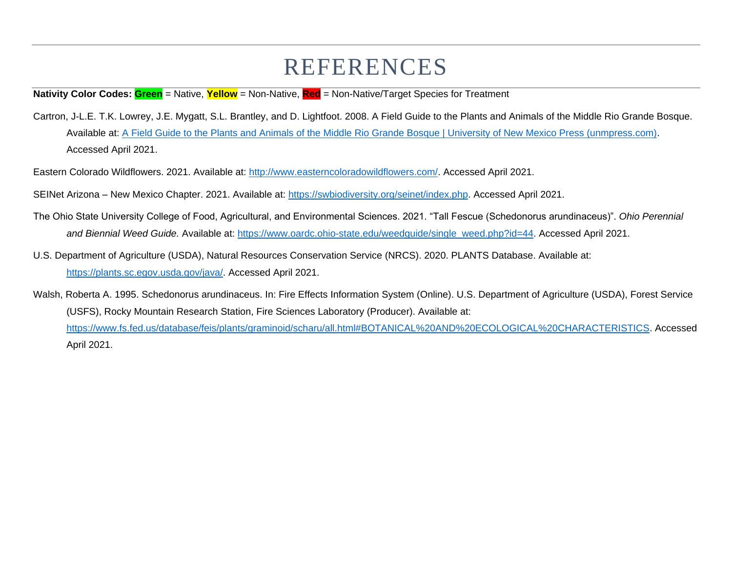# REFERENCES

**Nativity Color Codes: Green** = Native, **Yellow** = Non-Native, **Red** = Non-Native/Target Species for Treatment

Cartron, J-L.E. T.K. Lowrey, J.E. Mygatt, S.L. Brantley, and D. Lightfoot. 2008. A Field Guide to the Plants and Animals of the Middle Rio Grande Bosque. Available at: [A Field Guide to the Plants and Animals of the Middle Rio Grande Bosque | University of New Mexico Press (unmpress.com)](unmpress.com). Accessed April 2021.

Eastern Colorado Wildflowers. 2021. Available at: http://www.easterncoloradowildflowers.com/. Accessed April 2021.

SEINet Arizona – New Mexico Chapter. 2021. Available at: https://swbiodiversity.org/seinet/index.php. Accessed April 2021.

The Ohio State University College of Food, Agricultural, and Environmental Sciences. 2021. "Tall Fescue (Schedonorus arundinaceus)". *Ohio Perennial and Biennial Weed Guide.* Available at: https://www.oardc.ohio-state.edu/weedguide/single_weed.php?id=44. Accessed April 2021.

U.S. Department of Agriculture (USDA), Natural Resources Conservation Service (NRCS). 2020. PLANTS Database. Available at: https://plants.sc.egov.usda.gov/java/. Accessed April 2021.

Walsh, Roberta A. 1995. Schedonorus arundinaceus. In: Fire Effects Information System (Online). U.S. Department of Agriculture (USDA), Forest Service (USFS), Rocky Mountain Research Station, Fire Sciences Laboratory (Producer). Available at: https://www.fs.fed.us/database/feis/plants/graminoid/scharu/all.html#BOTANICAL%20AND%20ECOLOGICAL%20CHARACTERISTICS. Accessed April 2021.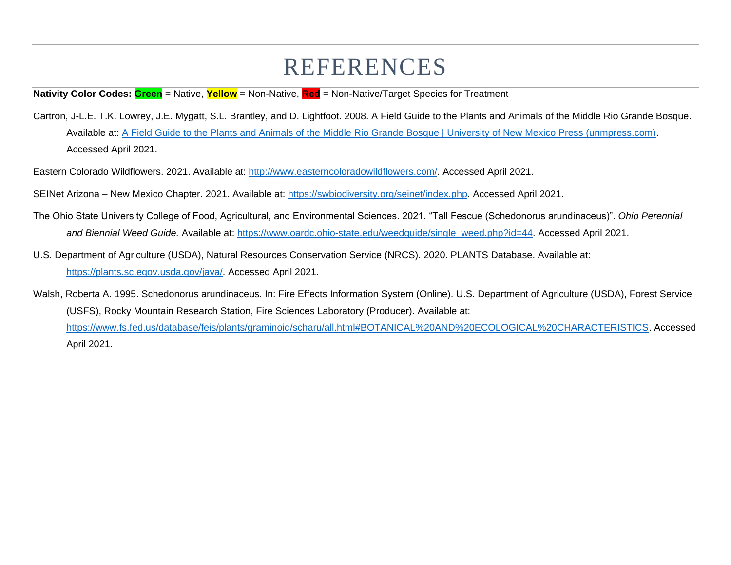# REFERENCES

**Nativity Color Codes: Green** = Native, **Yellow** = Non-Native, **Red** = Non-Native/Target Species for Treatment

Cartron, J-L.E. T.K. Lowrey, J.E. Mygatt, S.L. Brantley, and D. Lightfoot. 2008. A Field Guide to the Plants and Animals of the Middle Rio Grande Bosque. Available at: A Field Guide to the Plants and Animals of the Middle Rio Grande Bosque | University of New Mexico Press (unmpress.com). Accessed April 2021.

Eastern Colorado Wildflowers. 2021. Available at: http://www.easterncoloradowildflowers.com/. Accessed April 2021.

SEINet Arizona – New Mexico Chapter. 2021. Available at: https://swbiodiversity.org/seinet/index.php. Accessed April 2021.

The Ohio State University College of Food, Agricultural, and Environmental Sciences. 2021. "Tall Fescue (Schedonorus arundinaceus)". *Ohio Perennial and Biennial Weed Guide.* Available at: https://www.oardc.ohio-state.edu/weedguide/single_weed.php?id=44. Accessed April 2021.

U.S. Department of Agriculture (USDA), Natural Resources Conservation Service (NRCS). 2020. PLANTS Database. Available at: https://plants.sc.egov.usda.gov/java/. Accessed April 2021.

Walsh, Roberta A. 1995. Schedonorus arundinaceus. In: Fire Effects Information System (Online). U.S. Department of Agriculture (USDA), Forest Service (USFS), Rocky Mountain Research Station, Fire Sciences Laboratory (Producer). Available at: https://www.fs.fed.us/database/feis/plants/graminoid/scharu/all.html#BOTANICAL%20AND%20ECOLOGICAL%20CHARACTERISTICS. Accessed April 2021.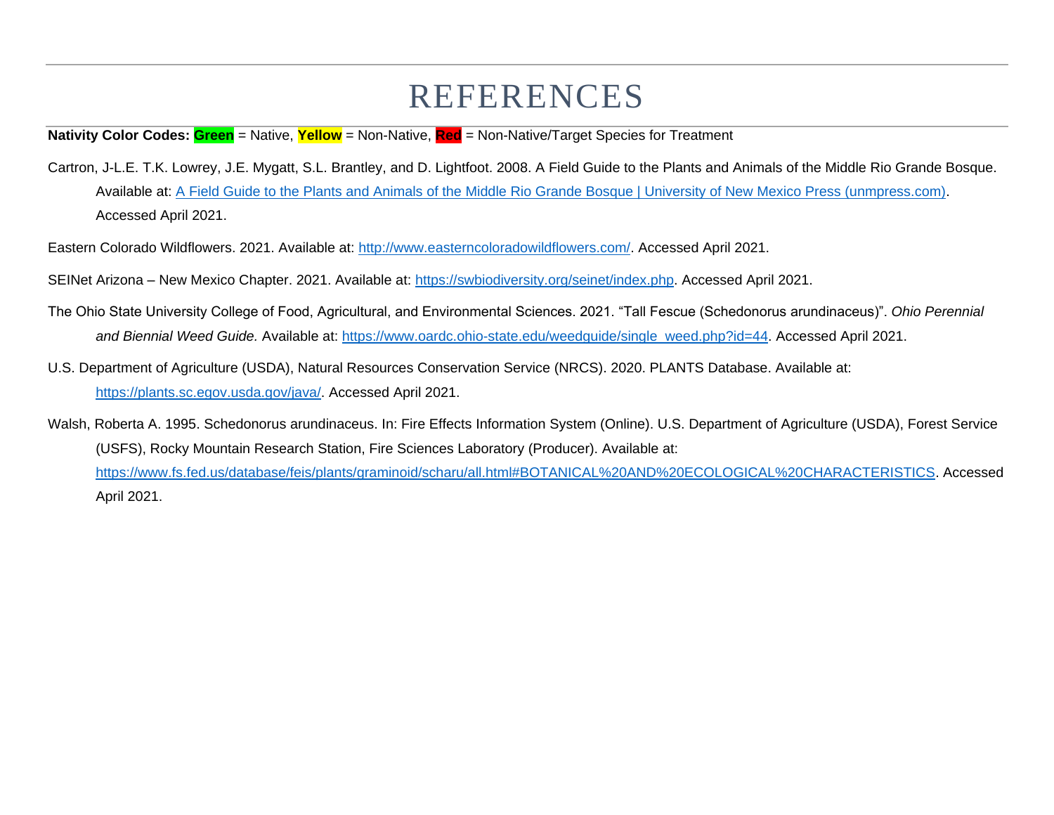# REFERENCES

**Nativity Color Codes: Green** = Native, **Yellow** = Non-Native, **Red** = Non-Native/Target Species for Treatment

Cartron, J-L.E. T.K. Lowrey, J.E. Mygatt, S.L. Brantley, and D. Lightfoot. 2008. A Field Guide to the Plants and Animals of the Middle Rio Grande Bosque. Available at: A Field Guide to the Plants and Animals of the Middle Rio Grande Bosque | University of New Mexico Press (unmpress.com). Accessed April 2021.

Eastern Colorado Wildflowers. 2021. Available at: http://www.easterncoloradowildflowers.com/. Accessed April 2021.

SEINet Arizona – New Mexico Chapter. 2021. Available at: https://swbiodiversity.org/seinet/index.php. Accessed April 2021.

The Ohio State University College of Food, Agricultural, and Environmental Sciences. 2021. "Tall Fescue (Schedonorus arundinaceus)". *Ohio Perennial and Biennial Weed Guide.* Available at: https://www.oardc.ohio-state.edu/weedguide/single_weed.php?id=44. Accessed April 2021.

U.S. Department of Agriculture (USDA), Natural Resources Conservation Service (NRCS). 2020. PLANTS Database. Available at: https://plants.sc.egov.usda.gov/java/. Accessed April 2021.

Walsh, Roberta A. 1995. Schedonorus arundinaceus. In: Fire Effects Information System (Online). U.S. Department of Agriculture (USDA), Forest Service (USFS), Rocky Mountain Research Station, Fire Sciences Laboratory (Producer). Available at: https://www.fs.fed.us/database/feis/plants/graminoid/scharu/all.html#BOTANICAL%20AND%20ECOLOGICAL%20CHARACTERISTICS. Accessed April 2021.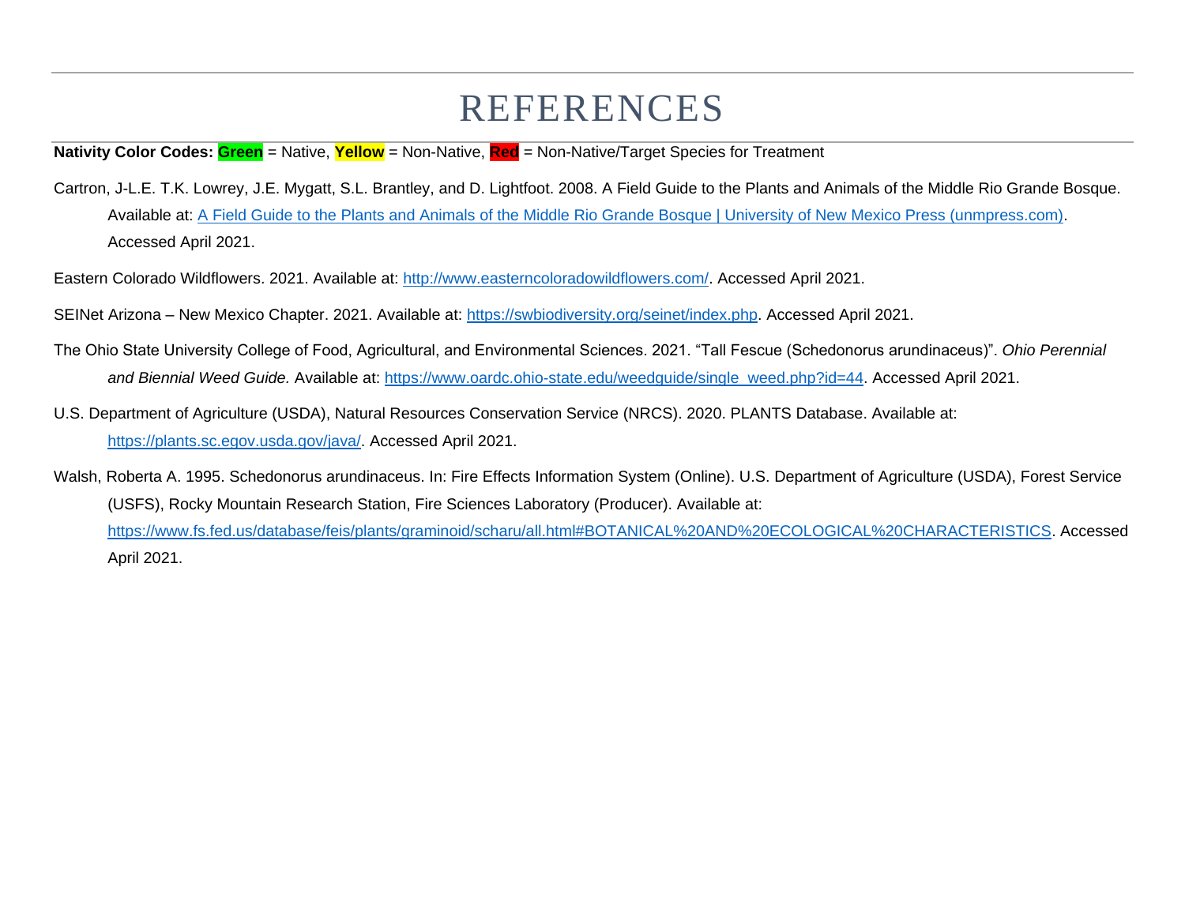# REFERENCES

**Nativity Color Codes: Green** = Native, **Yellow** = Non-Native, **Red** = Non-Native/Target Species for Treatment

Cartron, J-L.E. T.K. Lowrey, J.E. Mygatt, S.L. Brantley, and D. Lightfoot. 2008. A Field Guide to the Plants and Animals of the Middle Rio Grande Bosque. Available at: A Field Guide to the Plants and Animals of the Middle Rio Grande Bosque | University of New Mexico Press (unmpress.com). Accessed April 2021.

Eastern Colorado Wildflowers. 2021. Available at: http://www.easterncoloradowildflowers.com/. Accessed April 2021.

SEINet Arizona – New Mexico Chapter. 2021. Available at: https://swbiodiversity.org/seinet/index.php. Accessed April 2021.

The Ohio State University College of Food, Agricultural, and Environmental Sciences. 2021. "Tall Fescue (Schedonorus arundinaceus)". *Ohio Perennial and Biennial Weed Guide.* Available at: https://www.oardc.ohio-state.edu/weedguide/single_weed.php?id=44. Accessed April 2021.

U.S. Department of Agriculture (USDA), Natural Resources Conservation Service (NRCS). 2020. PLANTS Database. Available at: https://plants.sc.egov.usda.gov/java/. Accessed April 2021.

Walsh, Roberta A. 1995. Schedonorus arundinaceus. In: Fire Effects Information System (Online). U.S. Department of Agriculture (USDA), Forest Service (USFS), Rocky Mountain Research Station, Fire Sciences Laboratory (Producer). Available at: https://www.fs.fed.us/database/feis/plants/graminoid/scharu/all.html#BOTANICAL%20AND%20ECOLOGICAL%20CHARACTERISTICS. Accessed April 2021.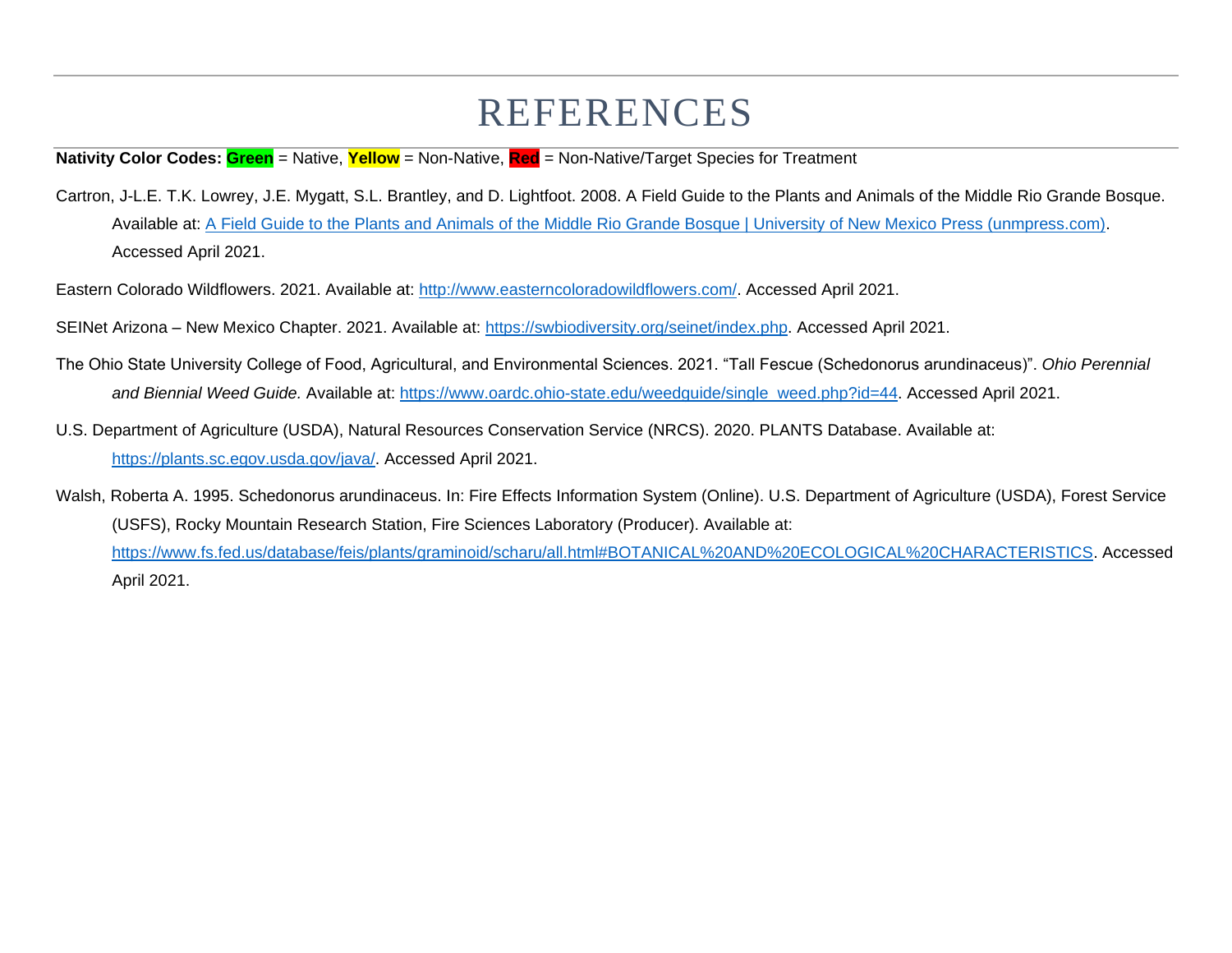# REFERENCES

**Nativity Color Codes: Green** = Native, **Yellow** = Non-Native, **Red** = Non-Native/Target Species for Treatment

Cartron, J-L.E. T.K. Lowrey, J.E. Mygatt, S.L. Brantley, and D. Lightfoot. 2008. A Field Guide to the Plants and Animals of the Middle Rio Grande Bosque. Available at: [A Field Guide to the Plants and Animals of the Middle Rio Grande Bosque | University of New Mexico Press (unmpress.com)](unmpress.com). Accessed April 2021.

Eastern Colorado Wildflowers. 2021. Available at: http://www.easterncoloradowildflowers.com/. Accessed April 2021.

SEINet Arizona – New Mexico Chapter. 2021. Available at: https://swbiodiversity.org/seinet/index.php. Accessed April 2021.

The Ohio State University College of Food, Agricultural, and Environmental Sciences. 2021. "Tall Fescue (Schedonorus arundinaceus)". *Ohio Perennial and Biennial Weed Guide.* Available at: https://www.oardc.ohio-state.edu/weedguide/single_weed.php?id=44. Accessed April 2021.

U.S. Department of Agriculture (USDA), Natural Resources Conservation Service (NRCS). 2020. PLANTS Database. Available at: https://plants.sc.egov.usda.gov/java/. Accessed April 2021.

Walsh, Roberta A. 1995. Schedonorus arundinaceus. In: Fire Effects Information System (Online). U.S. Department of Agriculture (USDA), Forest Service (USFS), Rocky Mountain Research Station, Fire Sciences Laboratory (Producer). Available at: https://www.fs.fed.us/database/feis/plants/graminoid/scharu/all.html#BOTANICAL%20AND%20ECOLOGICAL%20CHARACTERISTICS. Accessed April 2021.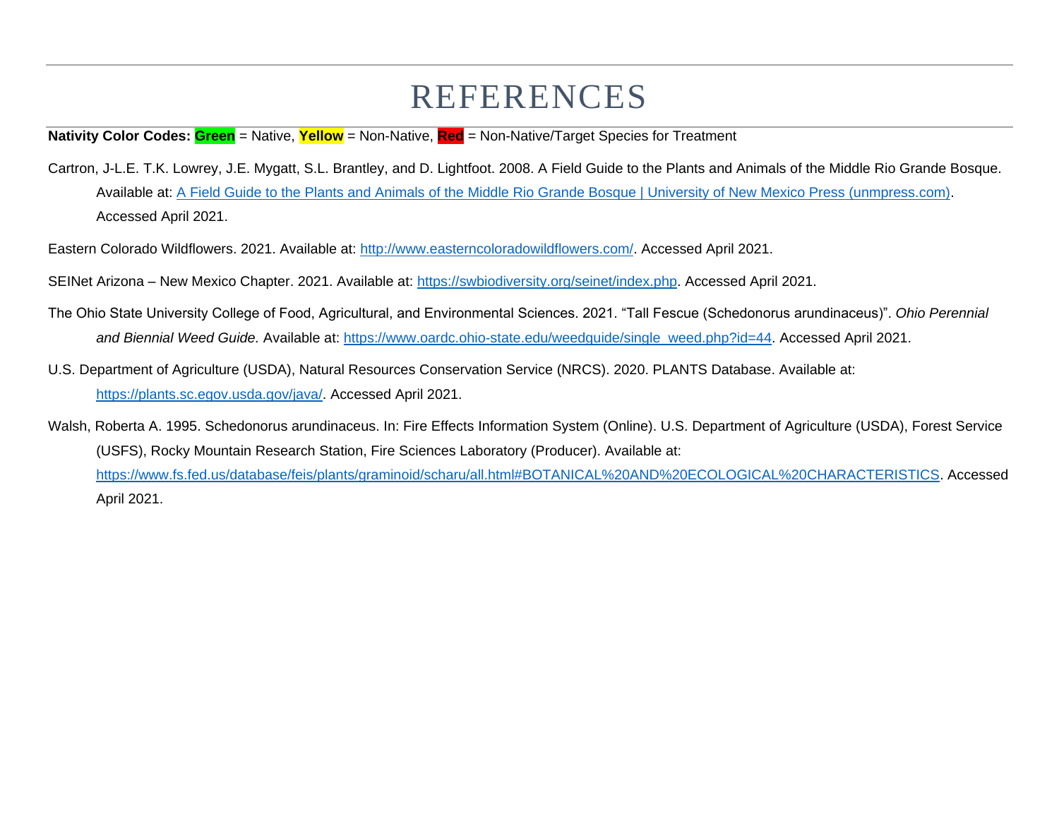# REFERENCES

**Nativity Color Codes: Green** = Native, **Yellow** = Non-Native, **Red** = Non-Native/Target Species for Treatment

Cartron, J-L.E. T.K. Lowrey, J.E. Mygatt, S.L. Brantley, and D. Lightfoot. 2008. A Field Guide to the Plants and Animals of the Middle Rio Grande Bosque. Available at: A Field Guide to the Plants and Animals of the Middle Rio Grande Bosque | University of New Mexico Press (unmpress.com). Accessed April 2021.

Eastern Colorado Wildflowers. 2021. Available at: http://www.easterncoloradowildflowers.com/. Accessed April 2021.

SEINet Arizona – New Mexico Chapter. 2021. Available at: https://swbiodiversity.org/seinet/index.php. Accessed April 2021.

The Ohio State University College of Food, Agricultural, and Environmental Sciences. 2021. "Tall Fescue (Schedonorus arundinaceus)". *Ohio Perennial and Biennial Weed Guide.* Available at: https://www.oardc.ohio-state.edu/weedguide/single_weed.php?id=44. Accessed April 2021.

U.S. Department of Agriculture (USDA), Natural Resources Conservation Service (NRCS). 2020. PLANTS Database. Available at: https://plants.sc.egov.usda.gov/java/. Accessed April 2021.

Walsh, Roberta A. 1995. Schedonorus arundinaceus. In: Fire Effects Information System (Online). U.S. Department of Agriculture (USDA), Forest Service (USFS), Rocky Mountain Research Station, Fire Sciences Laboratory (Producer). Available at: https://www.fs.fed.us/database/feis/plants/graminoid/scharu/all.html#BOTANICAL%20AND%20ECOLOGICAL%20CHARACTERISTICS. Accessed April 2021.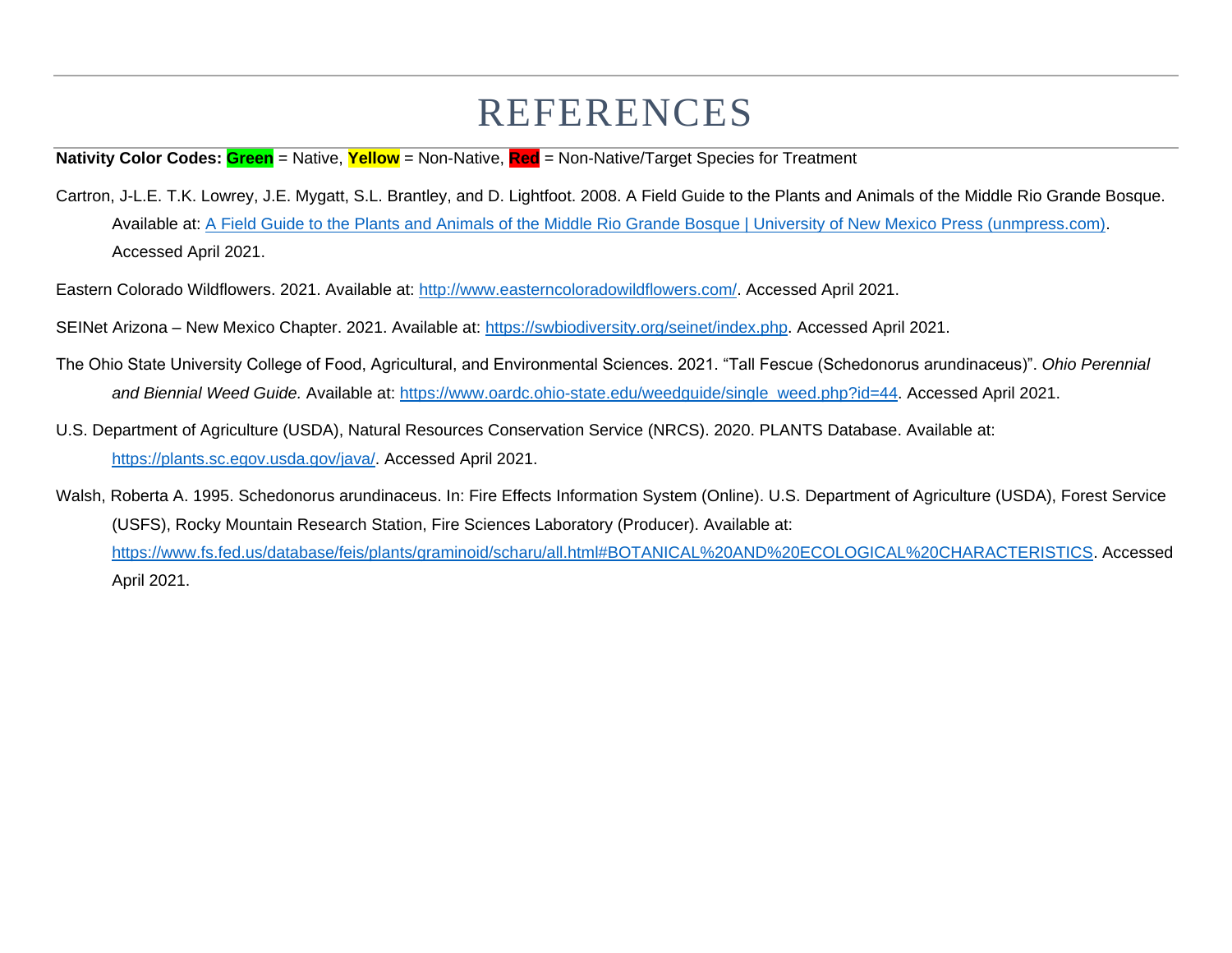# REFERENCES

**Nativity Color Codes: Green** = Native, **Yellow** = Non-Native, **Red** = Non-Native/Target Species for Treatment

Cartron, J-L.E. T.K. Lowrey, J.E. Mygatt, S.L. Brantley, and D. Lightfoot. 2008. A Field Guide to the Plants and Animals of the Middle Rio Grande Bosque. Available at: A Field Guide to the Plants and Animals of the Middle Rio Grande Bosque | University of New Mexico Press (unmpress.com). Accessed April 2021.

Eastern Colorado Wildflowers. 2021. Available at: http://www.easterncoloradowildflowers.com/. Accessed April 2021.

SEINet Arizona – New Mexico Chapter. 2021. Available at: https://swbiodiversity.org/seinet/index.php. Accessed April 2021.

The Ohio State University College of Food, Agricultural, and Environmental Sciences. 2021. "Tall Fescue (Schedonorus arundinaceus)". *Ohio Perennial and Biennial Weed Guide.* Available at: https://www.oardc.ohio-state.edu/weedguide/single_weed.php?id=44. Accessed April 2021.

U.S. Department of Agriculture (USDA), Natural Resources Conservation Service (NRCS). 2020. PLANTS Database. Available at: https://plants.sc.egov.usda.gov/java/. Accessed April 2021.

Walsh, Roberta A. 1995. Schedonorus arundinaceus. In: Fire Effects Information System (Online). U.S. Department of Agriculture (USDA), Forest Service (USFS), Rocky Mountain Research Station, Fire Sciences Laboratory (Producer). Available at: https://www.fs.fed.us/database/feis/plants/graminoid/scharu/all.html#BOTANICAL%20AND%20ECOLOGICAL%20CHARACTERISTICS. Accessed April 2021.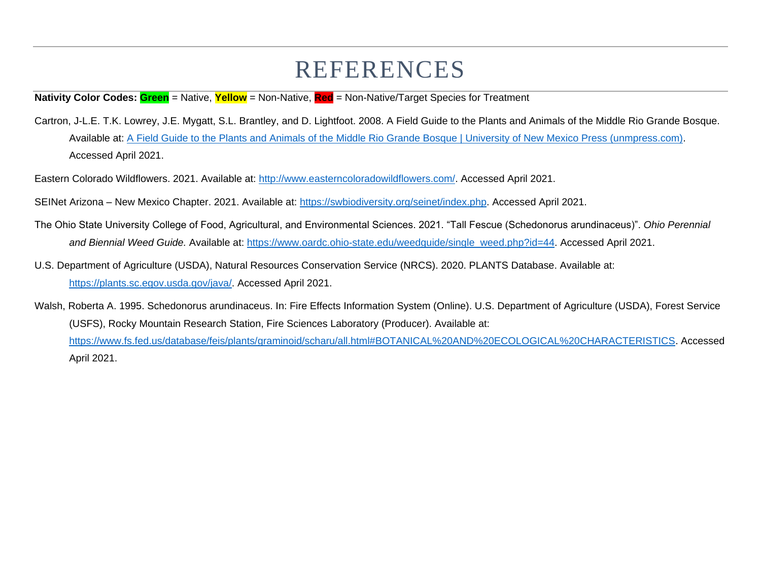# REFERENCES

**Nativity Color Codes: Green** = Native, **Yellow** = Non-Native, **Red** = Non-Native/Target Species for Treatment

Cartron, J-L.E. T.K. Lowrey, J.E. Mygatt, S.L. Brantley, and D. Lightfoot. 2008. A Field Guide to the Plants and Animals of the Middle Rio Grande Bosque. Available at: [A Field Guide to the Plants and Animals of the Middle Rio Grande Bosque | University of New Mexico Press (unmpress.com)](unmpress.com). Accessed April 2021.

Eastern Colorado Wildflowers. 2021. Available at: http://www.easterncoloradowildflowers.com/. Accessed April 2021.

SEINet Arizona – New Mexico Chapter. 2021. Available at: https://swbiodiversity.org/seinet/index.php. Accessed April 2021.

The Ohio State University College of Food, Agricultural, and Environmental Sciences. 2021. "Tall Fescue (Schedonorus arundinaceus)". *Ohio Perennial and Biennial Weed Guide.* Available at: https://www.oardc.ohio-state.edu/weedguide/single_weed.php?id=44. Accessed April 2021.

U.S. Department of Agriculture (USDA), Natural Resources Conservation Service (NRCS). 2020. PLANTS Database. Available at: https://plants.sc.egov.usda.gov/java/. Accessed April 2021.

Walsh, Roberta A. 1995. Schedonorus arundinaceus. In: Fire Effects Information System (Online). U.S. Department of Agriculture (USDA), Forest Service (USFS), Rocky Mountain Research Station, Fire Sciences Laboratory (Producer). Available at: https://www.fs.fed.us/database/feis/plants/graminoid/scharu/all.html#BOTANICAL%20AND%20ECOLOGICAL%20CHARACTERISTICS. Accessed April 2021.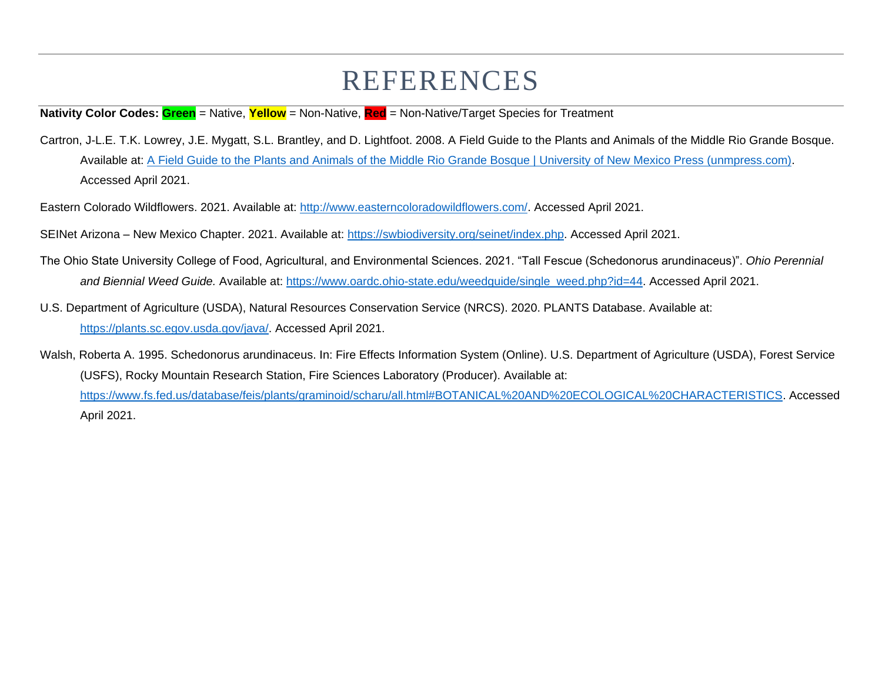# REFERENCES

**Nativity Color Codes: Green** = Native, **Yellow** = Non-Native, **Red** = Non-Native/Target Species for Treatment

Cartron, J-L.E. T.K. Lowrey, J.E. Mygatt, S.L. Brantley, and D. Lightfoot. 2008. A Field Guide to the Plants and Animals of the Middle Rio Grande Bosque. Available at: [A Field Guide to the Plants and Animals of the Middle Rio Grande Bosque | University of New Mexico Press (unmpress.com)](unmpress.com). Accessed April 2021.

Eastern Colorado Wildflowers. 2021. Available at: http://www.easterncoloradowildflowers.com/. Accessed April 2021.

SEINet Arizona – New Mexico Chapter. 2021. Available at: https://swbiodiversity.org/seinet/index.php. Accessed April 2021.

The Ohio State University College of Food, Agricultural, and Environmental Sciences. 2021. "Tall Fescue (Schedonorus arundinaceus)". *Ohio Perennial and Biennial Weed Guide.* Available at: https://www.oardc.ohio-state.edu/weedguide/single_weed.php?id=44. Accessed April 2021.

U.S. Department of Agriculture (USDA), Natural Resources Conservation Service (NRCS). 2020. PLANTS Database. Available at: https://plants.sc.egov.usda.gov/java/. Accessed April 2021.

Walsh, Roberta A. 1995. Schedonorus arundinaceus. In: Fire Effects Information System (Online). U.S. Department of Agriculture (USDA), Forest Service (USFS), Rocky Mountain Research Station, Fire Sciences Laboratory (Producer). Available at: https://www.fs.fed.us/database/feis/plants/graminoid/scharu/all.html#BOTANICAL%20AND%20ECOLOGICAL%20CHARACTERISTICS. Accessed April 2021.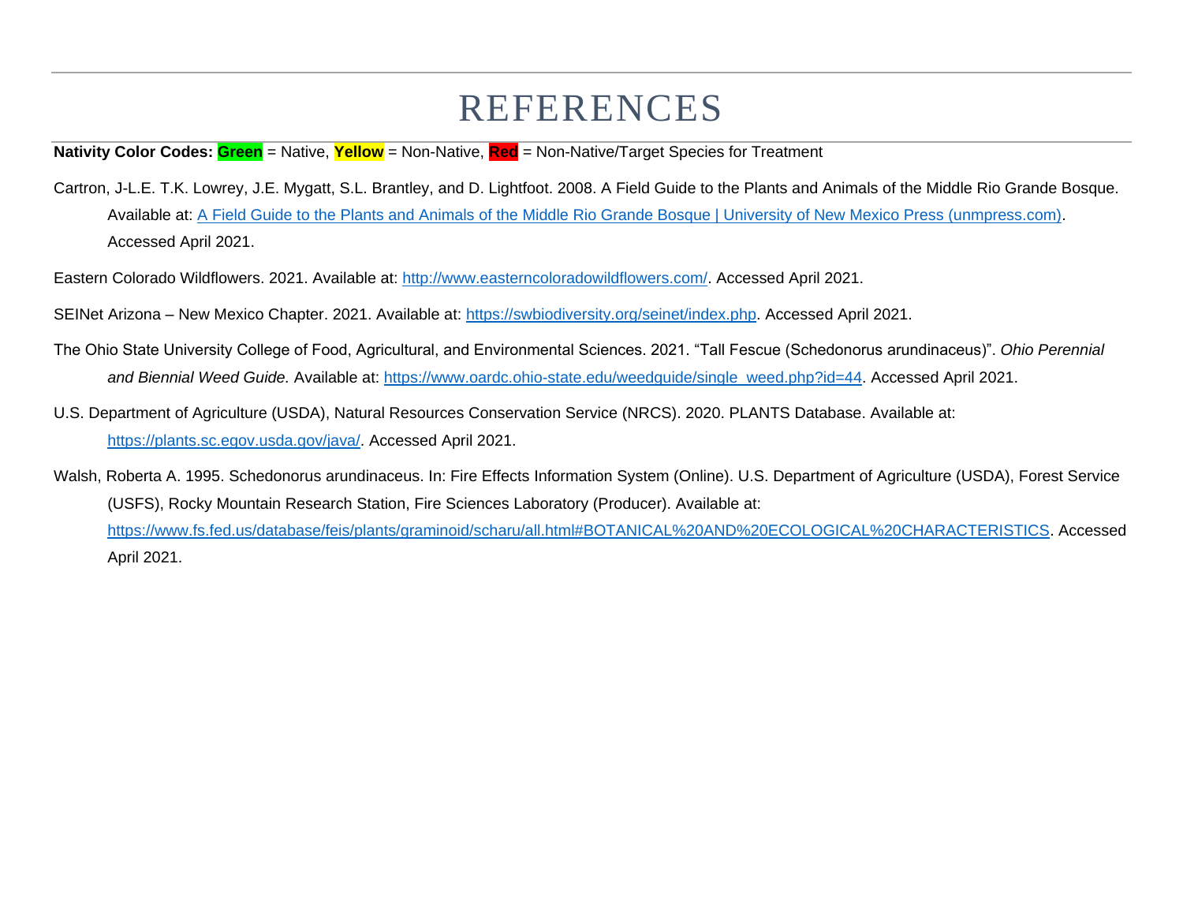# REFERENCES

**Nativity Color Codes: Green** = Native, **Yellow** = Non-Native, **Red** = Non-Native/Target Species for Treatment

Cartron, J-L.E. T.K. Lowrey, J.E. Mygatt, S.L. Brantley, and D. Lightfoot. 2008. A Field Guide to the Plants and Animals of the Middle Rio Grande Bosque. Available at: A Field Guide to the Plants and Animals of the Middle Rio Grande Bosque | University of New Mexico Press (unmpress.com). Accessed April 2021.

Eastern Colorado Wildflowers. 2021. Available at: http://www.easterncoloradowildflowers.com/. Accessed April 2021.

SEINet Arizona – New Mexico Chapter. 2021. Available at: https://swbiodiversity.org/seinet/index.php. Accessed April 2021.

The Ohio State University College of Food, Agricultural, and Environmental Sciences. 2021. "Tall Fescue (Schedonorus arundinaceus)". *Ohio Perennial and Biennial Weed Guide.* Available at: https://www.oardc.ohio-state.edu/weedguide/single_weed.php?id=44. Accessed April 2021.

U.S. Department of Agriculture (USDA), Natural Resources Conservation Service (NRCS). 2020. PLANTS Database. Available at: https://plants.sc.egov.usda.gov/java/. Accessed April 2021.

Walsh, Roberta A. 1995. Schedonorus arundinaceus. In: Fire Effects Information System (Online). U.S. Department of Agriculture (USDA), Forest Service (USFS), Rocky Mountain Research Station, Fire Sciences Laboratory (Producer). Available at: https://www.fs.fed.us/database/feis/plants/graminoid/scharu/all.html#BOTANICAL%20AND%20ECOLOGICAL%20CHARACTERISTICS. Accessed April 2021.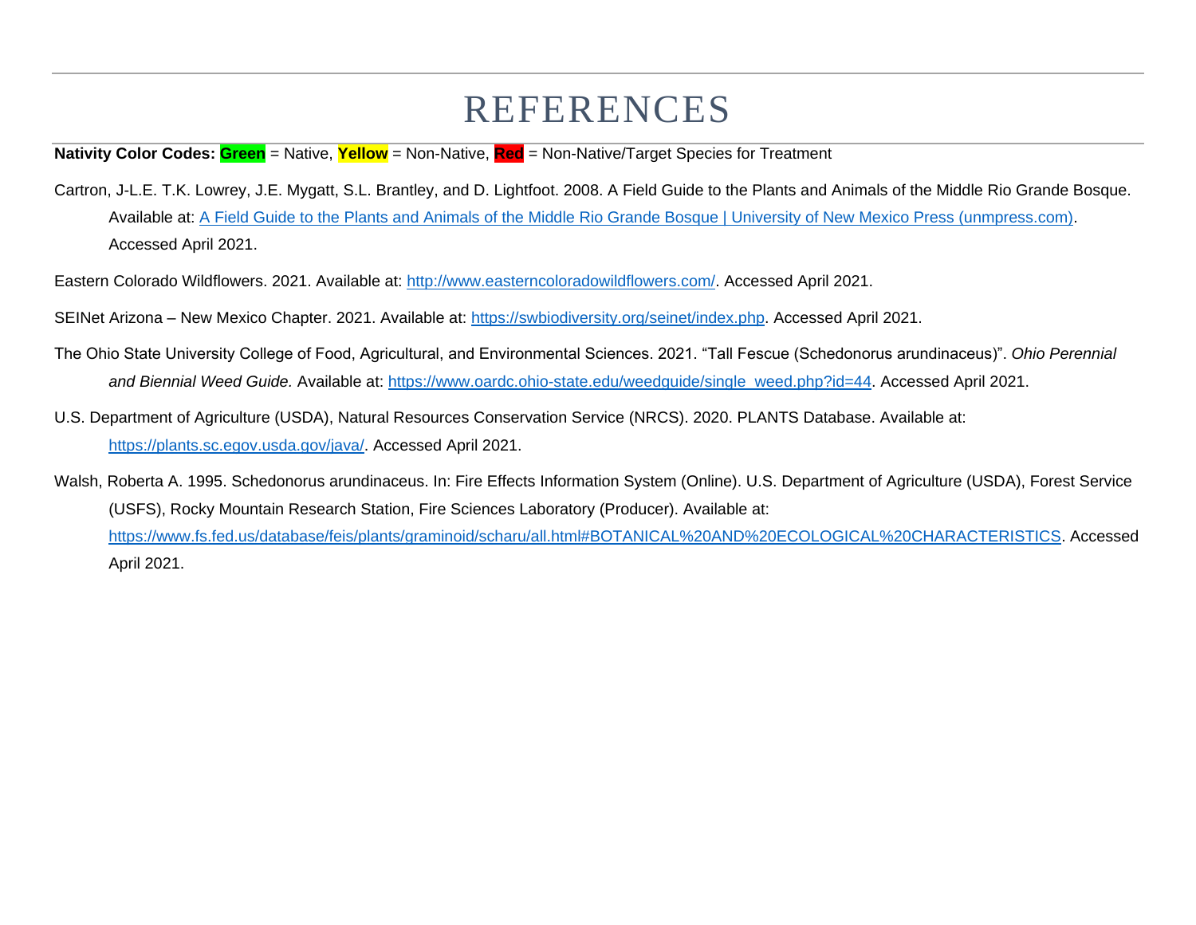# REFERENCES

**Nativity Color Codes: Green** = Native, **Yellow** = Non-Native, **Red** = Non-Native/Target Species for Treatment

Cartron, J-L.E. T.K. Lowrey, J.E. Mygatt, S.L. Brantley, and D. Lightfoot. 2008. A Field Guide to the Plants and Animals of the Middle Rio Grande Bosque. Available at: A Field Guide to the Plants and Animals of the Middle Rio Grande Bosque | University of New Mexico Press (unmpress.com). Accessed April 2021.

Eastern Colorado Wildflowers. 2021. Available at: http://www.easterncoloradowildflowers.com/. Accessed April 2021.

SEINet Arizona – New Mexico Chapter. 2021. Available at: https://swbiodiversity.org/seinet/index.php. Accessed April 2021.

The Ohio State University College of Food, Agricultural, and Environmental Sciences. 2021. "Tall Fescue (Schedonorus arundinaceus)". *Ohio Perennial and Biennial Weed Guide.* Available at: https://www.oardc.ohio-state.edu/weedguide/single_weed.php?id=44. Accessed April 2021.

U.S. Department of Agriculture (USDA), Natural Resources Conservation Service (NRCS). 2020. PLANTS Database. Available at: https://plants.sc.egov.usda.gov/java/. Accessed April 2021.

Walsh, Roberta A. 1995. Schedonorus arundinaceus. In: Fire Effects Information System (Online). U.S. Department of Agriculture (USDA), Forest Service (USFS), Rocky Mountain Research Station, Fire Sciences Laboratory (Producer). Available at: https://www.fs.fed.us/database/feis/plants/graminoid/scharu/all.html#BOTANICAL%20AND%20ECOLOGICAL%20CHARACTERISTICS. Accessed April 2021.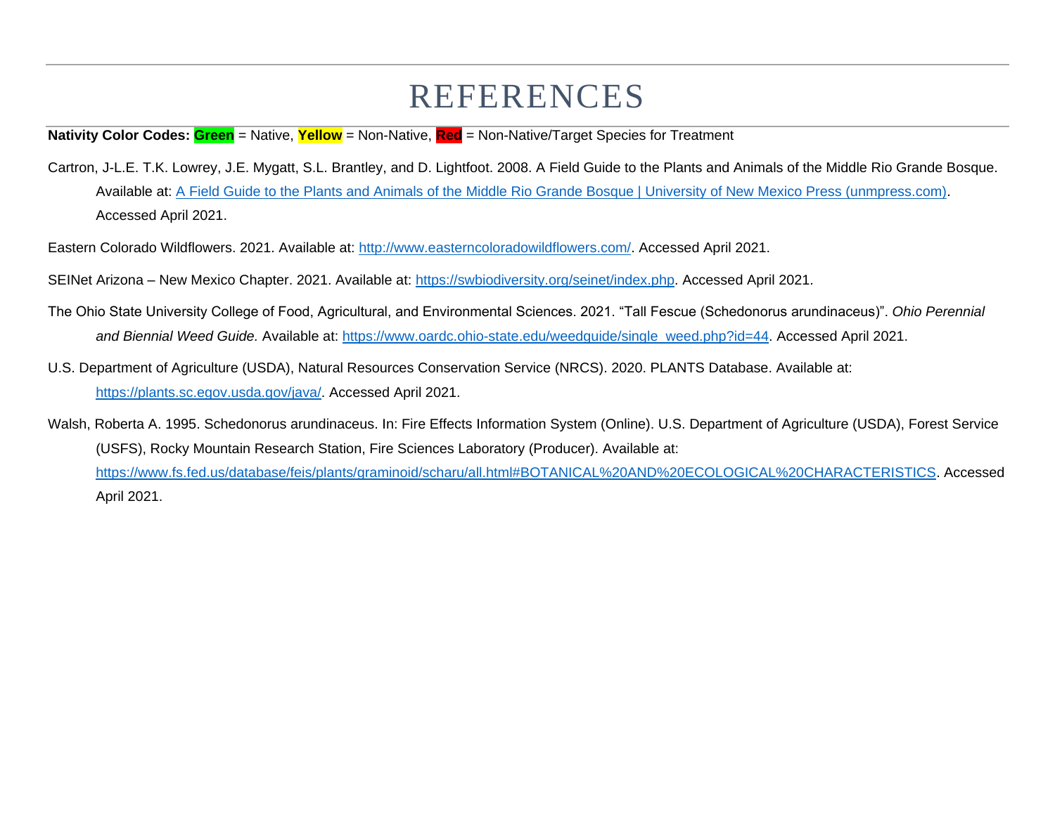# REFERENCES

**Nativity Color Codes: Green** = Native, **Yellow** = Non-Native, **Red** = Non-Native/Target Species for Treatment

Cartron, J-L.E. T.K. Lowrey, J.E. Mygatt, S.L. Brantley, and D. Lightfoot. 2008. A Field Guide to the Plants and Animals of the Middle Rio Grande Bosque. Available at: A Field Guide to the Plants and Animals of the Middle Rio Grande Bosque | University of New Mexico Press (unmpress.com). Accessed April 2021.

Eastern Colorado Wildflowers. 2021. Available at: http://www.easterncoloradowildflowers.com/. Accessed April 2021.

SEINet Arizona – New Mexico Chapter. 2021. Available at: https://swbiodiversity.org/seinet/index.php. Accessed April 2021.

The Ohio State University College of Food, Agricultural, and Environmental Sciences. 2021. "Tall Fescue (Schedonorus arundinaceus)". *Ohio Perennial and Biennial Weed Guide.* Available at: https://www.oardc.ohio-state.edu/weedguide/single_weed.php?id=44. Accessed April 2021.

U.S. Department of Agriculture (USDA), Natural Resources Conservation Service (NRCS). 2020. PLANTS Database. Available at: https://plants.sc.egov.usda.gov/java/. Accessed April 2021.

Walsh, Roberta A. 1995. Schedonorus arundinaceus. In: Fire Effects Information System (Online). U.S. Department of Agriculture (USDA), Forest Service (USFS), Rocky Mountain Research Station, Fire Sciences Laboratory (Producer). Available at: https://www.fs.fed.us/database/feis/plants/graminoid/scharu/all.html#BOTANICAL%20AND%20ECOLOGICAL%20CHARACTERISTICS. Accessed April 2021.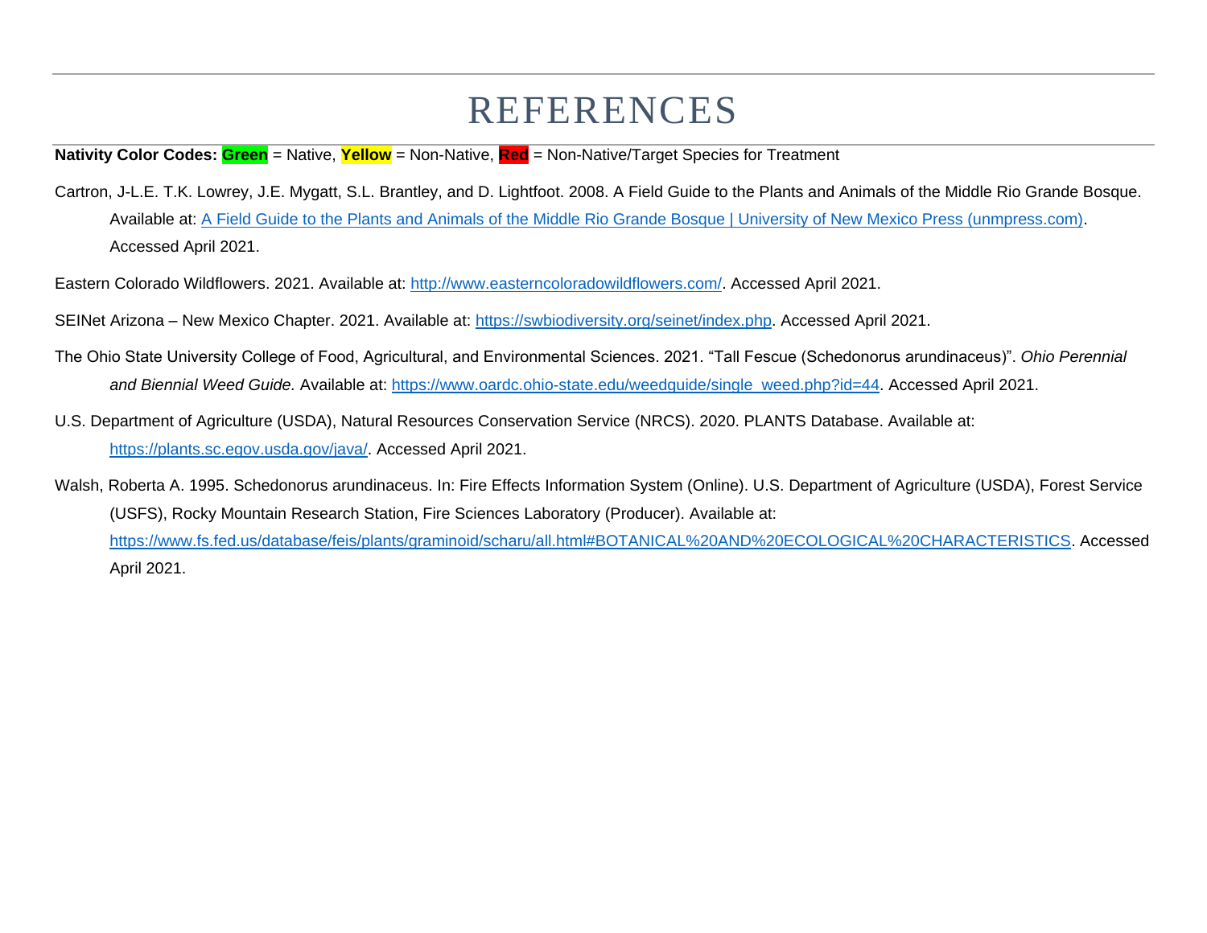# REFERENCES

**Nativity Color Codes: Green** = Native, **Yellow** = Non-Native, **Red** = Non-Native/Target Species for Treatment

Cartron, J-L.E. T.K. Lowrey, J.E. Mygatt, S.L. Brantley, and D. Lightfoot. 2008. A Field Guide to the Plants and Animals of the Middle Rio Grande Bosque. Available at: A Field Guide to the Plants and Animals of the Middle Rio Grande Bosque | University of New Mexico Press (unmpress.com). Accessed April 2021.

Eastern Colorado Wildflowers. 2021. Available at: http://www.easterncoloradowildflowers.com/. Accessed April 2021.

SEINet Arizona – New Mexico Chapter. 2021. Available at: https://swbiodiversity.org/seinet/index.php. Accessed April 2021.

The Ohio State University College of Food, Agricultural, and Environmental Sciences. 2021. "Tall Fescue (Schedonorus arundinaceus)". *Ohio Perennial and Biennial Weed Guide.* Available at: https://www.oardc.ohio-state.edu/weedguide/single_weed.php?id=44. Accessed April 2021.

U.S. Department of Agriculture (USDA), Natural Resources Conservation Service (NRCS). 2020. PLANTS Database. Available at: https://plants.sc.egov.usda.gov/java/. Accessed April 2021.

Walsh, Roberta A. 1995. Schedonorus arundinaceus. In: Fire Effects Information System (Online). U.S. Department of Agriculture (USDA), Forest Service (USFS), Rocky Mountain Research Station, Fire Sciences Laboratory (Producer). Available at: https://www.fs.fed.us/database/feis/plants/graminoid/scharu/all.html#BOTANICAL%20AND%20ECOLOGICAL%20CHARACTERISTICS. Accessed April 2021.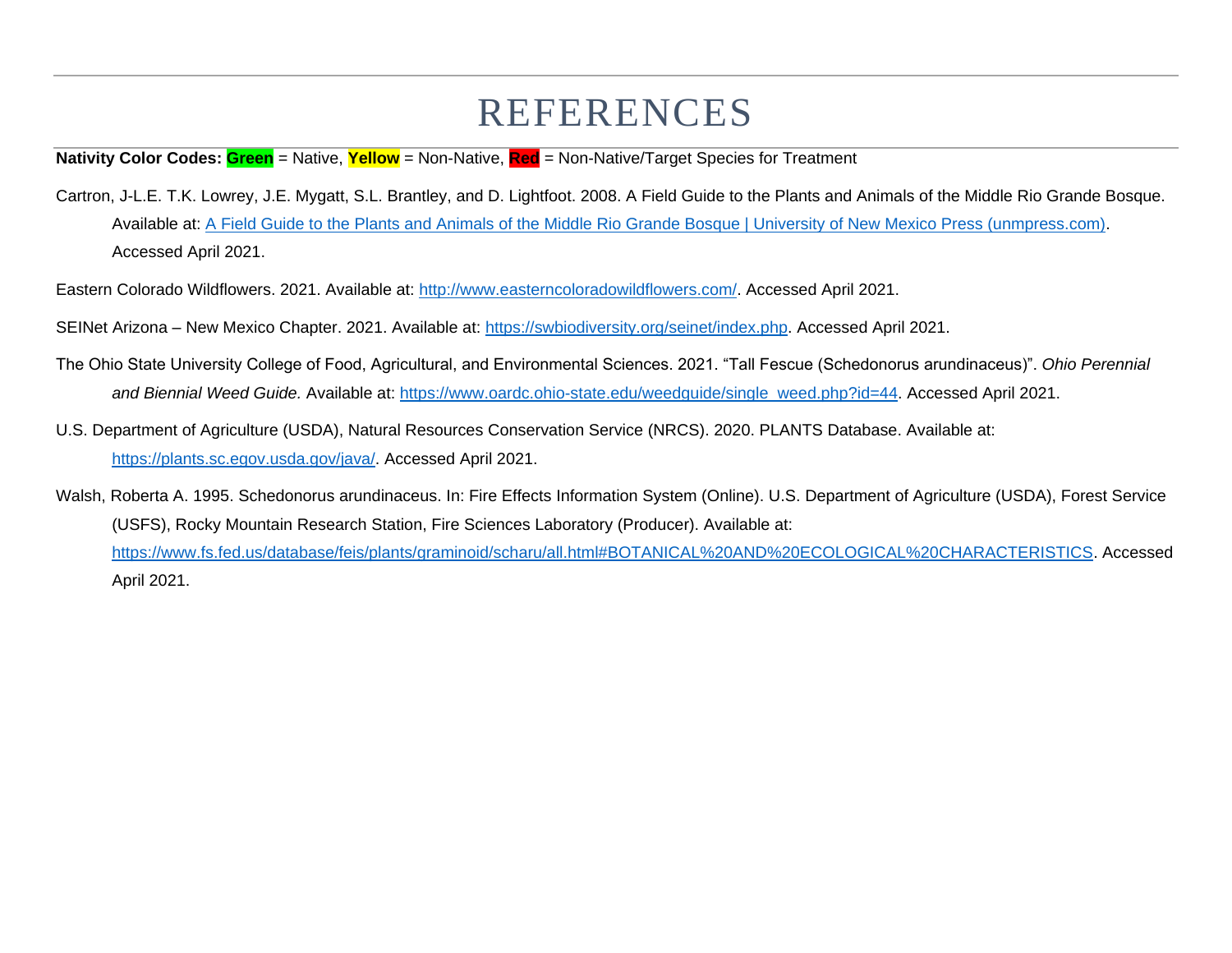# REFERENCES

**Nativity Color Codes: Green** = Native, **Yellow** = Non-Native, **Red** = Non-Native/Target Species for Treatment

Cartron, J-L.E. T.K. Lowrey, J.E. Mygatt, S.L. Brantley, and D. Lightfoot. 2008. A Field Guide to the Plants and Animals of the Middle Rio Grande Bosque. Available at: A Field Guide to the Plants and Animals of the Middle Rio Grande Bosque | University of New Mexico Press (unmpress.com). Accessed April 2021.

Eastern Colorado Wildflowers. 2021. Available at: http://www.easterncoloradowildflowers.com/. Accessed April 2021.

SEINet Arizona – New Mexico Chapter. 2021. Available at: https://swbiodiversity.org/seinet/index.php. Accessed April 2021.

The Ohio State University College of Food, Agricultural, and Environmental Sciences. 2021. "Tall Fescue (Schedonorus arundinaceus)". *Ohio Perennial and Biennial Weed Guide.* Available at: https://www.oardc.ohio-state.edu/weedguide/single_weed.php?id=44. Accessed April 2021.

U.S. Department of Agriculture (USDA), Natural Resources Conservation Service (NRCS). 2020. PLANTS Database. Available at: https://plants.sc.egov.usda.gov/java/. Accessed April 2021.

Walsh, Roberta A. 1995. Schedonorus arundinaceus. In: Fire Effects Information System (Online). U.S. Department of Agriculture (USDA), Forest Service (USFS), Rocky Mountain Research Station, Fire Sciences Laboratory (Producer). Available at: https://www.fs.fed.us/database/feis/plants/graminoid/scharu/all.html#BOTANICAL%20AND%20ECOLOGICAL%20CHARACTERISTICS. Accessed April 2021.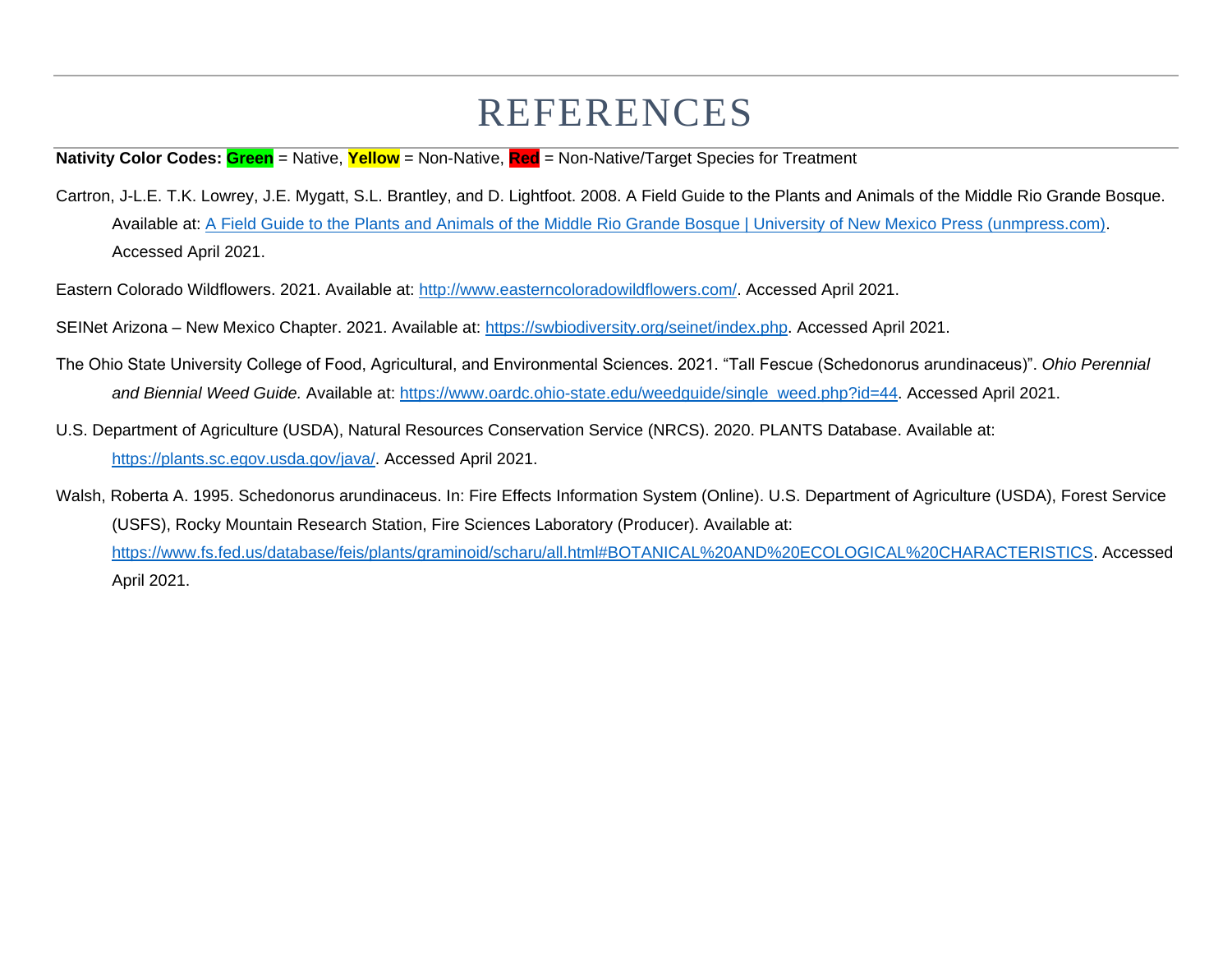# REFERENCES

**Nativity Color Codes: Green** = Native, **Yellow** = Non-Native, **Red** = Non-Native/Target Species for Treatment

Cartron, J-L.E. T.K. Lowrey, J.E. Mygatt, S.L. Brantley, and D. Lightfoot. 2008. A Field Guide to the Plants and Animals of the Middle Rio Grande Bosque. Available at: A Field Guide to the Plants and Animals of the Middle Rio Grande Bosque | University of New Mexico Press (unmpress.com). Accessed April 2021.

Eastern Colorado Wildflowers. 2021. Available at: http://www.easterncoloradowildflowers.com/. Accessed April 2021.

SEINet Arizona – New Mexico Chapter. 2021. Available at: https://swbiodiversity.org/seinet/index.php. Accessed April 2021.

The Ohio State University College of Food, Agricultural, and Environmental Sciences. 2021. "Tall Fescue (Schedonorus arundinaceus)". *Ohio Perennial and Biennial Weed Guide.* Available at: https://www.oardc.ohio-state.edu/weedguide/single_weed.php?id=44. Accessed April 2021.

U.S. Department of Agriculture (USDA), Natural Resources Conservation Service (NRCS). 2020. PLANTS Database. Available at: https://plants.sc.egov.usda.gov/java/. Accessed April 2021.

Walsh, Roberta A. 1995. Schedonorus arundinaceus. In: Fire Effects Information System (Online). U.S. Department of Agriculture (USDA), Forest Service (USFS), Rocky Mountain Research Station, Fire Sciences Laboratory (Producer). Available at: https://www.fs.fed.us/database/feis/plants/graminoid/scharu/all.html#BOTANICAL%20AND%20ECOLOGICAL%20CHARACTERISTICS. Accessed April 2021.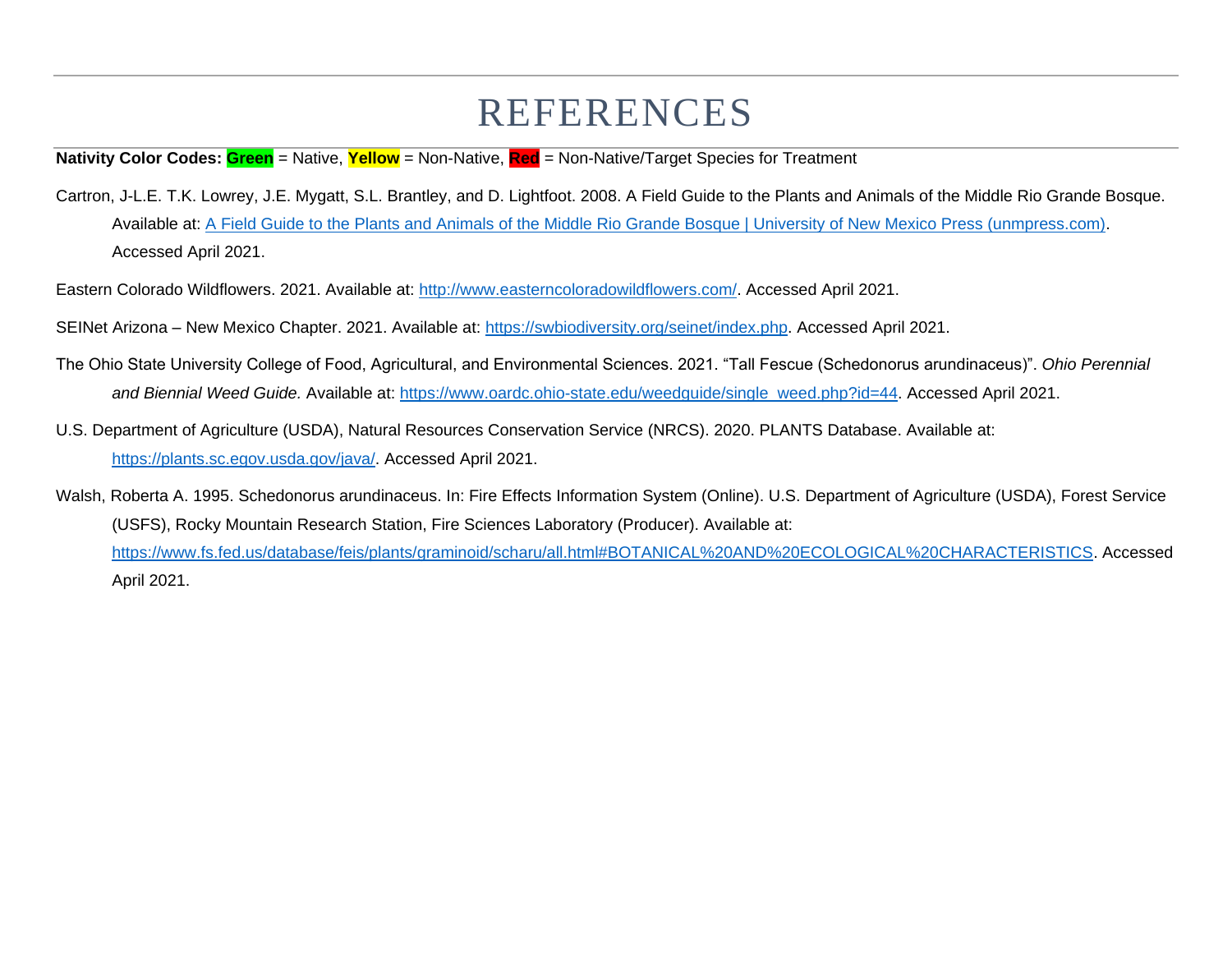# REFERENCES

**Nativity Color Codes: Green** = Native, **Yellow** = Non-Native, **Red** = Non-Native/Target Species for Treatment

Cartron, J-L.E. T.K. Lowrey, J.E. Mygatt, S.L. Brantley, and D. Lightfoot. 2008. A Field Guide to the Plants and Animals of the Middle Rio Grande Bosque. Available at: A Field Guide to the Plants and Animals of the Middle Rio Grande Bosque | University of New Mexico Press (unmpress.com). Accessed April 2021.

Eastern Colorado Wildflowers. 2021. Available at: http://www.easterncoloradowildflowers.com/. Accessed April 2021.

SEINet Arizona – New Mexico Chapter. 2021. Available at: https://swbiodiversity.org/seinet/index.php. Accessed April 2021.

The Ohio State University College of Food, Agricultural, and Environmental Sciences. 2021. "Tall Fescue (Schedonorus arundinaceus)". *Ohio Perennial and Biennial Weed Guide.* Available at: https://www.oardc.ohio-state.edu/weedguide/single_weed.php?id=44. Accessed April 2021.

U.S. Department of Agriculture (USDA), Natural Resources Conservation Service (NRCS). 2020. PLANTS Database. Available at: https://plants.sc.egov.usda.gov/java/. Accessed April 2021.

Walsh, Roberta A. 1995. Schedonorus arundinaceus. In: Fire Effects Information System (Online). U.S. Department of Agriculture (USDA), Forest Service (USFS), Rocky Mountain Research Station, Fire Sciences Laboratory (Producer). Available at: https://www.fs.fed.us/database/feis/plants/graminoid/scharu/all.html#BOTANICAL%20AND%20ECOLOGICAL%20CHARACTERISTICS. Accessed April 2021.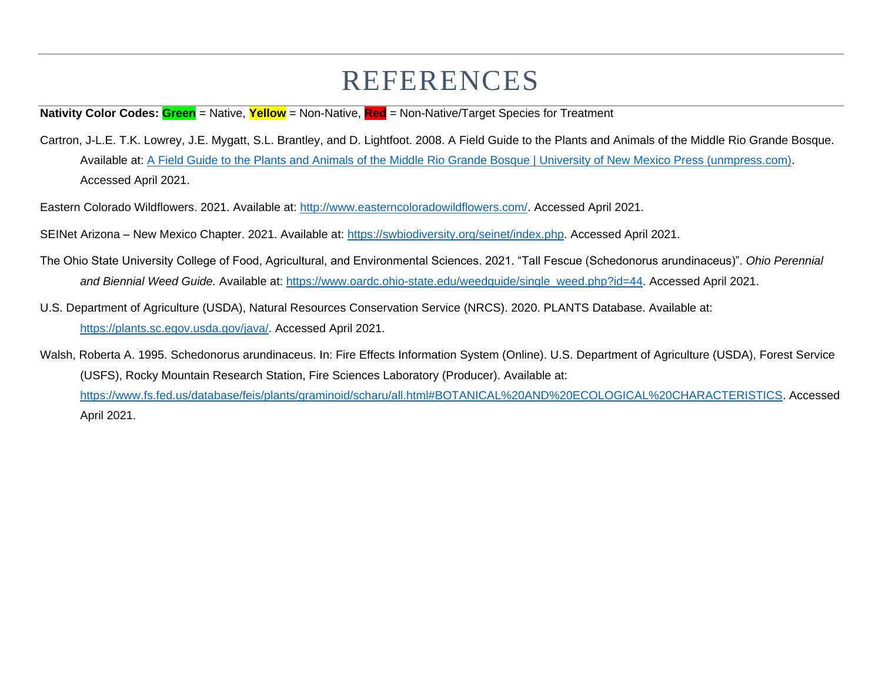# REFERENCES

**Nativity Color Codes: Green** = Native, **Yellow** = Non-Native, **Red** = Non-Native/Target Species for Treatment

Cartron, J-L.E. T.K. Lowrey, J.E. Mygatt, S.L. Brantley, and D. Lightfoot. 2008. A Field Guide to the Plants and Animals of the Middle Rio Grande Bosque. Available at: [A Field Guide to the Plants and Animals of the Middle Rio Grande Bosque | University of New Mexico Press (unmpress.com)](unmpress.com). Accessed April 2021.

Eastern Colorado Wildflowers. 2021. Available at: http://www.easterncoloradowildflowers.com/. Accessed April 2021.

SEINet Arizona – New Mexico Chapter. 2021. Available at: https://swbiodiversity.org/seinet/index.php. Accessed April 2021.

The Ohio State University College of Food, Agricultural, and Environmental Sciences. 2021. "Tall Fescue (Schedonorus arundinaceus)". *Ohio Perennial and Biennial Weed Guide.* Available at: https://www.oardc.ohio-state.edu/weedguide/single_weed.php?id=44. Accessed April 2021.

U.S. Department of Agriculture (USDA), Natural Resources Conservation Service (NRCS). 2020. PLANTS Database. Available at: https://plants.sc.egov.usda.gov/java/. Accessed April 2021.

Walsh, Roberta A. 1995. Schedonorus arundinaceus. In: Fire Effects Information System (Online). U.S. Department of Agriculture (USDA), Forest Service (USFS), Rocky Mountain Research Station, Fire Sciences Laboratory (Producer). Available at: https://www.fs.fed.us/database/feis/plants/graminoid/scharu/all.html#BOTANICAL%20AND%20ECOLOGICAL%20CHARACTERISTICS. Accessed April 2021.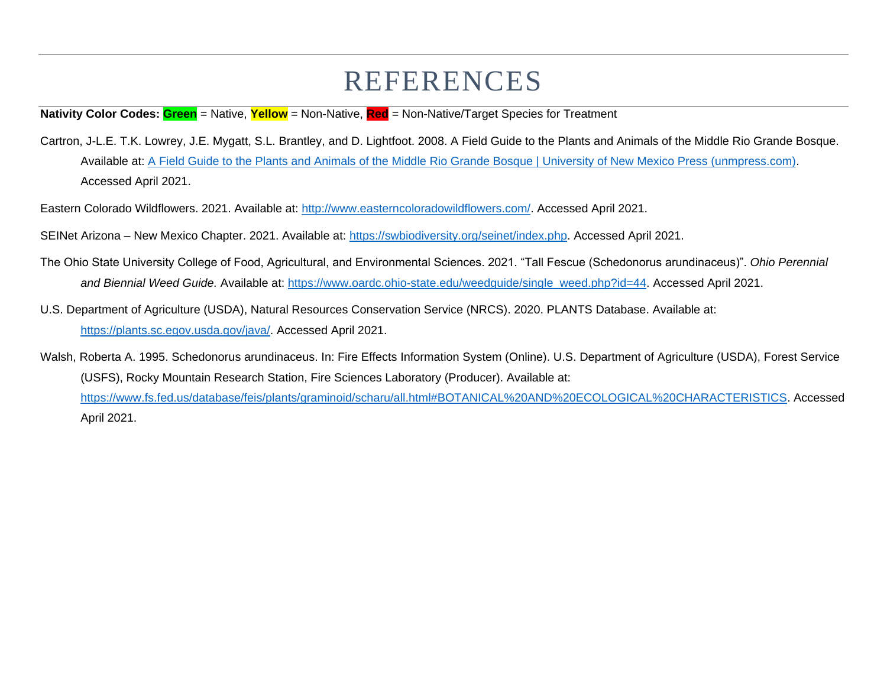# REFERENCES

**Nativity Color Codes: Green** = Native, **Yellow** = Non-Native, **Red** = Non-Native/Target Species for Treatment

Cartron, J-L.E. T.K. Lowrey, J.E. Mygatt, S.L. Brantley, and D. Lightfoot. 2008. A Field Guide to the Plants and Animals of the Middle Rio Grande Bosque. Available at: A Field Guide to the Plants and Animals of the Middle Rio Grande Bosque | University of New Mexico Press (unmpress.com). Accessed April 2021.

Eastern Colorado Wildflowers. 2021. Available at: http://www.easterncoloradowildflowers.com/. Accessed April 2021.

SEINet Arizona – New Mexico Chapter. 2021. Available at: https://swbiodiversity.org/seinet/index.php. Accessed April 2021.

The Ohio State University College of Food, Agricultural, and Environmental Sciences. 2021. "Tall Fescue (Schedonorus arundinaceus)". *Ohio Perennial and Biennial Weed Guide.* Available at: https://www.oardc.ohio-state.edu/weedguide/single_weed.php?id=44. Accessed April 2021.

U.S. Department of Agriculture (USDA), Natural Resources Conservation Service (NRCS). 2020. PLANTS Database. Available at: https://plants.sc.egov.usda.gov/java/. Accessed April 2021.

Walsh, Roberta A. 1995. Schedonorus arundinaceus. In: Fire Effects Information System (Online). U.S. Department of Agriculture (USDA), Forest Service (USFS), Rocky Mountain Research Station, Fire Sciences Laboratory (Producer). Available at: https://www.fs.fed.us/database/feis/plants/graminoid/scharu/all.html#BOTANICAL%20AND%20ECOLOGICAL%20CHARACTERISTICS. Accessed April 2021.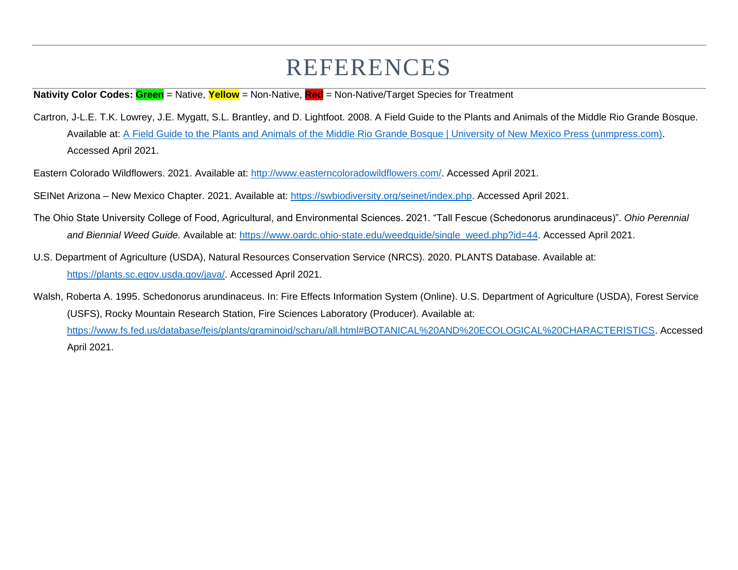# REFERENCES

**Nativity Color Codes: Green** = Native, **Yellow** = Non-Native, **Red** = Non-Native/Target Species for Treatment

Cartron, J-L.E. T.K. Lowrey, J.E. Mygatt, S.L. Brantley, and D. Lightfoot. 2008. A Field Guide to the Plants and Animals of the Middle Rio Grande Bosque. Available at: A Field Guide to the Plants and Animals of the Middle Rio Grande Bosque | University of New Mexico Press (unmpress.com). Accessed April 2021.

Eastern Colorado Wildflowers. 2021. Available at: http://www.easterncoloradowildflowers.com/. Accessed April 2021.

SEINet Arizona – New Mexico Chapter. 2021. Available at: https://swbiodiversity.org/seinet/index.php. Accessed April 2021.

The Ohio State University College of Food, Agricultural, and Environmental Sciences. 2021. "Tall Fescue (Schedonorus arundinaceus)". *Ohio Perennial and Biennial Weed Guide.* Available at: https://www.oardc.ohio-state.edu/weedguide/single_weed.php?id=44. Accessed April 2021.

U.S. Department of Agriculture (USDA), Natural Resources Conservation Service (NRCS). 2020. PLANTS Database. Available at: https://plants.sc.egov.usda.gov/java/. Accessed April 2021.

Walsh, Roberta A. 1995. Schedonorus arundinaceus. In: Fire Effects Information System (Online). U.S. Department of Agriculture (USDA), Forest Service (USFS), Rocky Mountain Research Station, Fire Sciences Laboratory (Producer). Available at: https://www.fs.fed.us/database/feis/plants/graminoid/scharu/all.html#BOTANICAL%20AND%20ECOLOGICAL%20CHARACTERISTICS. Accessed April 2021.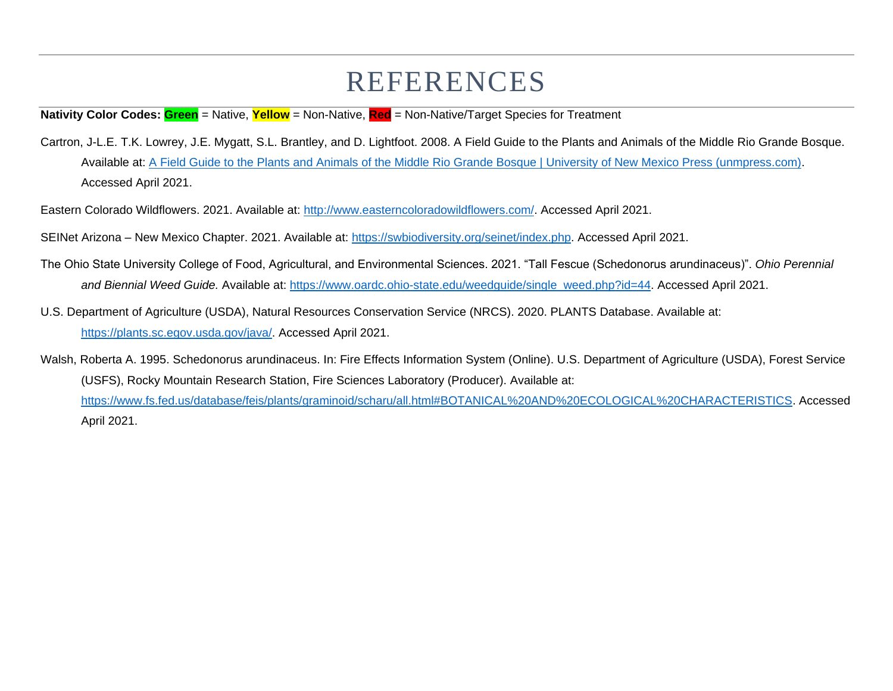# REFERENCES

**Nativity Color Codes: Green** = Native, **Yellow** = Non-Native, **Red** = Non-Native/Target Species for Treatment

Cartron, J-L.E. T.K. Lowrey, J.E. Mygatt, S.L. Brantley, and D. Lightfoot. 2008. A Field Guide to the Plants and Animals of the Middle Rio Grande Bosque. Available at: A Field Guide to the Plants and Animals of the Middle Rio Grande Bosque | University of New Mexico Press (unmpress.com). Accessed April 2021.

Eastern Colorado Wildflowers. 2021. Available at: http://www.easterncoloradowildflowers.com/. Accessed April 2021.

SEINet Arizona – New Mexico Chapter. 2021. Available at: https://swbiodiversity.org/seinet/index.php. Accessed April 2021.

The Ohio State University College of Food, Agricultural, and Environmental Sciences. 2021. "Tall Fescue (Schedonorus arundinaceus)". *Ohio Perennial and Biennial Weed Guide.* Available at: https://www.oardc.ohio-state.edu/weedguide/single_weed.php?id=44. Accessed April 2021.

U.S. Department of Agriculture (USDA), Natural Resources Conservation Service (NRCS). 2020. PLANTS Database. Available at: https://plants.sc.egov.usda.gov/java/. Accessed April 2021.

Walsh, Roberta A. 1995. Schedonorus arundinaceus. In: Fire Effects Information System (Online). U.S. Department of Agriculture (USDA), Forest Service (USFS), Rocky Mountain Research Station, Fire Sciences Laboratory (Producer). Available at: https://www.fs.fed.us/database/feis/plants/graminoid/scharu/all.html#BOTANICAL%20AND%20ECOLOGICAL%20CHARACTERISTICS. Accessed April 2021.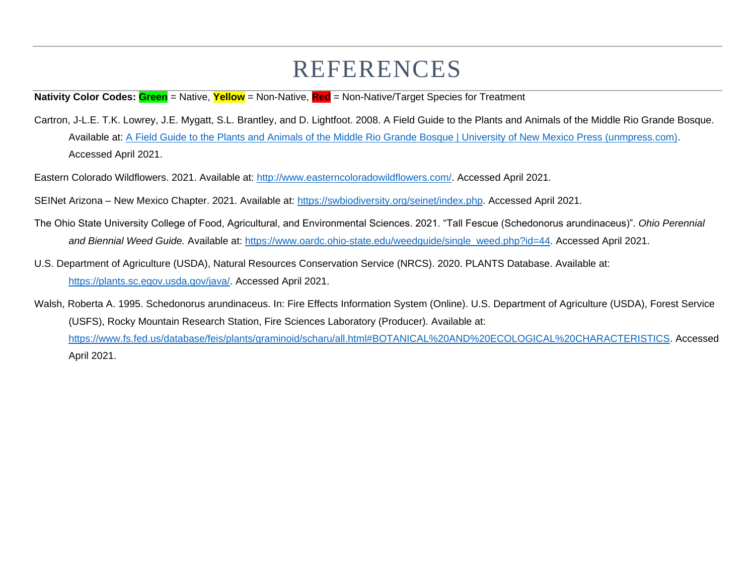# REFERENCES

**Nativity Color Codes: Green** = Native, **Yellow** = Non-Native, **Red** = Non-Native/Target Species for Treatment

Cartron, J-L.E. T.K. Lowrey, J.E. Mygatt, S.L. Brantley, and D. Lightfoot. 2008. A Field Guide to the Plants and Animals of the Middle Rio Grande Bosque. Available at: A Field Guide to the Plants and Animals of the Middle Rio Grande Bosque | University of New Mexico Press (unmpress.com). Accessed April 2021.

Eastern Colorado Wildflowers. 2021. Available at: http://www.easterncoloradowildflowers.com/. Accessed April 2021.

SEINet Arizona – New Mexico Chapter. 2021. Available at: https://swbiodiversity.org/seinet/index.php. Accessed April 2021.

The Ohio State University College of Food, Agricultural, and Environmental Sciences. 2021. "Tall Fescue (Schedonorus arundinaceus)". *Ohio Perennial and Biennial Weed Guide.* Available at: https://www.oardc.ohio-state.edu/weedguide/single_weed.php?id=44. Accessed April 2021.

U.S. Department of Agriculture (USDA), Natural Resources Conservation Service (NRCS). 2020. PLANTS Database. Available at: https://plants.sc.egov.usda.gov/java/. Accessed April 2021.

Walsh, Roberta A. 1995. Schedonorus arundinaceus. In: Fire Effects Information System (Online). U.S. Department of Agriculture (USDA), Forest Service (USFS), Rocky Mountain Research Station, Fire Sciences Laboratory (Producer). Available at: https://www.fs.fed.us/database/feis/plants/graminoid/scharu/all.html#BOTANICAL%20AND%20ECOLOGICAL%20CHARACTERISTICS. Accessed April 2021.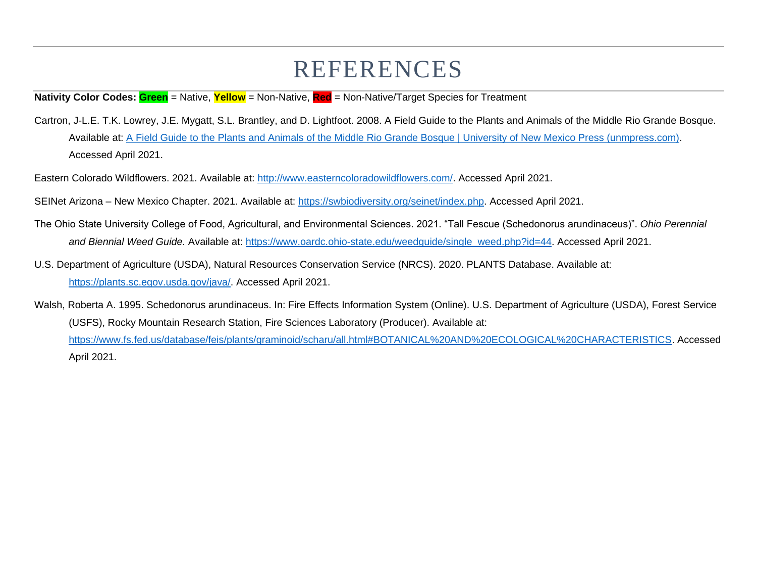# REFERENCES

**Nativity Color Codes: Green** = Native, **Yellow** = Non-Native, **Red** = Non-Native/Target Species for Treatment

Cartron, J-L.E. T.K. Lowrey, J.E. Mygatt, S.L. Brantley, and D. Lightfoot. 2008. A Field Guide to the Plants and Animals of the Middle Rio Grande Bosque. Available at: A Field Guide to the Plants and Animals of the Middle Rio Grande Bosque | University of New Mexico Press (unmpress.com). Accessed April 2021.

Eastern Colorado Wildflowers. 2021. Available at: http://www.easterncoloradowildflowers.com/. Accessed April 2021.

SEINet Arizona – New Mexico Chapter. 2021. Available at: https://swbiodiversity.org/seinet/index.php. Accessed April 2021.

The Ohio State University College of Food, Agricultural, and Environmental Sciences. 2021. "Tall Fescue (Schedonorus arundinaceus)". *Ohio Perennial and Biennial Weed Guide.* Available at: https://www.oardc.ohio-state.edu/weedguide/single_weed.php?id=44. Accessed April 2021.

U.S. Department of Agriculture (USDA), Natural Resources Conservation Service (NRCS). 2020. PLANTS Database. Available at: https://plants.sc.egov.usda.gov/java/. Accessed April 2021.

Walsh, Roberta A. 1995. Schedonorus arundinaceus. In: Fire Effects Information System (Online). U.S. Department of Agriculture (USDA), Forest Service (USFS), Rocky Mountain Research Station, Fire Sciences Laboratory (Producer). Available at: https://www.fs.fed.us/database/feis/plants/graminoid/scharu/all.html#BOTANICAL%20AND%20ECOLOGICAL%20CHARACTERISTICS. Accessed April 2021.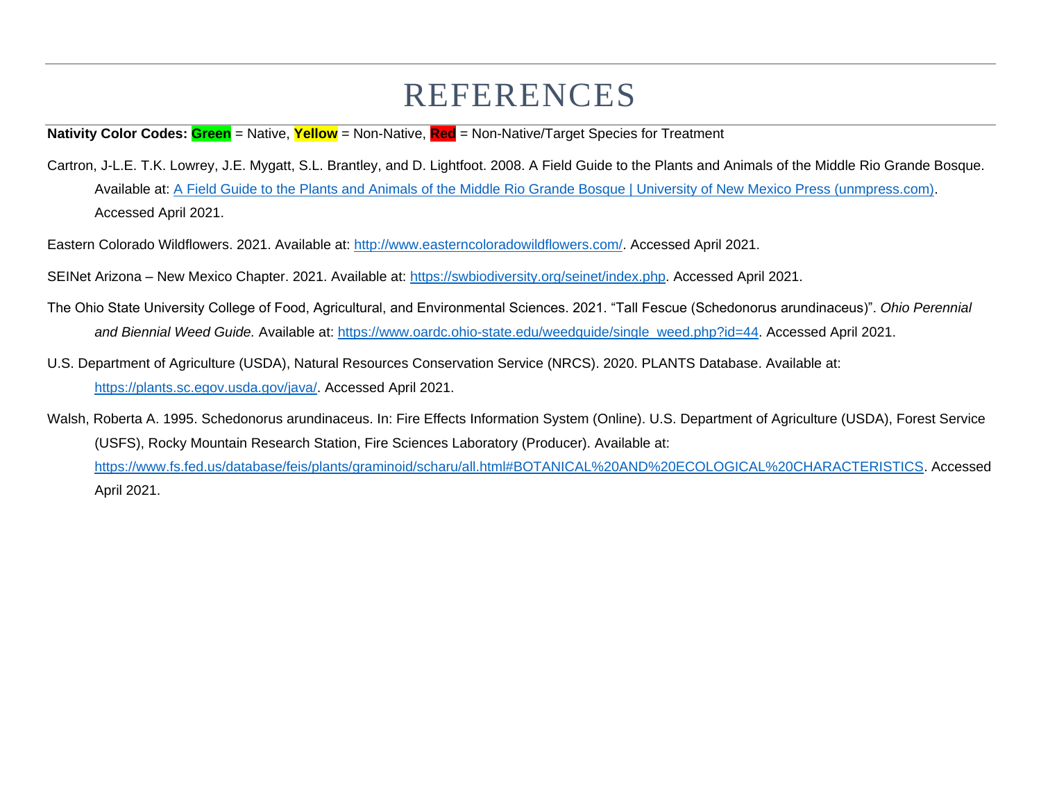# REFERENCES

**Nativity Color Codes: Green** = Native, **Yellow** = Non-Native, **Red** = Non-Native/Target Species for Treatment

Cartron, J-L.E. T.K. Lowrey, J.E. Mygatt, S.L. Brantley, and D. Lightfoot. 2008. A Field Guide to the Plants and Animals of the Middle Rio Grande Bosque. Available at: A Field Guide to the Plants and Animals of the Middle Rio Grande Bosque | University of New Mexico Press (unmpress.com). Accessed April 2021.

Eastern Colorado Wildflowers. 2021. Available at: http://www.easterncoloradowildflowers.com/. Accessed April 2021.

SEINet Arizona – New Mexico Chapter. 2021. Available at: https://swbiodiversity.org/seinet/index.php. Accessed April 2021.

The Ohio State University College of Food, Agricultural, and Environmental Sciences. 2021. "Tall Fescue (Schedonorus arundinaceus)". *Ohio Perennial and Biennial Weed Guide.* Available at: https://www.oardc.ohio-state.edu/weedguide/single_weed.php?id=44. Accessed April 2021.

U.S. Department of Agriculture (USDA), Natural Resources Conservation Service (NRCS). 2020. PLANTS Database. Available at: https://plants.sc.egov.usda.gov/java/. Accessed April 2021.

Walsh, Roberta A. 1995. Schedonorus arundinaceus. In: Fire Effects Information System (Online). U.S. Department of Agriculture (USDA), Forest Service (USFS), Rocky Mountain Research Station, Fire Sciences Laboratory (Producer). Available at: https://www.fs.fed.us/database/feis/plants/graminoid/scharu/all.html#BOTANICAL%20AND%20ECOLOGICAL%20CHARACTERISTICS. Accessed April 2021.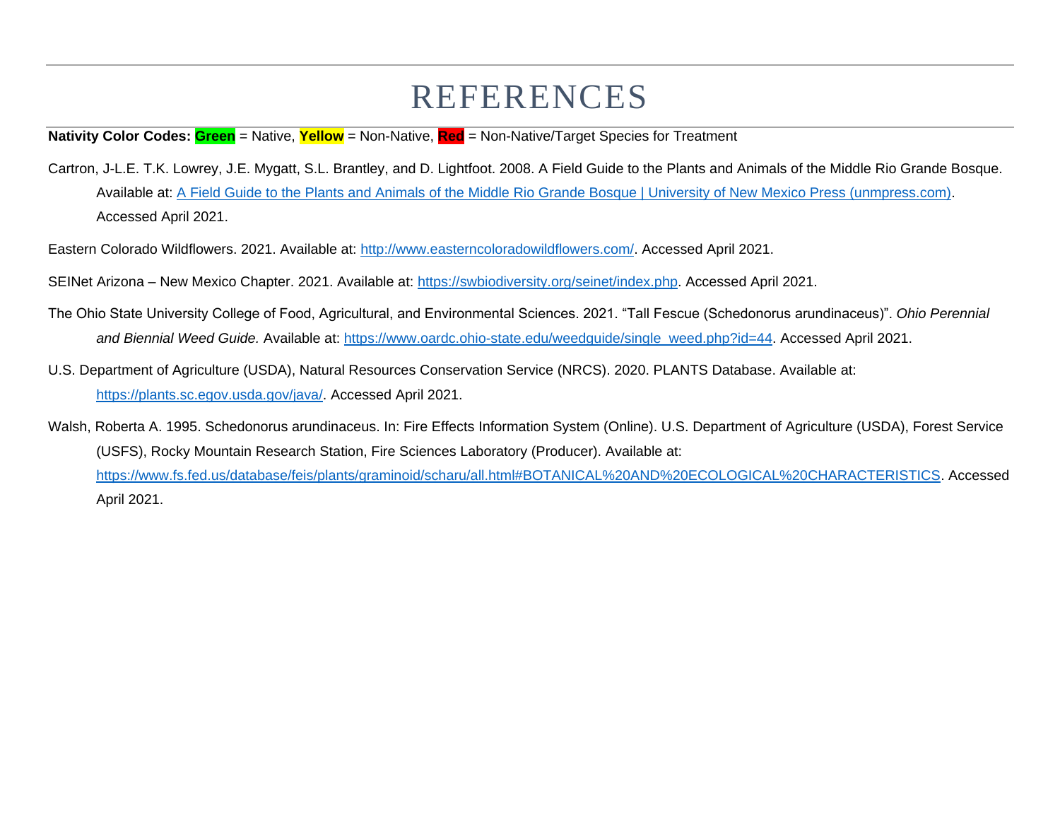# REFERENCES

**Nativity Color Codes: Green** = Native, **Yellow** = Non-Native, **Red** = Non-Native/Target Species for Treatment

Cartron, J-L.E. T.K. Lowrey, J.E. Mygatt, S.L. Brantley, and D. Lightfoot. 2008. A Field Guide to the Plants and Animals of the Middle Rio Grande Bosque. Available at: [A Field Guide to the Plants and Animals of the Middle Rio Grande Bosque | University of New Mexico Press (unmpress.com)](unmpress.com). Accessed April 2021.

Eastern Colorado Wildflowers. 2021. Available at: http://www.easterncoloradowildflowers.com/. Accessed April 2021.

SEINet Arizona – New Mexico Chapter. 2021. Available at: https://swbiodiversity.org/seinet/index.php. Accessed April 2021.

The Ohio State University College of Food, Agricultural, and Environmental Sciences. 2021. "Tall Fescue (Schedonorus arundinaceus)". *Ohio Perennial and Biennial Weed Guide.* Available at: https://www.oardc.ohio-state.edu/weedguide/single_weed.php?id=44. Accessed April 2021.

U.S. Department of Agriculture (USDA), Natural Resources Conservation Service (NRCS). 2020. PLANTS Database. Available at: https://plants.sc.egov.usda.gov/java/. Accessed April 2021.

Walsh, Roberta A. 1995. Schedonorus arundinaceus. In: Fire Effects Information System (Online). U.S. Department of Agriculture (USDA), Forest Service (USFS), Rocky Mountain Research Station, Fire Sciences Laboratory (Producer). Available at: https://www.fs.fed.us/database/feis/plants/graminoid/scharu/all.html#BOTANICAL%20AND%20ECOLOGICAL%20CHARACTERISTICS. Accessed April 2021.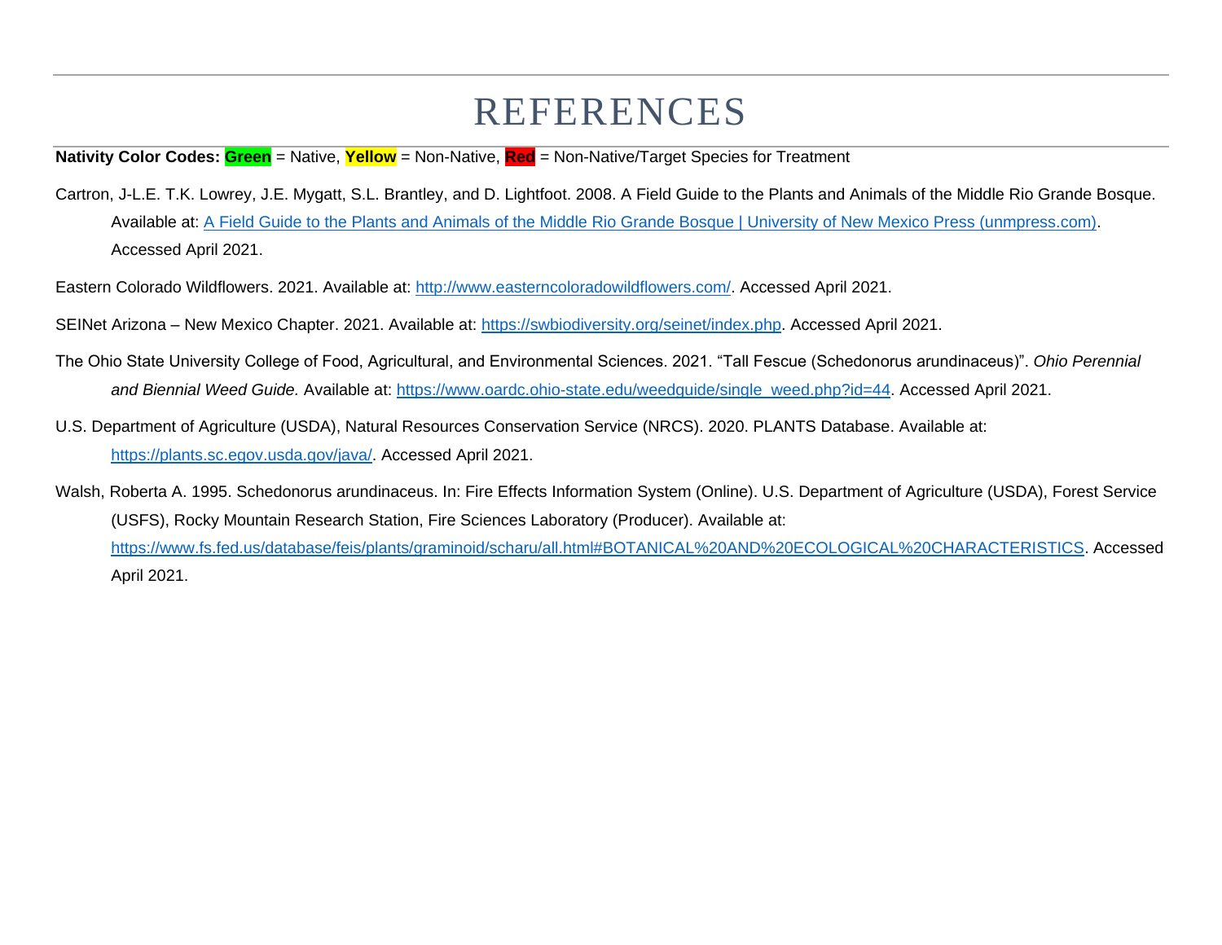# REFERENCES

**Nativity Color Codes: Green** = Native, **Yellow** = Non-Native, **Red** = Non-Native/Target Species for Treatment

Cartron, J-L.E. T.K. Lowrey, J.E. Mygatt, S.L. Brantley, and D. Lightfoot. 2008. A Field Guide to the Plants and Animals of the Middle Rio Grande Bosque. Available at: A Field Guide to the Plants and Animals of the Middle Rio Grande Bosque | University of New Mexico Press (unmpress.com). Accessed April 2021.

Eastern Colorado Wildflowers. 2021. Available at: http://www.easterncoloradowildflowers.com/. Accessed April 2021.

SEINet Arizona – New Mexico Chapter. 2021. Available at: https://swbiodiversity.org/seinet/index.php. Accessed April 2021.

The Ohio State University College of Food, Agricultural, and Environmental Sciences. 2021. "Tall Fescue (Schedonorus arundinaceus)". *Ohio Perennial and Biennial Weed Guide.* Available at: https://www.oardc.ohio-state.edu/weedguide/single_weed.php?id=44. Accessed April 2021.

U.S. Department of Agriculture (USDA), Natural Resources Conservation Service (NRCS). 2020. PLANTS Database. Available at: https://plants.sc.egov.usda.gov/java/. Accessed April 2021.

Walsh, Roberta A. 1995. Schedonorus arundinaceus. In: Fire Effects Information System (Online). U.S. Department of Agriculture (USDA), Forest Service (USFS), Rocky Mountain Research Station, Fire Sciences Laboratory (Producer). Available at: https://www.fs.fed.us/database/feis/plants/graminoid/scharu/all.html#BOTANICAL%20AND%20ECOLOGICAL%20CHARACTERISTICS. Accessed April 2021.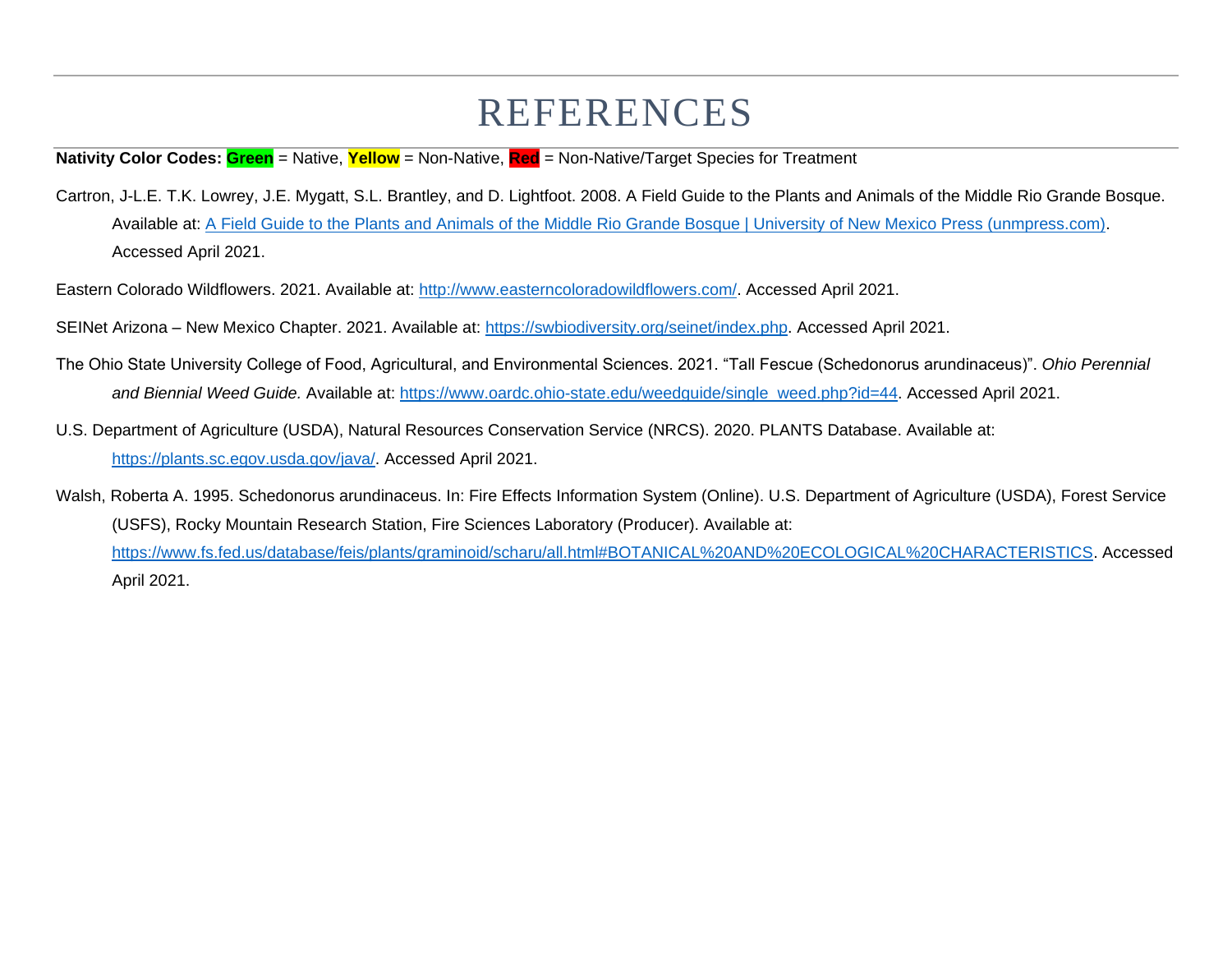# REFERENCES

**Nativity Color Codes: Green** = Native, **Yellow** = Non-Native, **Red** = Non-Native/Target Species for Treatment

Cartron, J-L.E. T.K. Lowrey, J.E. Mygatt, S.L. Brantley, and D. Lightfoot. 2008. A Field Guide to the Plants and Animals of the Middle Rio Grande Bosque. Available at: A Field Guide to the Plants and Animals of the Middle Rio Grande Bosque | University of New Mexico Press (unmpress.com). Accessed April 2021.

Eastern Colorado Wildflowers. 2021. Available at: http://www.easterncoloradowildflowers.com/. Accessed April 2021.

SEINet Arizona – New Mexico Chapter. 2021. Available at: https://swbiodiversity.org/seinet/index.php. Accessed April 2021.

The Ohio State University College of Food, Agricultural, and Environmental Sciences. 2021. "Tall Fescue (Schedonorus arundinaceus)". *Ohio Perennial and Biennial Weed Guide.* Available at: https://www.oardc.ohio-state.edu/weedguide/single_weed.php?id=44. Accessed April 2021.

U.S. Department of Agriculture (USDA), Natural Resources Conservation Service (NRCS). 2020. PLANTS Database. Available at: https://plants.sc.egov.usda.gov/java/. Accessed April 2021.

Walsh, Roberta A. 1995. Schedonorus arundinaceus. In: Fire Effects Information System (Online). U.S. Department of Agriculture (USDA), Forest Service (USFS), Rocky Mountain Research Station, Fire Sciences Laboratory (Producer). Available at: https://www.fs.fed.us/database/feis/plants/graminoid/scharu/all.html#BOTANICAL%20AND%20ECOLOGICAL%20CHARACTERISTICS. Accessed April 2021.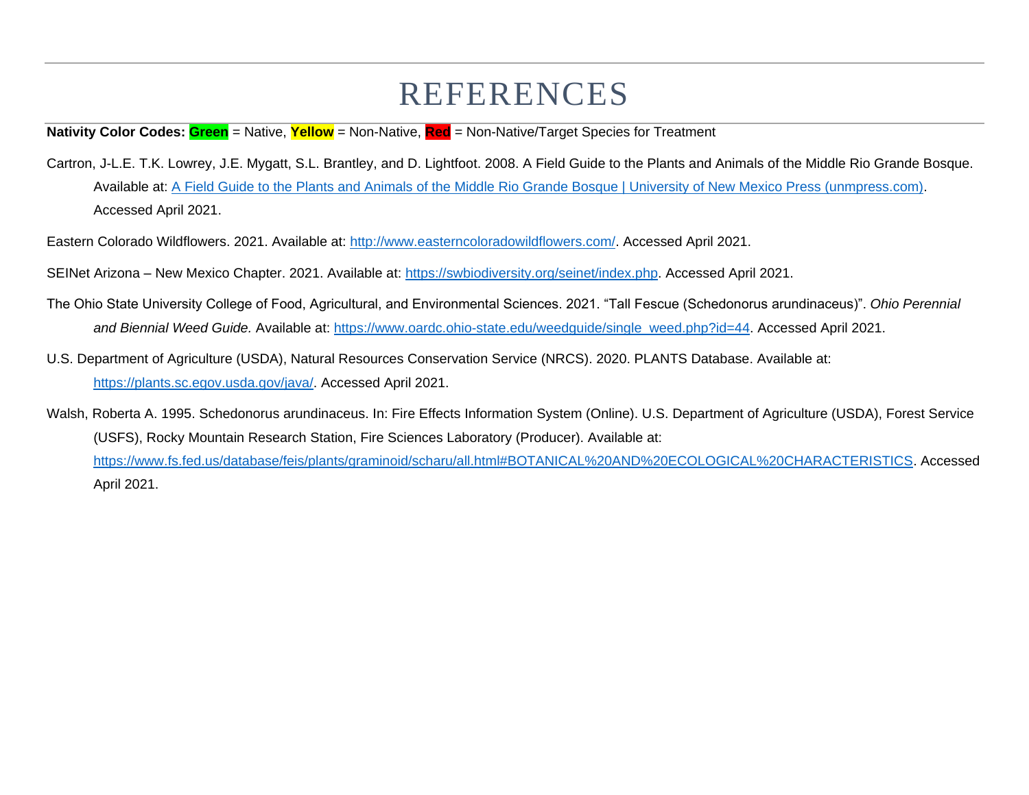# REFERENCES

**Nativity Color Codes: Green** = Native, **Yellow** = Non-Native, **Red** = Non-Native/Target Species for Treatment

Cartron, J-L.E. T.K. Lowrey, J.E. Mygatt, S.L. Brantley, and D. Lightfoot. 2008. A Field Guide to the Plants and Animals of the Middle Rio Grande Bosque. Available at: A Field Guide to the Plants and Animals of the Middle Rio Grande Bosque | University of New Mexico Press (unmpress.com). Accessed April 2021.

Eastern Colorado Wildflowers. 2021. Available at: http://www.easterncoloradowildflowers.com/. Accessed April 2021.

SEINet Arizona – New Mexico Chapter. 2021. Available at: https://swbiodiversity.org/seinet/index.php. Accessed April 2021.

The Ohio State University College of Food, Agricultural, and Environmental Sciences. 2021. "Tall Fescue (Schedonorus arundinaceus)". *Ohio Perennial and Biennial Weed Guide.* Available at: https://www.oardc.ohio-state.edu/weedguide/single_weed.php?id=44. Accessed April 2021.

U.S. Department of Agriculture (USDA), Natural Resources Conservation Service (NRCS). 2020. PLANTS Database. Available at: https://plants.sc.egov.usda.gov/java/. Accessed April 2021.

Walsh, Roberta A. 1995. Schedonorus arundinaceus. In: Fire Effects Information System (Online). U.S. Department of Agriculture (USDA), Forest Service (USFS), Rocky Mountain Research Station, Fire Sciences Laboratory (Producer). Available at: https://www.fs.fed.us/database/feis/plants/graminoid/scharu/all.html#BOTANICAL%20AND%20ECOLOGICAL%20CHARACTERISTICS. Accessed April 2021.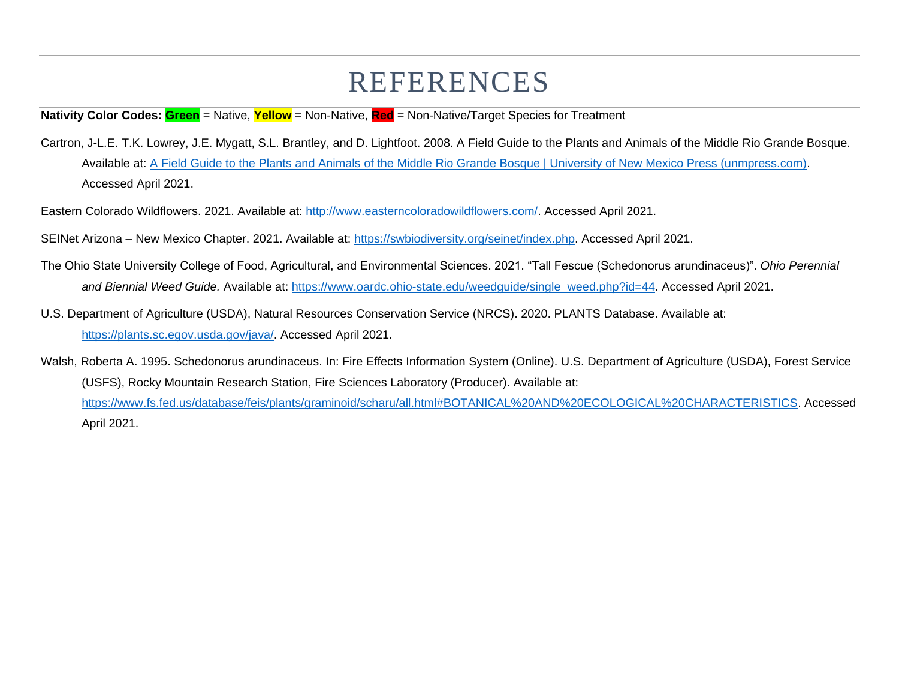# REFERENCES

**Nativity Color Codes: Green** = Native, **Yellow** = Non-Native, **Red** = Non-Native/Target Species for Treatment

Cartron, J-L.E. T.K. Lowrey, J.E. Mygatt, S.L. Brantley, and D. Lightfoot. 2008. A Field Guide to the Plants and Animals of the Middle Rio Grande Bosque. Available at: A Field Guide to the Plants and Animals of the Middle Rio Grande Bosque | University of New Mexico Press (unmpress.com). Accessed April 2021.

Eastern Colorado Wildflowers. 2021. Available at: http://www.easterncoloradowildflowers.com/. Accessed April 2021.

SEINet Arizona – New Mexico Chapter. 2021. Available at: https://swbiodiversity.org/seinet/index.php. Accessed April 2021.

The Ohio State University College of Food, Agricultural, and Environmental Sciences. 2021. "Tall Fescue (Schedonorus arundinaceus)". *Ohio Perennial and Biennial Weed Guide.* Available at: https://www.oardc.ohio-state.edu/weedguide/single_weed.php?id=44. Accessed April 2021.

U.S. Department of Agriculture (USDA), Natural Resources Conservation Service (NRCS). 2020. PLANTS Database. Available at: https://plants.sc.egov.usda.gov/java/. Accessed April 2021.

Walsh, Roberta A. 1995. Schedonorus arundinaceus. In: Fire Effects Information System (Online). U.S. Department of Agriculture (USDA), Forest Service (USFS), Rocky Mountain Research Station, Fire Sciences Laboratory (Producer). Available at: https://www.fs.fed.us/database/feis/plants/graminoid/scharu/all.html#BOTANICAL%20AND%20ECOLOGICAL%20CHARACTERISTICS. Accessed April 2021.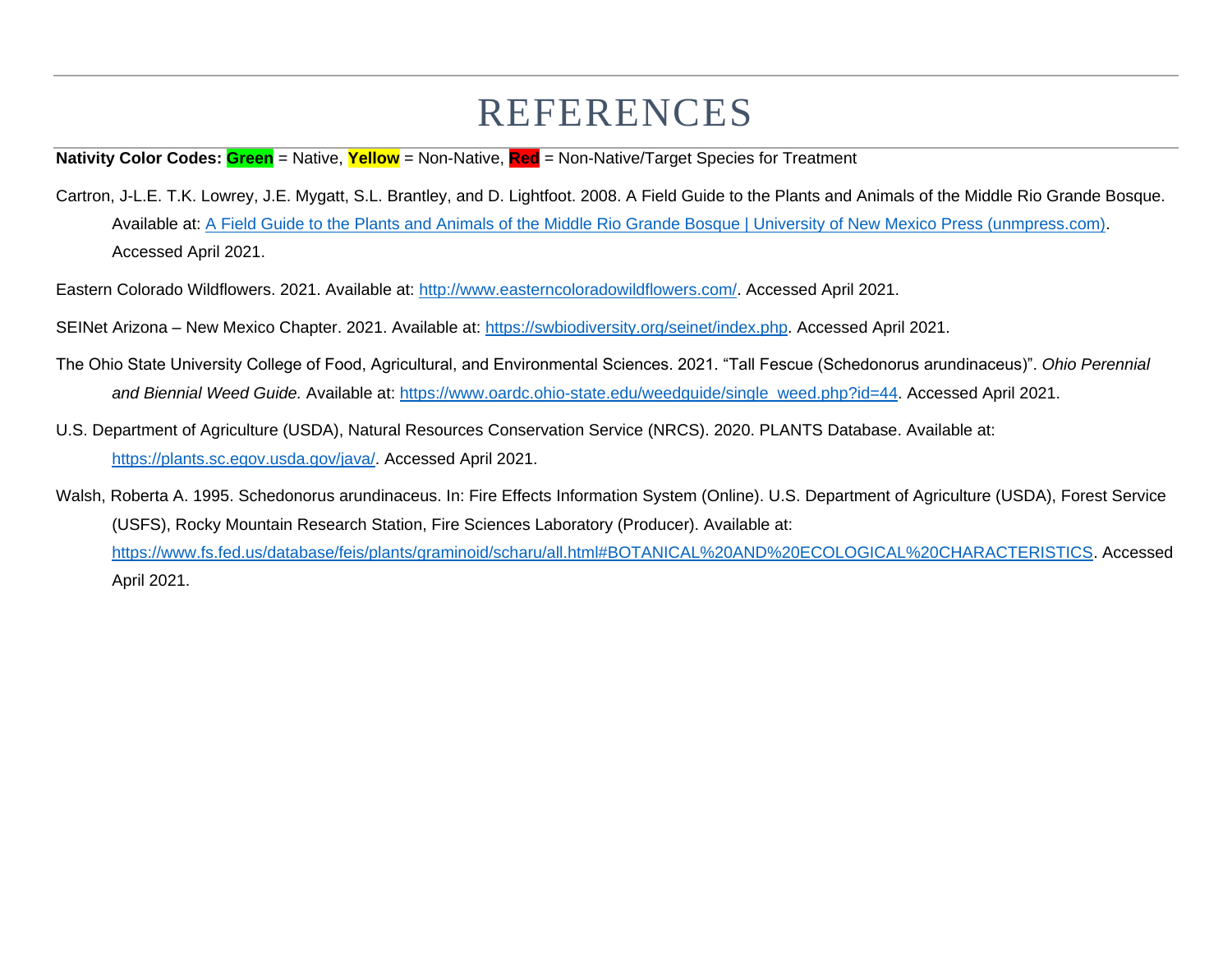# REFERENCES

**Nativity Color Codes: Green** = Native, **Yellow** = Non-Native, **Red** = Non-Native/Target Species for Treatment

Cartron, J-L.E. T.K. Lowrey, J.E. Mygatt, S.L. Brantley, and D. Lightfoot. 2008. A Field Guide to the Plants and Animals of the Middle Rio Grande Bosque. Available at: A Field Guide to the Plants and Animals of the Middle Rio Grande Bosque | University of New Mexico Press (unmpress.com). Accessed April 2021.

Eastern Colorado Wildflowers. 2021. Available at: http://www.easterncoloradowildflowers.com/. Accessed April 2021.

SEINet Arizona – New Mexico Chapter. 2021. Available at: https://swbiodiversity.org/seinet/index.php. Accessed April 2021.

The Ohio State University College of Food, Agricultural, and Environmental Sciences. 2021. "Tall Fescue (Schedonorus arundinaceus)". *Ohio Perennial and Biennial Weed Guide.* Available at: https://www.oardc.ohio-state.edu/weedguide/single_weed.php?id=44. Accessed April 2021.

U.S. Department of Agriculture (USDA), Natural Resources Conservation Service (NRCS). 2020. PLANTS Database. Available at: https://plants.sc.egov.usda.gov/java/. Accessed April 2021.

Walsh, Roberta A. 1995. Schedonorus arundinaceus. In: Fire Effects Information System (Online). U.S. Department of Agriculture (USDA), Forest Service (USFS), Rocky Mountain Research Station, Fire Sciences Laboratory (Producer). Available at: https://www.fs.fed.us/database/feis/plants/graminoid/scharu/all.html#BOTANICAL%20AND%20ECOLOGICAL%20CHARACTERISTICS. Accessed April 2021.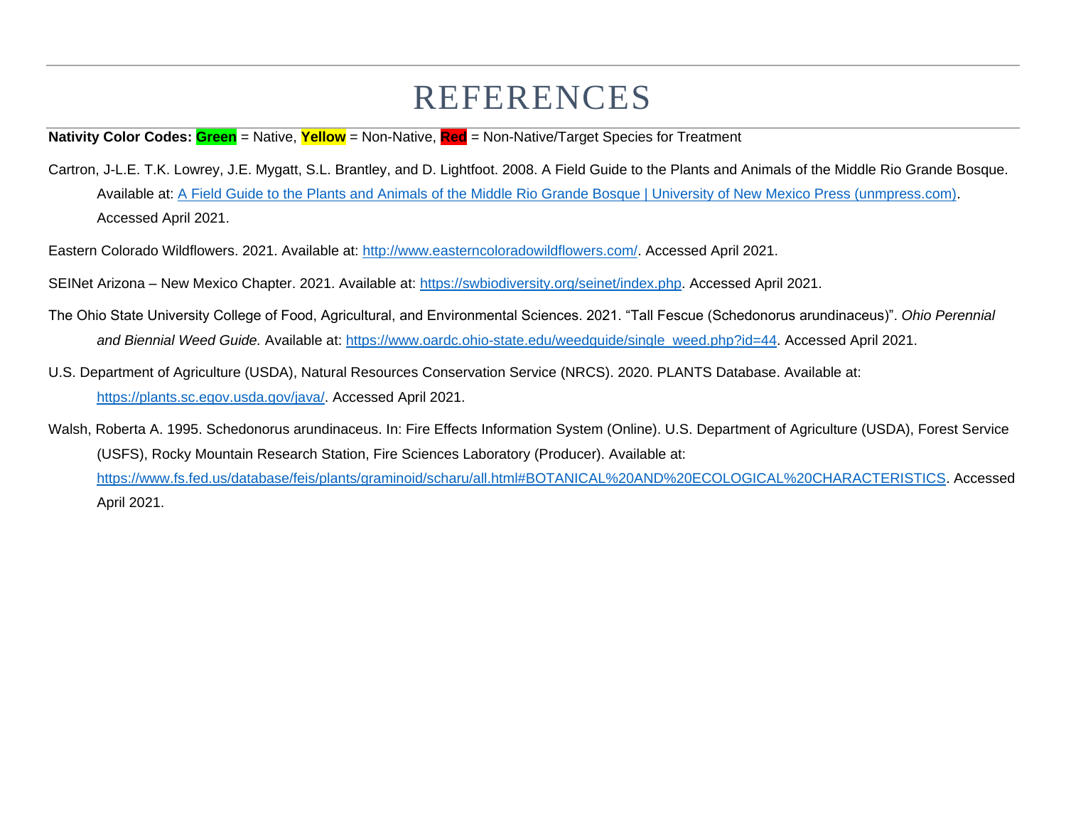# REFERENCES

**Nativity Color Codes: Green** = Native, **Yellow** = Non-Native, **Red** = Non-Native/Target Species for Treatment

Cartron, J-L.E. T.K. Lowrey, J.E. Mygatt, S.L. Brantley, and D. Lightfoot. 2008. A Field Guide to the Plants and Animals of the Middle Rio Grande Bosque. Available at: [A Field Guide to the Plants and Animals of the Middle Rio Grande Bosque | University of New Mexico Press (unmpress.com)](). Accessed April 2021.

Eastern Colorado Wildflowers. 2021. Available at: http://www.easterncoloradowildflowers.com/. Accessed April 2021.

SEINet Arizona – New Mexico Chapter. 2021. Available at: https://swbiodiversity.org/seinet/index.php. Accessed April 2021.

The Ohio State University College of Food, Agricultural, and Environmental Sciences. 2021. "Tall Fescue (Schedonorus arundinaceus)". *Ohio Perennial and Biennial Weed Guide.* Available at: https://www.oardc.ohio-state.edu/weedguide/single_weed.php?id=44. Accessed April 2021.

U.S. Department of Agriculture (USDA), Natural Resources Conservation Service (NRCS). 2020. PLANTS Database. Available at: https://plants.sc.egov.usda.gov/java/. Accessed April 2021.

Walsh, Roberta A. 1995. Schedonorus arundinaceus. In: Fire Effects Information System (Online). U.S. Department of Agriculture (USDA), Forest Service (USFS), Rocky Mountain Research Station, Fire Sciences Laboratory (Producer). Available at: https://www.fs.fed.us/database/feis/plants/graminoid/scharu/all.html#BOTANICAL%20AND%20ECOLOGICAL%20CHARACTERISTICS. Accessed April 2021.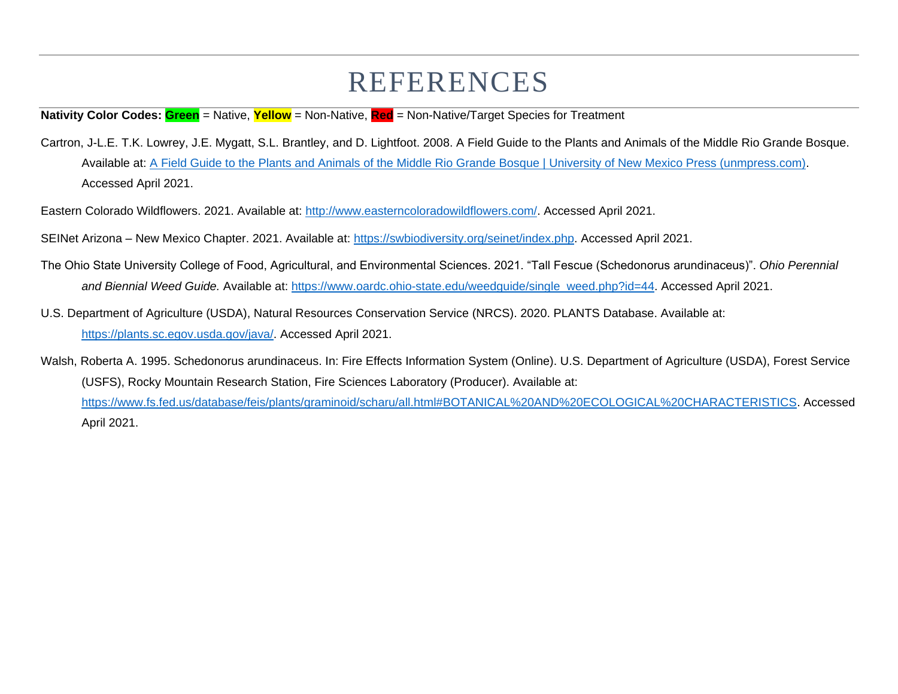# REFERENCES

**Nativity Color Codes: Green** = Native, **Yellow** = Non-Native, **Red** = Non-Native/Target Species for Treatment

Cartron, J-L.E. T.K. Lowrey, J.E. Mygatt, S.L. Brantley, and D. Lightfoot. 2008. A Field Guide to the Plants and Animals of the Middle Rio Grande Bosque. Available at: A Field Guide to the Plants and Animals of the Middle Rio Grande Bosque | University of New Mexico Press (unmpress.com). Accessed April 2021.

Eastern Colorado Wildflowers. 2021. Available at: http://www.easterncoloradowildflowers.com/. Accessed April 2021.

SEINet Arizona – New Mexico Chapter. 2021. Available at: https://swbiodiversity.org/seinet/index.php. Accessed April 2021.

The Ohio State University College of Food, Agricultural, and Environmental Sciences. 2021. "Tall Fescue (Schedonorus arundinaceus)". *Ohio Perennial and Biennial Weed Guide.* Available at: https://www.oardc.ohio-state.edu/weedguide/single_weed.php?id=44. Accessed April 2021.

U.S. Department of Agriculture (USDA), Natural Resources Conservation Service (NRCS). 2020. PLANTS Database. Available at: https://plants.sc.egov.usda.gov/java/. Accessed April 2021.

Walsh, Roberta A. 1995. Schedonorus arundinaceus. In: Fire Effects Information System (Online). U.S. Department of Agriculture (USDA), Forest Service (USFS), Rocky Mountain Research Station, Fire Sciences Laboratory (Producer). Available at: https://www.fs.fed.us/database/feis/plants/graminoid/scharu/all.html#BOTANICAL%20AND%20ECOLOGICAL%20CHARACTERISTICS. Accessed April 2021.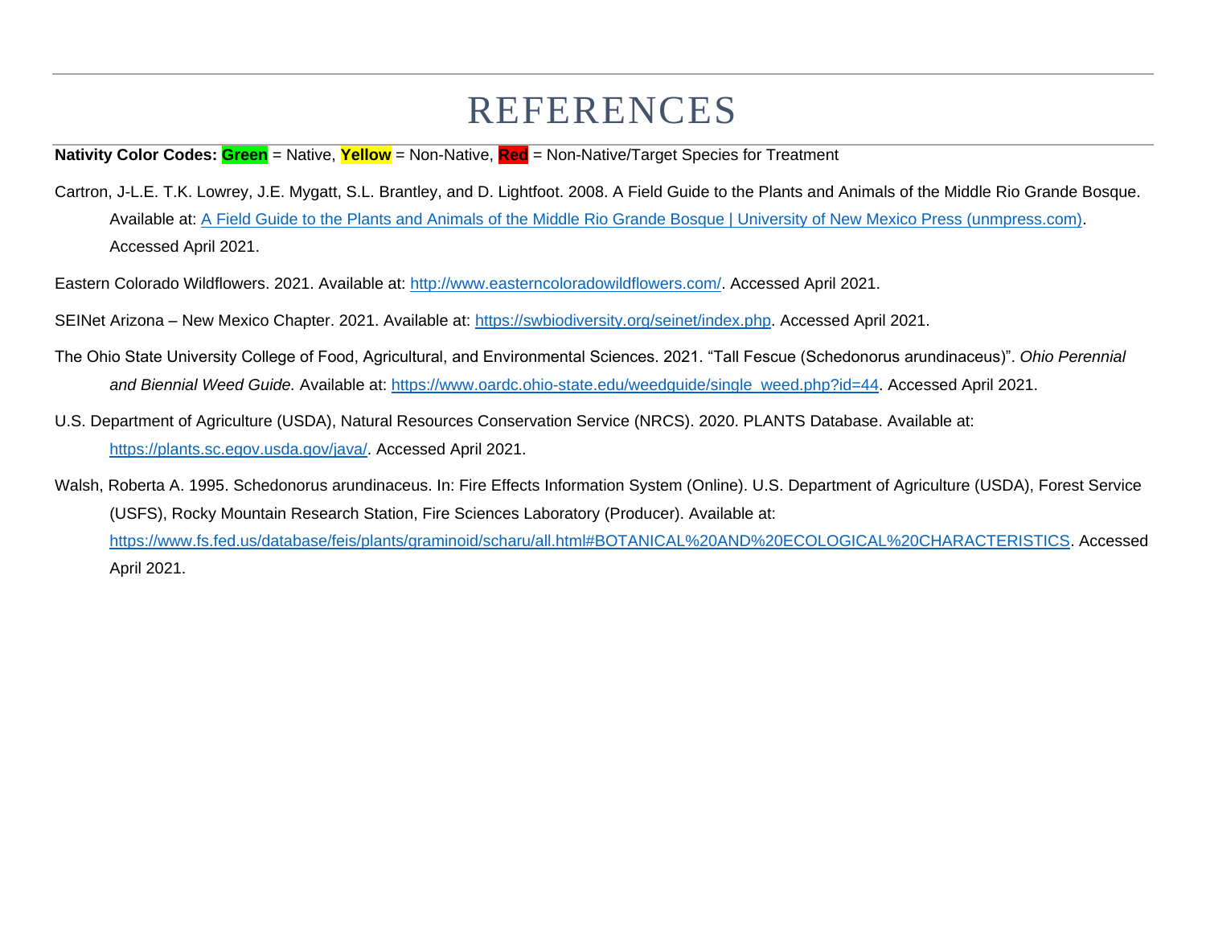# REFERENCES

**Nativity Color Codes: Green** = Native, **Yellow** = Non-Native, **Red** = Non-Native/Target Species for Treatment

Cartron, J-L.E. T.K. Lowrey, J.E. Mygatt, S.L. Brantley, and D. Lightfoot. 2008. A Field Guide to the Plants and Animals of the Middle Rio Grande Bosque. Available at: A Field Guide to the Plants and Animals of the Middle Rio Grande Bosque | University of New Mexico Press (unmpress.com). Accessed April 2021.

Eastern Colorado Wildflowers. 2021. Available at: http://www.easterncoloradowildflowers.com/. Accessed April 2021.

SEINet Arizona – New Mexico Chapter. 2021. Available at: https://swbiodiversity.org/seinet/index.php. Accessed April 2021.

The Ohio State University College of Food, Agricultural, and Environmental Sciences. 2021. "Tall Fescue (Schedonorus arundinaceus)". *Ohio Perennial and Biennial Weed Guide.* Available at: https://www.oardc.ohio-state.edu/weedguide/single_weed.php?id=44. Accessed April 2021.

U.S. Department of Agriculture (USDA), Natural Resources Conservation Service (NRCS). 2020. PLANTS Database. Available at: https://plants.sc.egov.usda.gov/java/. Accessed April 2021.

Walsh, Roberta A. 1995. Schedonorus arundinaceus. In: Fire Effects Information System (Online). U.S. Department of Agriculture (USDA), Forest Service (USFS), Rocky Mountain Research Station, Fire Sciences Laboratory (Producer). Available at: https://www.fs.fed.us/database/feis/plants/graminoid/scharu/all.html#BOTANICAL%20AND%20ECOLOGICAL%20CHARACTERISTICS. Accessed April 2021.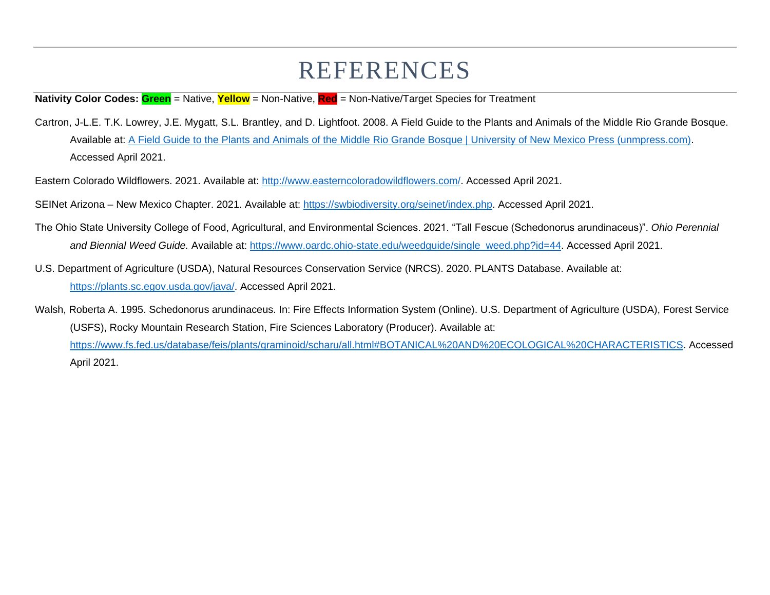# REFERENCES

**Nativity Color Codes: Green** = Native, **Yellow** = Non-Native, **Red** = Non-Native/Target Species for Treatment

Cartron, J-L.E. T.K. Lowrey, J.E. Mygatt, S.L. Brantley, and D. Lightfoot. 2008. A Field Guide to the Plants and Animals of the Middle Rio Grande Bosque. Available at: [A Field Guide to the Plants and Animals of the Middle Rio Grande Bosque | University of New Mexico Press (unmpress.com)](). Accessed April 2021.

Eastern Colorado Wildflowers. 2021. Available at: http://www.easterncoloradowildflowers.com/. Accessed April 2021.

SEINet Arizona – New Mexico Chapter. 2021. Available at: https://swbiodiversity.org/seinet/index.php. Accessed April 2021.

The Ohio State University College of Food, Agricultural, and Environmental Sciences. 2021. "Tall Fescue (Schedonorus arundinaceus)". *Ohio Perennial and Biennial Weed Guide.* Available at: https://www.oardc.ohio-state.edu/weedguide/single_weed.php?id=44. Accessed April 2021.

U.S. Department of Agriculture (USDA), Natural Resources Conservation Service (NRCS). 2020. PLANTS Database. Available at: https://plants.sc.egov.usda.gov/java/. Accessed April 2021.

Walsh, Roberta A. 1995. Schedonorus arundinaceus. In: Fire Effects Information System (Online). U.S. Department of Agriculture (USDA), Forest Service (USFS), Rocky Mountain Research Station, Fire Sciences Laboratory (Producer). Available at: https://www.fs.fed.us/database/feis/plants/graminoid/scharu/all.html#BOTANICAL%20AND%20ECOLOGICAL%20CHARACTERISTICS. Accessed April 2021.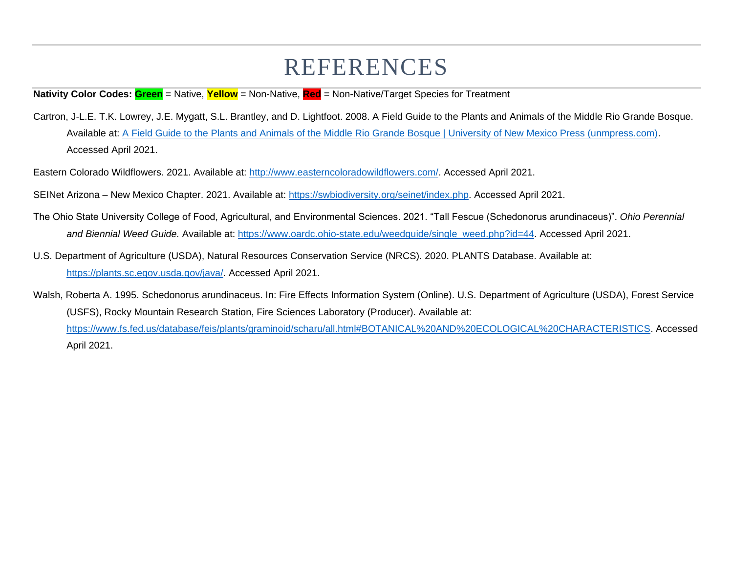# REFERENCES

**Nativity Color Codes: Green** = Native, **Yellow** = Non-Native, **Red** = Non-Native/Target Species for Treatment

Cartron, J-L.E. T.K. Lowrey, J.E. Mygatt, S.L. Brantley, and D. Lightfoot. 2008. A Field Guide to the Plants and Animals of the Middle Rio Grande Bosque. Available at: A Field Guide to the Plants and Animals of the Middle Rio Grande Bosque | University of New Mexico Press (unmpress.com). Accessed April 2021.

Eastern Colorado Wildflowers. 2021. Available at: http://www.easterncoloradowildflowers.com/. Accessed April 2021.

SEINet Arizona – New Mexico Chapter. 2021. Available at: https://swbiodiversity.org/seinet/index.php. Accessed April 2021.

The Ohio State University College of Food, Agricultural, and Environmental Sciences. 2021. "Tall Fescue (Schedonorus arundinaceus)". *Ohio Perennial and Biennial Weed Guide.* Available at: https://www.oardc.ohio-state.edu/weedguide/single_weed.php?id=44. Accessed April 2021.

U.S. Department of Agriculture (USDA), Natural Resources Conservation Service (NRCS). 2020. PLANTS Database. Available at: https://plants.sc.egov.usda.gov/java/. Accessed April 2021.

Walsh, Roberta A. 1995. Schedonorus arundinaceus. In: Fire Effects Information System (Online). U.S. Department of Agriculture (USDA), Forest Service (USFS), Rocky Mountain Research Station, Fire Sciences Laboratory (Producer). Available at: https://www.fs.fed.us/database/feis/plants/graminoid/scharu/all.html#BOTANICAL%20AND%20ECOLOGICAL%20CHARACTERISTICS. Accessed April 2021.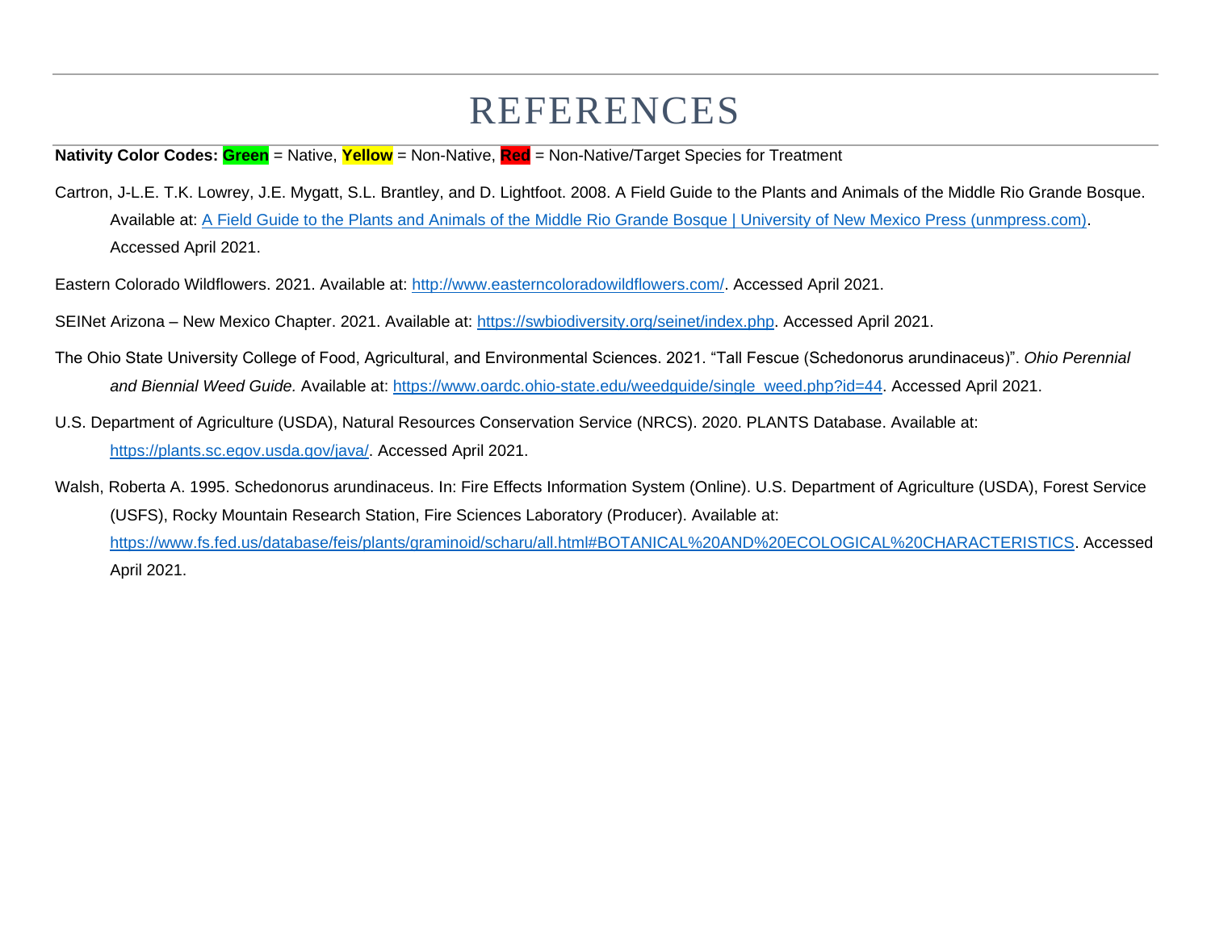# REFERENCES

**Nativity Color Codes: Green** = Native, **Yellow** = Non-Native, **Red** = Non-Native/Target Species for Treatment

Cartron, J-L.E. T.K. Lowrey, J.E. Mygatt, S.L. Brantley, and D. Lightfoot. 2008. A Field Guide to the Plants and Animals of the Middle Rio Grande Bosque. Available at: A Field Guide to the Plants and Animals of the Middle Rio Grande Bosque | University of New Mexico Press (unmpress.com). Accessed April 2021.

Eastern Colorado Wildflowers. 2021. Available at: http://www.easterncoloradowildflowers.com/. Accessed April 2021.

SEINet Arizona – New Mexico Chapter. 2021. Available at: https://swbiodiversity.org/seinet/index.php. Accessed April 2021.

The Ohio State University College of Food, Agricultural, and Environmental Sciences. 2021. "Tall Fescue (Schedonorus arundinaceus)". *Ohio Perennial and Biennial Weed Guide.* Available at: https://www.oardc.ohio-state.edu/weedguide/single_weed.php?id=44. Accessed April 2021.

U.S. Department of Agriculture (USDA), Natural Resources Conservation Service (NRCS). 2020. PLANTS Database. Available at: https://plants.sc.egov.usda.gov/java/. Accessed April 2021.

Walsh, Roberta A. 1995. Schedonorus arundinaceus. In: Fire Effects Information System (Online). U.S. Department of Agriculture (USDA), Forest Service (USFS), Rocky Mountain Research Station, Fire Sciences Laboratory (Producer). Available at: https://www.fs.fed.us/database/feis/plants/graminoid/scharu/all.html#BOTANICAL%20AND%20ECOLOGICAL%20CHARACTERISTICS. Accessed April 2021.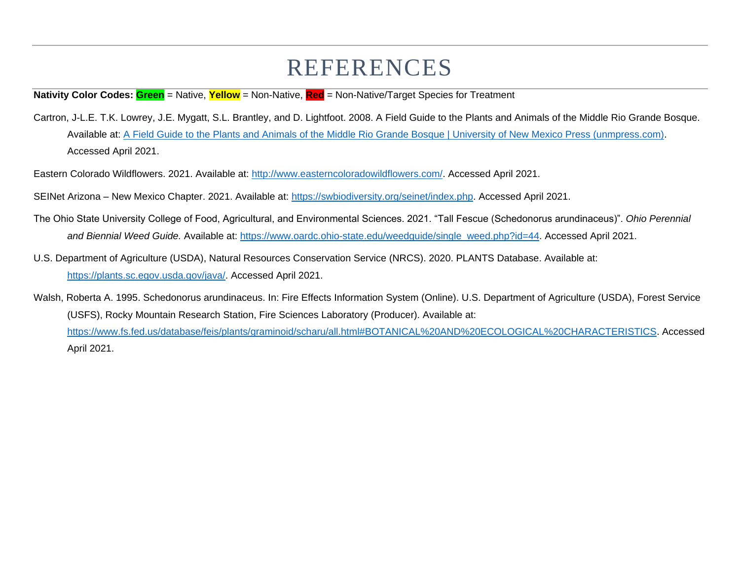# REFERENCES

**Nativity Color Codes: Green** = Native, **Yellow** = Non-Native, **Red** = Non-Native/Target Species for Treatment

Cartron, J-L.E. T.K. Lowrey, J.E. Mygatt, S.L. Brantley, and D. Lightfoot. 2008. A Field Guide to the Plants and Animals of the Middle Rio Grande Bosque. Available at: [A Field Guide to the Plants and Animals of the Middle Rio Grande Bosque | University of New Mexico Press (unmpress.com)](https://unmpress.com). Accessed April 2021.

Eastern Colorado Wildflowers. 2021. Available at: http://www.easterncoloradowildflowers.com/. Accessed April 2021.

SEINet Arizona – New Mexico Chapter. 2021. Available at: https://swbiodiversity.org/seinet/index.php. Accessed April 2021.

The Ohio State University College of Food, Agricultural, and Environmental Sciences. 2021. "Tall Fescue (Schedonorus arundinaceus)". *Ohio Perennial and Biennial Weed Guide.* Available at: https://www.oardc.ohio-state.edu/weedguide/single_weed.php?id=44. Accessed April 2021.

U.S. Department of Agriculture (USDA), Natural Resources Conservation Service (NRCS). 2020. PLANTS Database. Available at: https://plants.sc.egov.usda.gov/java/. Accessed April 2021.

Walsh, Roberta A. 1995. Schedonorus arundinaceus. In: Fire Effects Information System (Online). U.S. Department of Agriculture (USDA), Forest Service (USFS), Rocky Mountain Research Station, Fire Sciences Laboratory (Producer). Available at: https://www.fs.fed.us/database/feis/plants/graminoid/scharu/all.html#BOTANICAL%20AND%20ECOLOGICAL%20CHARACTERISTICS. Accessed April 2021.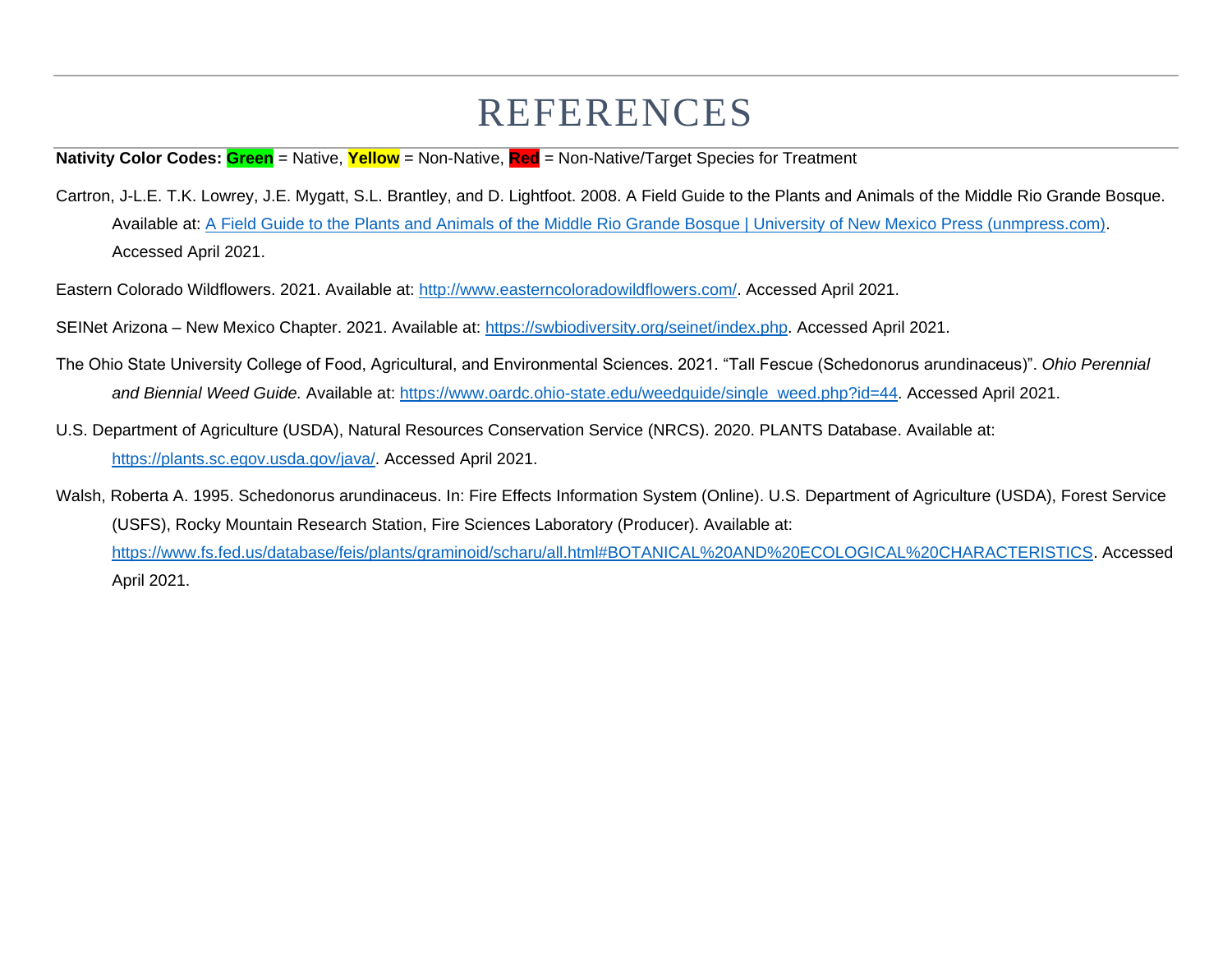# REFERENCES

**Nativity Color Codes: Green** = Native, **Yellow** = Non-Native, **Red** = Non-Native/Target Species for Treatment

Cartron, J-L.E. T.K. Lowrey, J.E. Mygatt, S.L. Brantley, and D. Lightfoot. 2008. A Field Guide to the Plants and Animals of the Middle Rio Grande Bosque. Available at: [A Field Guide to the Plants and Animals of the Middle Rio Grande Bosque | University of New Mexico Press (unmpress.com)](unmpress.com). Accessed April 2021.

Eastern Colorado Wildflowers. 2021. Available at: http://www.easterncoloradowildflowers.com/. Accessed April 2021.

SEINet Arizona – New Mexico Chapter. 2021. Available at: https://swbiodiversity.org/seinet/index.php. Accessed April 2021.

The Ohio State University College of Food, Agricultural, and Environmental Sciences. 2021. "Tall Fescue (Schedonorus arundinaceus)". *Ohio Perennial and Biennial Weed Guide.* Available at: https://www.oardc.ohio-state.edu/weedguide/single_weed.php?id=44. Accessed April 2021.

U.S. Department of Agriculture (USDA), Natural Resources Conservation Service (NRCS). 2020. PLANTS Database. Available at: https://plants.sc.egov.usda.gov/java/. Accessed April 2021.

Walsh, Roberta A. 1995. Schedonorus arundinaceus. In: Fire Effects Information System (Online). U.S. Department of Agriculture (USDA), Forest Service (USFS), Rocky Mountain Research Station, Fire Sciences Laboratory (Producer). Available at: https://www.fs.fed.us/database/feis/plants/graminoid/scharu/all.html#BOTANICAL%20AND%20ECOLOGICAL%20CHARACTERISTICS. Accessed April 2021.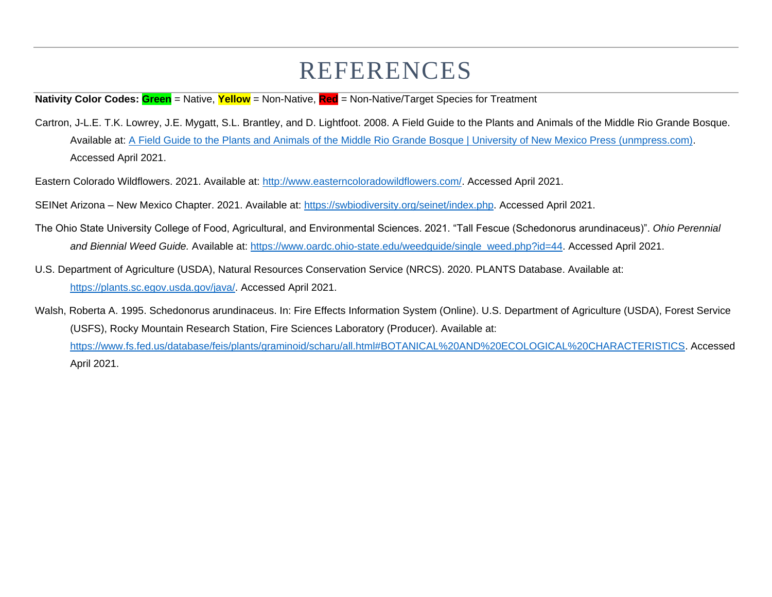# REFERENCES

**Nativity Color Codes: Green** = Native, **Yellow** = Non-Native, **Red** = Non-Native/Target Species for Treatment

Cartron, J-L.E. T.K. Lowrey, J.E. Mygatt, S.L. Brantley, and D. Lightfoot. 2008. A Field Guide to the Plants and Animals of the Middle Rio Grande Bosque. Available at: A Field Guide to the Plants and Animals of the Middle Rio Grande Bosque | University of New Mexico Press (unmpress.com). Accessed April 2021.

Eastern Colorado Wildflowers. 2021. Available at: http://www.easterncoloradowildflowers.com/. Accessed April 2021.

SEINet Arizona – New Mexico Chapter. 2021. Available at: https://swbiodiversity.org/seinet/index.php. Accessed April 2021.

The Ohio State University College of Food, Agricultural, and Environmental Sciences. 2021. "Tall Fescue (Schedonorus arundinaceus)". *Ohio Perennial and Biennial Weed Guide.* Available at: https://www.oardc.ohio-state.edu/weedguide/single_weed.php?id=44. Accessed April 2021.

U.S. Department of Agriculture (USDA), Natural Resources Conservation Service (NRCS). 2020. PLANTS Database. Available at: https://plants.sc.egov.usda.gov/java/. Accessed April 2021.

Walsh, Roberta A. 1995. Schedonorus arundinaceus. In: Fire Effects Information System (Online). U.S. Department of Agriculture (USDA), Forest Service (USFS), Rocky Mountain Research Station, Fire Sciences Laboratory (Producer). Available at: https://www.fs.fed.us/database/feis/plants/graminoid/scharu/all.html#BOTANICAL%20AND%20ECOLOGICAL%20CHARACTERISTICS. Accessed April 2021.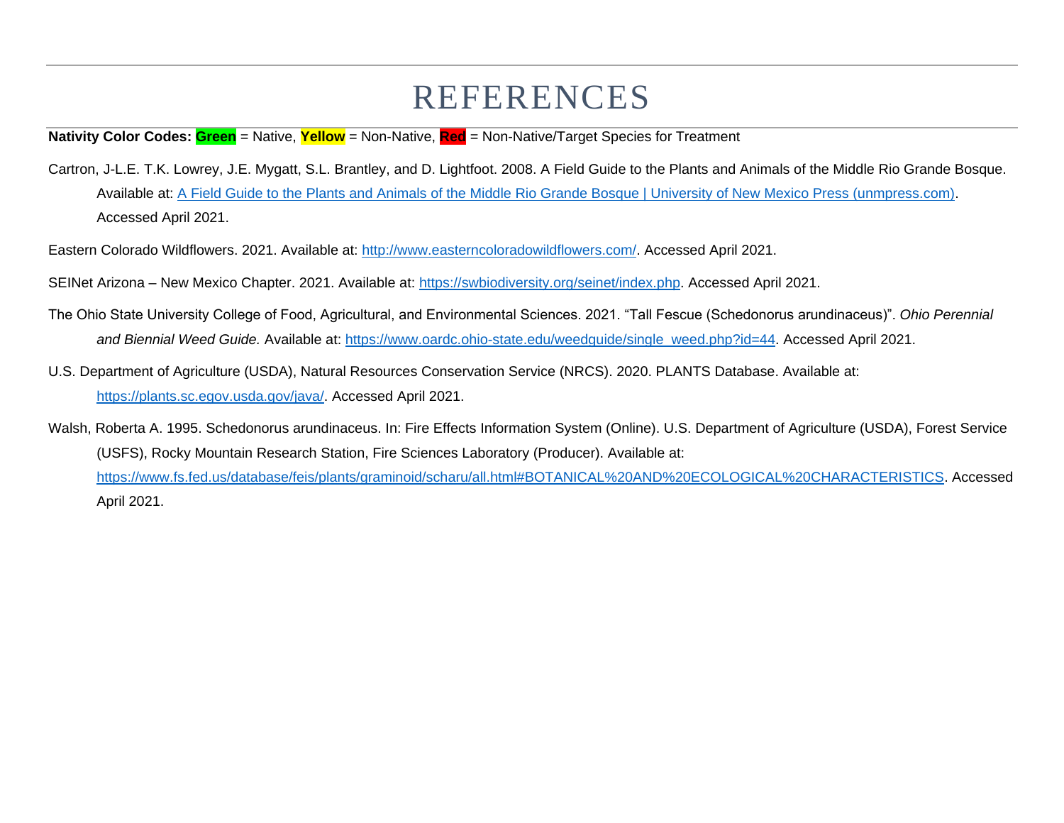# REFERENCES

**Nativity Color Codes: Green** = Native, **Yellow** = Non-Native, **Red** = Non-Native/Target Species for Treatment

Cartron, J-L.E. T.K. Lowrey, J.E. Mygatt, S.L. Brantley, and D. Lightfoot. 2008. A Field Guide to the Plants and Animals of the Middle Rio Grande Bosque. Available at: A Field Guide to the Plants and Animals of the Middle Rio Grande Bosque | University of New Mexico Press (unmpress.com). Accessed April 2021.

Eastern Colorado Wildflowers. 2021. Available at: http://www.easterncoloradowildflowers.com/. Accessed April 2021.

SEINet Arizona – New Mexico Chapter. 2021. Available at: https://swbiodiversity.org/seinet/index.php. Accessed April 2021.

The Ohio State University College of Food, Agricultural, and Environmental Sciences. 2021. "Tall Fescue (Schedonorus arundinaceus)". *Ohio Perennial and Biennial Weed Guide.* Available at: https://www.oardc.ohio-state.edu/weedguide/single_weed.php?id=44. Accessed April 2021.

U.S. Department of Agriculture (USDA), Natural Resources Conservation Service (NRCS). 2020. PLANTS Database. Available at: https://plants.sc.egov.usda.gov/java/. Accessed April 2021.

Walsh, Roberta A. 1995. Schedonorus arundinaceus. In: Fire Effects Information System (Online). U.S. Department of Agriculture (USDA), Forest Service (USFS), Rocky Mountain Research Station, Fire Sciences Laboratory (Producer). Available at: https://www.fs.fed.us/database/feis/plants/graminoid/scharu/all.html#BOTANICAL%20AND%20ECOLOGICAL%20CHARACTERISTICS. Accessed April 2021.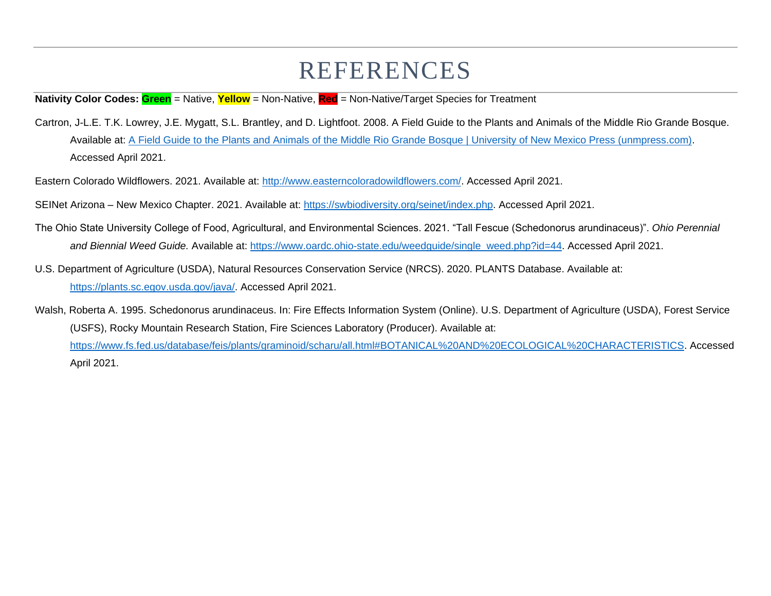# REFERENCES

**Nativity Color Codes: Green** = Native, **Yellow** = Non-Native, **Red** = Non-Native/Target Species for Treatment

Cartron, J-L.E. T.K. Lowrey, J.E. Mygatt, S.L. Brantley, and D. Lightfoot. 2008. A Field Guide to the Plants and Animals of the Middle Rio Grande Bosque. Available at: [A Field Guide to the Plants and Animals of the Middle Rio Grande Bosque | University of New Mexico Press (unmpress.com)](unmpress.com). Accessed April 2021.

Eastern Colorado Wildflowers. 2021. Available at: http://www.easterncoloradowildflowers.com/. Accessed April 2021.

SEINet Arizona – New Mexico Chapter. 2021. Available at: https://swbiodiversity.org/seinet/index.php. Accessed April 2021.

The Ohio State University College of Food, Agricultural, and Environmental Sciences. 2021. "Tall Fescue (Schedonorus arundinaceus)". *Ohio Perennial and Biennial Weed Guide.* Available at: https://www.oardc.ohio-state.edu/weedguide/single_weed.php?id=44. Accessed April 2021.

U.S. Department of Agriculture (USDA), Natural Resources Conservation Service (NRCS). 2020. PLANTS Database. Available at: https://plants.sc.egov.usda.gov/java/. Accessed April 2021.

Walsh, Roberta A. 1995. Schedonorus arundinaceus. In: Fire Effects Information System (Online). U.S. Department of Agriculture (USDA), Forest Service (USFS), Rocky Mountain Research Station, Fire Sciences Laboratory (Producer). Available at: https://www.fs.fed.us/database/feis/plants/graminoid/scharu/all.html#BOTANICAL%20AND%20ECOLOGICAL%20CHARACTERISTICS. Accessed April 2021.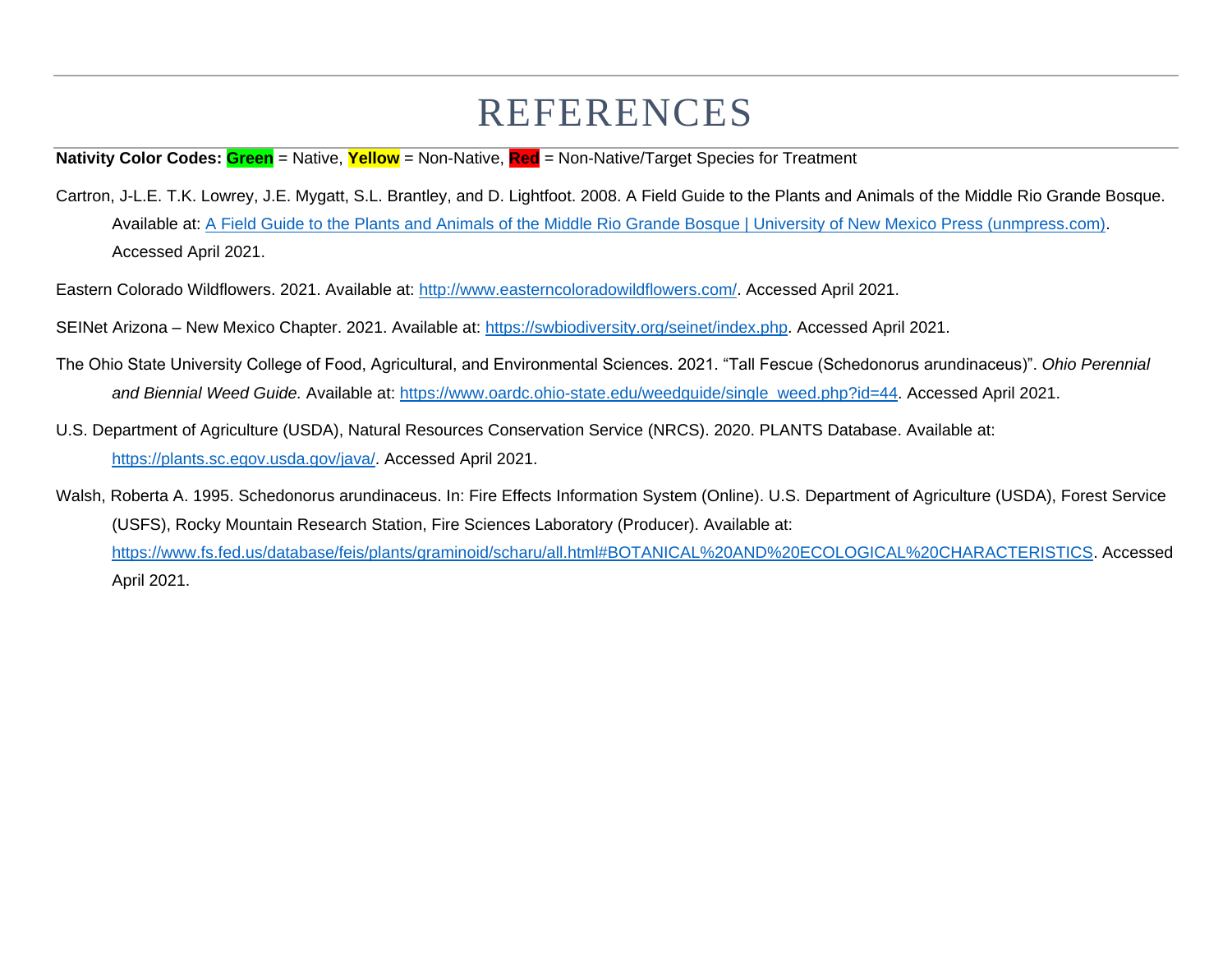# REFERENCES

**Nativity Color Codes: Green** = Native, **Yellow** = Non-Native, **Red** = Non-Native/Target Species for Treatment

Cartron, J-L.E. T.K. Lowrey, J.E. Mygatt, S.L. Brantley, and D. Lightfoot. 2008. A Field Guide to the Plants and Animals of the Middle Rio Grande Bosque. Available at: [A Field Guide to the Plants and Animals of the Middle Rio Grande Bosque | University of New Mexico Press (unmpress.com)](). Accessed April 2021.

Eastern Colorado Wildflowers. 2021. Available at: http://www.easterncoloradowildflowers.com/. Accessed April 2021.

SEINet Arizona – New Mexico Chapter. 2021. Available at: https://swbiodiversity.org/seinet/index.php. Accessed April 2021.

The Ohio State University College of Food, Agricultural, and Environmental Sciences. 2021. "Tall Fescue (Schedonorus arundinaceus)". *Ohio Perennial and Biennial Weed Guide.* Available at: https://www.oardc.ohio-state.edu/weedguide/single_weed.php?id=44. Accessed April 2021.

U.S. Department of Agriculture (USDA), Natural Resources Conservation Service (NRCS). 2020. PLANTS Database. Available at: https://plants.sc.egov.usda.gov/java/. Accessed April 2021.

Walsh, Roberta A. 1995. Schedonorus arundinaceus. In: Fire Effects Information System (Online). U.S. Department of Agriculture (USDA), Forest Service (USFS), Rocky Mountain Research Station, Fire Sciences Laboratory (Producer). Available at: https://www.fs.fed.us/database/feis/plants/graminoid/scharu/all.html#BOTANICAL%20AND%20ECOLOGICAL%20CHARACTERISTICS. Accessed April 2021.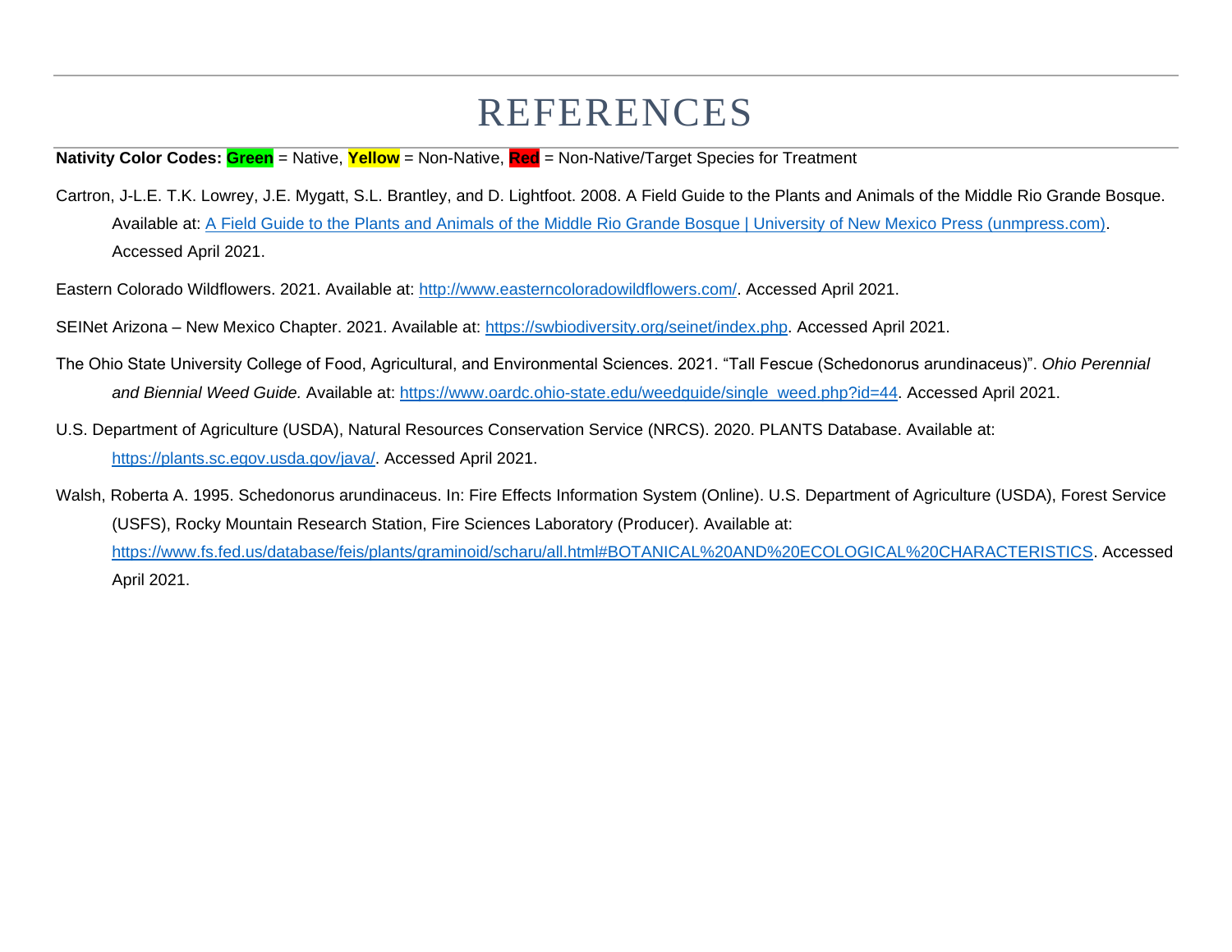# REFERENCES

**Nativity Color Codes: Green** = Native, **Yellow** = Non-Native, **Red** = Non-Native/Target Species for Treatment

Cartron, J-L.E. T.K. Lowrey, J.E. Mygatt, S.L. Brantley, and D. Lightfoot. 2008. A Field Guide to the Plants and Animals of the Middle Rio Grande Bosque. Available at: A Field Guide to the Plants and Animals of the Middle Rio Grande Bosque | University of New Mexico Press (unmpress.com). Accessed April 2021.

Eastern Colorado Wildflowers. 2021. Available at: http://www.easterncoloradowildflowers.com/. Accessed April 2021.

SEINet Arizona – New Mexico Chapter. 2021. Available at: https://swbiodiversity.org/seinet/index.php. Accessed April 2021.

The Ohio State University College of Food, Agricultural, and Environmental Sciences. 2021. "Tall Fescue (Schedonorus arundinaceus)". *Ohio Perennial and Biennial Weed Guide.* Available at: https://www.oardc.ohio-state.edu/weedguide/single_weed.php?id=44. Accessed April 2021.

U.S. Department of Agriculture (USDA), Natural Resources Conservation Service (NRCS). 2020. PLANTS Database. Available at: https://plants.sc.egov.usda.gov/java/. Accessed April 2021.

Walsh, Roberta A. 1995. Schedonorus arundinaceus. In: Fire Effects Information System (Online). U.S. Department of Agriculture (USDA), Forest Service (USFS), Rocky Mountain Research Station, Fire Sciences Laboratory (Producer). Available at: https://www.fs.fed.us/database/feis/plants/graminoid/scharu/all.html#BOTANICAL%20AND%20ECOLOGICAL%20CHARACTERISTICS. Accessed April 2021.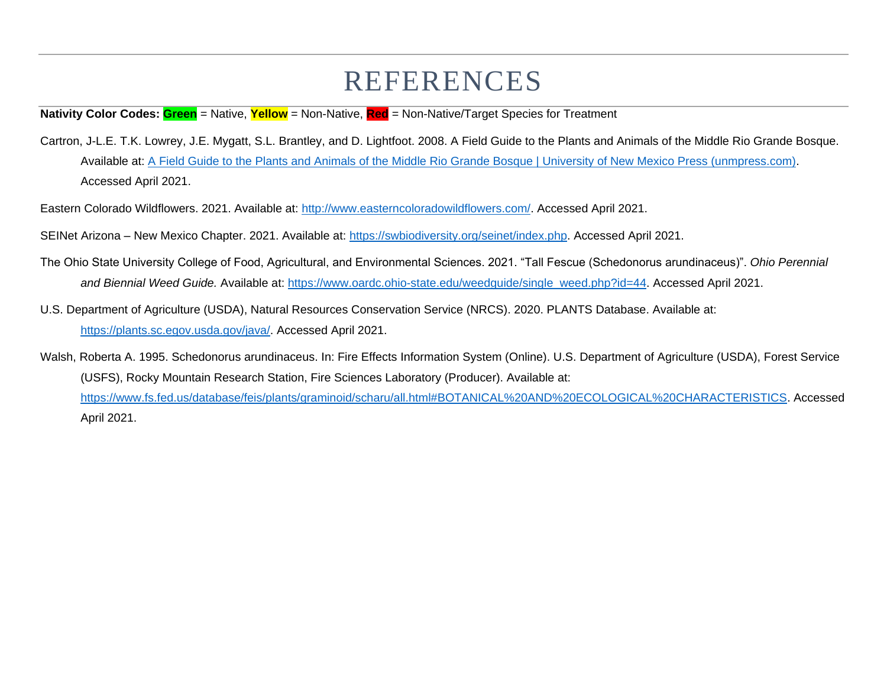# REFERENCES

**Nativity Color Codes: Green** = Native, **Yellow** = Non-Native, **Red** = Non-Native/Target Species for Treatment

Cartron, J-L.E. T.K. Lowrey, J.E. Mygatt, S.L. Brantley, and D. Lightfoot. 2008. A Field Guide to the Plants and Animals of the Middle Rio Grande Bosque. Available at: [A Field Guide to the Plants and Animals of the Middle Rio Grande Bosque | University of New Mexico Press (unmpress.com)](unmpress.com). Accessed April 2021.

Eastern Colorado Wildflowers. 2021. Available at: http://www.easterncoloradowildflowers.com/. Accessed April 2021.

SEINet Arizona – New Mexico Chapter. 2021. Available at: https://swbiodiversity.org/seinet/index.php. Accessed April 2021.

The Ohio State University College of Food, Agricultural, and Environmental Sciences. 2021. "Tall Fescue (Schedonorus arundinaceus)". *Ohio Perennial and Biennial Weed Guide.* Available at: https://www.oardc.ohio-state.edu/weedguide/single_weed.php?id=44. Accessed April 2021.

U.S. Department of Agriculture (USDA), Natural Resources Conservation Service (NRCS). 2020. PLANTS Database. Available at: https://plants.sc.egov.usda.gov/java/. Accessed April 2021.

Walsh, Roberta A. 1995. Schedonorus arundinaceus. In: Fire Effects Information System (Online). U.S. Department of Agriculture (USDA), Forest Service (USFS), Rocky Mountain Research Station, Fire Sciences Laboratory (Producer). Available at: https://www.fs.fed.us/database/feis/plants/graminoid/scharu/all.html#BOTANICAL%20AND%20ECOLOGICAL%20CHARACTERISTICS. Accessed April 2021.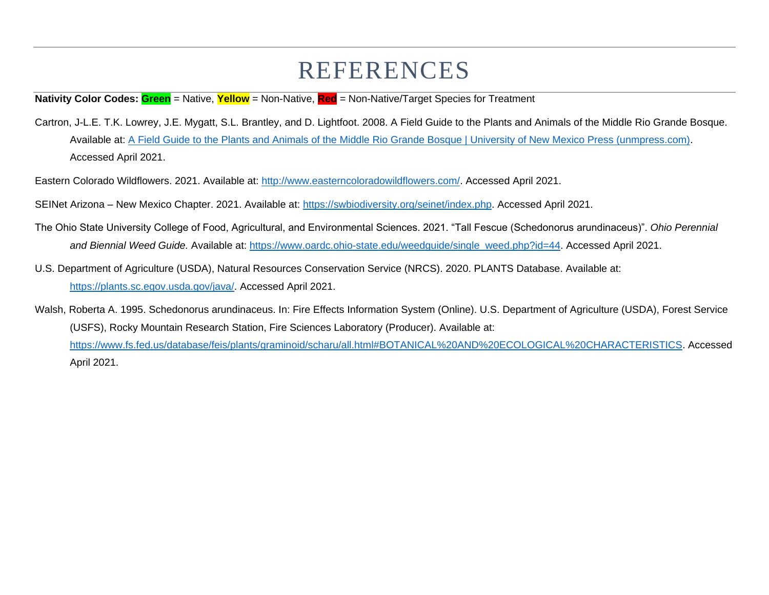# REFERENCES

**Nativity Color Codes: Green** = Native, **Yellow** = Non-Native, **Red** = Non-Native/Target Species for Treatment

Cartron, J-L.E. T.K. Lowrey, J.E. Mygatt, S.L. Brantley, and D. Lightfoot. 2008. A Field Guide to the Plants and Animals of the Middle Rio Grande Bosque. Available at: [A Field Guide to the Plants and Animals of the Middle Rio Grande Bosque | University of New Mexico Press (unmpress.com)](unmpress.com). Accessed April 2021.

Eastern Colorado Wildflowers. 2021. Available at: http://www.easterncoloradowildflowers.com/. Accessed April 2021.

SEINet Arizona – New Mexico Chapter. 2021. Available at: https://swbiodiversity.org/seinet/index.php. Accessed April 2021.

The Ohio State University College of Food, Agricultural, and Environmental Sciences. 2021. "Tall Fescue (Schedonorus arundinaceus)". *Ohio Perennial and Biennial Weed Guide.* Available at: https://www.oardc.ohio-state.edu/weedguide/single_weed.php?id=44. Accessed April 2021.

U.S. Department of Agriculture (USDA), Natural Resources Conservation Service (NRCS). 2020. PLANTS Database. Available at: https://plants.sc.egov.usda.gov/java/. Accessed April 2021.

Walsh, Roberta A. 1995. Schedonorus arundinaceus. In: Fire Effects Information System (Online). U.S. Department of Agriculture (USDA), Forest Service (USFS), Rocky Mountain Research Station, Fire Sciences Laboratory (Producer). Available at: https://www.fs.fed.us/database/feis/plants/graminoid/scharu/all.html#BOTANICAL%20AND%20ECOLOGICAL%20CHARACTERISTICS. Accessed April 2021.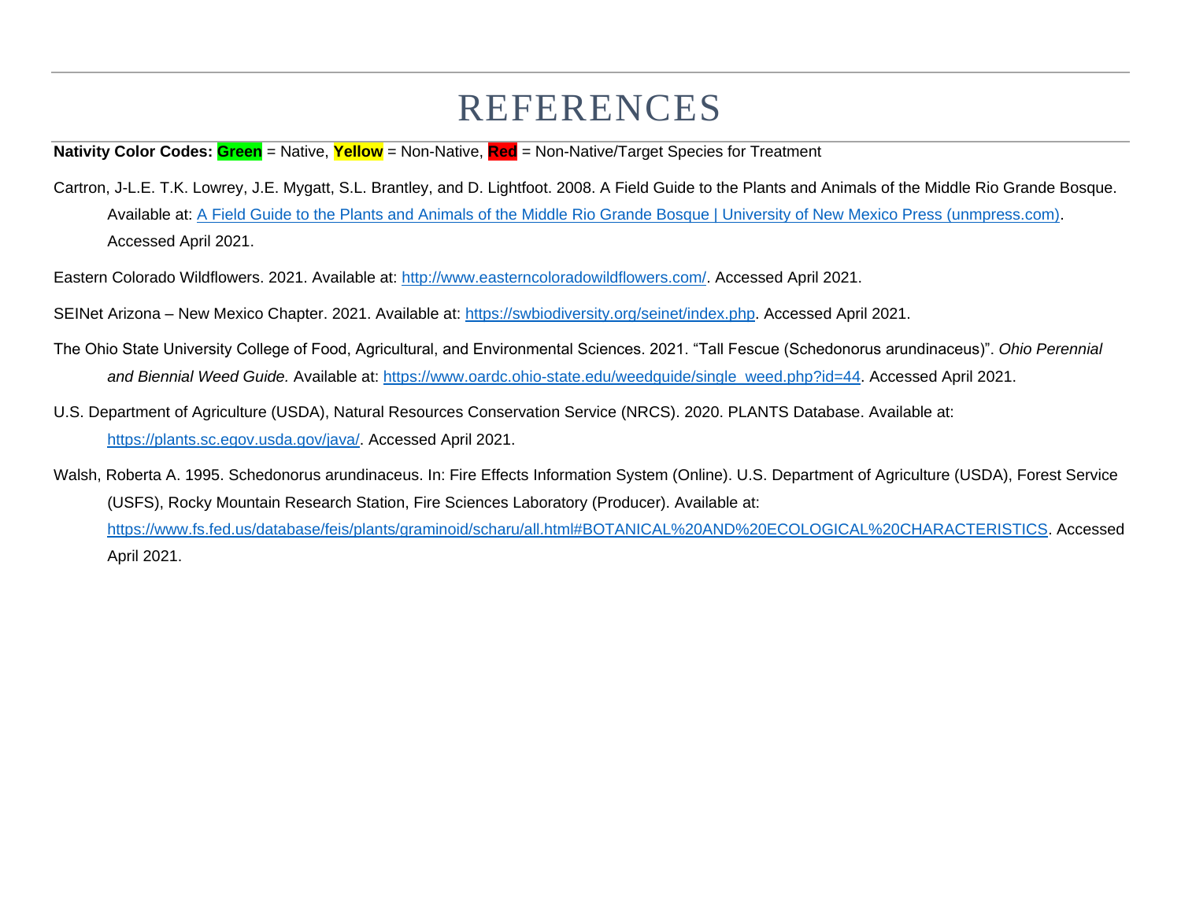# REFERENCES

**Nativity Color Codes: Green** = Native, **Yellow** = Non-Native, **Red** = Non-Native/Target Species for Treatment

Cartron, J-L.E. T.K. Lowrey, J.E. Mygatt, S.L. Brantley, and D. Lightfoot. 2008. A Field Guide to the Plants and Animals of the Middle Rio Grande Bosque. Available at: A Field Guide to the Plants and Animals of the Middle Rio Grande Bosque | University of New Mexico Press (unmpress.com). Accessed April 2021.

Eastern Colorado Wildflowers. 2021. Available at: http://www.easterncoloradowildflowers.com/. Accessed April 2021.

SEINet Arizona – New Mexico Chapter. 2021. Available at: https://swbiodiversity.org/seinet/index.php. Accessed April 2021.

The Ohio State University College of Food, Agricultural, and Environmental Sciences. 2021. "Tall Fescue (Schedonorus arundinaceus)". *Ohio Perennial and Biennial Weed Guide.* Available at: https://www.oardc.ohio-state.edu/weedguide/single_weed.php?id=44. Accessed April 2021.

U.S. Department of Agriculture (USDA), Natural Resources Conservation Service (NRCS). 2020. PLANTS Database. Available at: https://plants.sc.egov.usda.gov/java/. Accessed April 2021.

Walsh, Roberta A. 1995. Schedonorus arundinaceus. In: Fire Effects Information System (Online). U.S. Department of Agriculture (USDA), Forest Service (USFS), Rocky Mountain Research Station, Fire Sciences Laboratory (Producer). Available at: https://www.fs.fed.us/database/feis/plants/graminoid/scharu/all.html#BOTANICAL%20AND%20ECOLOGICAL%20CHARACTERISTICS. Accessed April 2021.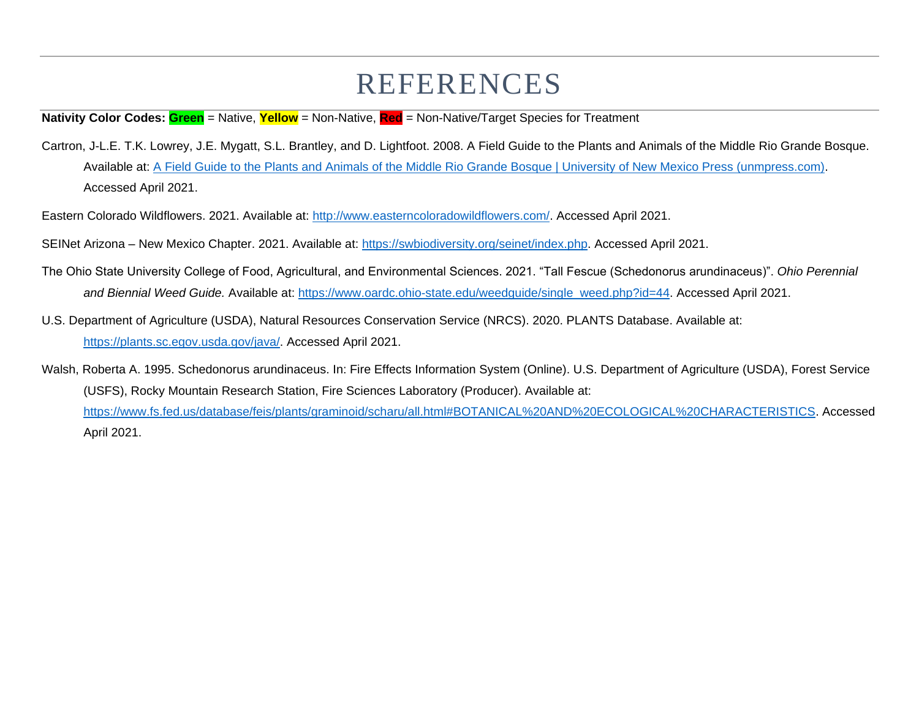# REFERENCES

**Nativity Color Codes: Green** = Native, **Yellow** = Non-Native, **Red** = Non-Native/Target Species for Treatment

Cartron, J-L.E. T.K. Lowrey, J.E. Mygatt, S.L. Brantley, and D. Lightfoot. 2008. A Field Guide to the Plants and Animals of the Middle Rio Grande Bosque. Available at: A Field Guide to the Plants and Animals of the Middle Rio Grande Bosque | University of New Mexico Press (unmpress.com). Accessed April 2021.

Eastern Colorado Wildflowers. 2021. Available at: http://www.easterncoloradowildflowers.com/. Accessed April 2021.

SEINet Arizona – New Mexico Chapter. 2021. Available at: https://swbiodiversity.org/seinet/index.php. Accessed April 2021.

The Ohio State University College of Food, Agricultural, and Environmental Sciences. 2021. "Tall Fescue (Schedonorus arundinaceus)". *Ohio Perennial and Biennial Weed Guide.* Available at: https://www.oardc.ohio-state.edu/weedguide/single_weed.php?id=44. Accessed April 2021.

U.S. Department of Agriculture (USDA), Natural Resources Conservation Service (NRCS). 2020. PLANTS Database. Available at: https://plants.sc.egov.usda.gov/java/. Accessed April 2021.

Walsh, Roberta A. 1995. Schedonorus arundinaceus. In: Fire Effects Information System (Online). U.S. Department of Agriculture (USDA), Forest Service (USFS), Rocky Mountain Research Station, Fire Sciences Laboratory (Producer). Available at: https://www.fs.fed.us/database/feis/plants/graminoid/scharu/all.html#BOTANICAL%20AND%20ECOLOGICAL%20CHARACTERISTICS. Accessed April 2021.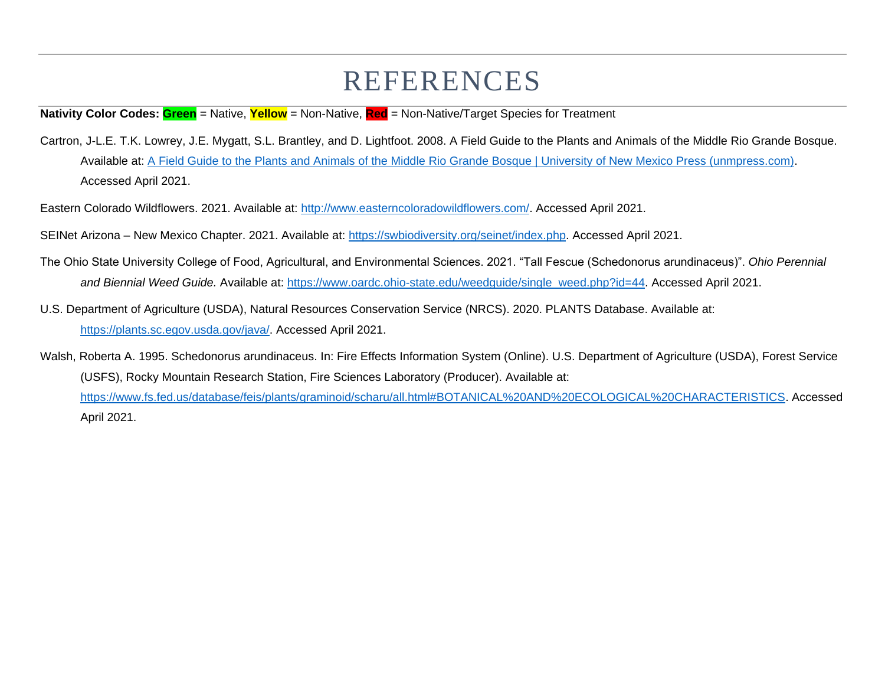# REFERENCES

**Nativity Color Codes: Green** = Native, **Yellow** = Non-Native, **Red** = Non-Native/Target Species for Treatment

Cartron, J-L.E. T.K. Lowrey, J.E. Mygatt, S.L. Brantley, and D. Lightfoot. 2008. A Field Guide to the Plants and Animals of the Middle Rio Grande Bosque. Available at: [A Field Guide to the Plants and Animals of the Middle Rio Grande Bosque | University of New Mexico Press (unmpress.com)](unmpress.com). Accessed April 2021.

Eastern Colorado Wildflowers. 2021. Available at: http://www.easterncoloradowildflowers.com/. Accessed April 2021.

SEINet Arizona – New Mexico Chapter. 2021. Available at: https://swbiodiversity.org/seinet/index.php. Accessed April 2021.

The Ohio State University College of Food, Agricultural, and Environmental Sciences. 2021. "Tall Fescue (Schedonorus arundinaceus)". *Ohio Perennial and Biennial Weed Guide.* Available at: https://www.oardc.ohio-state.edu/weedguide/single_weed.php?id=44. Accessed April 2021.

U.S. Department of Agriculture (USDA), Natural Resources Conservation Service (NRCS). 2020. PLANTS Database. Available at: https://plants.sc.egov.usda.gov/java/. Accessed April 2021.

Walsh, Roberta A. 1995. Schedonorus arundinaceus. In: Fire Effects Information System (Online). U.S. Department of Agriculture (USDA), Forest Service (USFS), Rocky Mountain Research Station, Fire Sciences Laboratory (Producer). Available at: https://www.fs.fed.us/database/feis/plants/graminoid/scharu/all.html#BOTANICAL%20AND%20ECOLOGICAL%20CHARACTERISTICS. Accessed April 2021.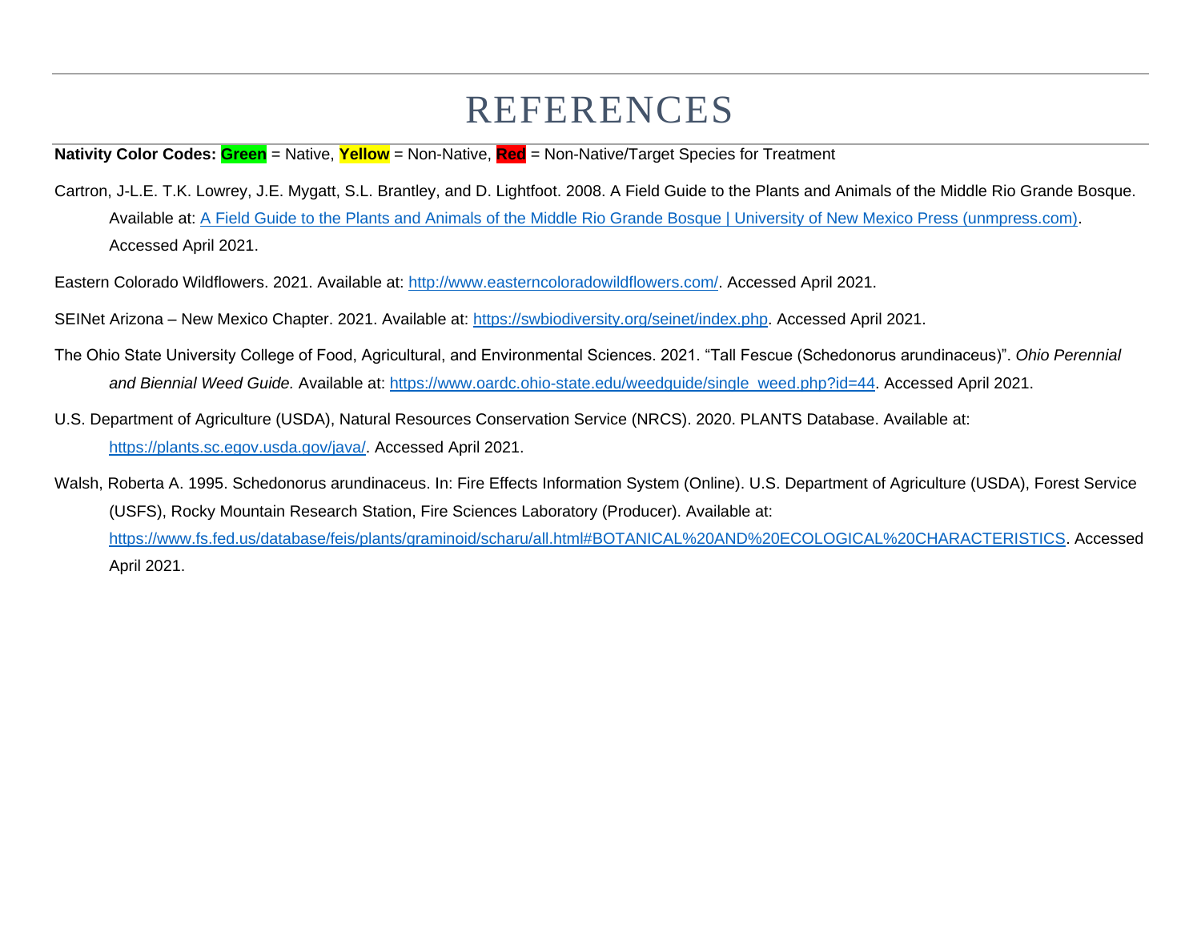# REFERENCES

**Nativity Color Codes: Green** = Native, **Yellow** = Non-Native, **Red** = Non-Native/Target Species for Treatment

Cartron, J-L.E. T.K. Lowrey, J.E. Mygatt, S.L. Brantley, and D. Lightfoot. 2008. A Field Guide to the Plants and Animals of the Middle Rio Grande Bosque. Available at: A Field Guide to the Plants and Animals of the Middle Rio Grande Bosque | University of New Mexico Press (unmpress.com). Accessed April 2021.

Eastern Colorado Wildflowers. 2021. Available at: http://www.easterncoloradowildflowers.com/. Accessed April 2021.

SEINet Arizona – New Mexico Chapter. 2021. Available at: https://swbiodiversity.org/seinet/index.php. Accessed April 2021.

The Ohio State University College of Food, Agricultural, and Environmental Sciences. 2021. "Tall Fescue (Schedonorus arundinaceus)". *Ohio Perennial and Biennial Weed Guide.* Available at: https://www.oardc.ohio-state.edu/weedguide/single_weed.php?id=44. Accessed April 2021.

U.S. Department of Agriculture (USDA), Natural Resources Conservation Service (NRCS). 2020. PLANTS Database. Available at: https://plants.sc.egov.usda.gov/java/. Accessed April 2021.

Walsh, Roberta A. 1995. Schedonorus arundinaceus. In: Fire Effects Information System (Online). U.S. Department of Agriculture (USDA), Forest Service (USFS), Rocky Mountain Research Station, Fire Sciences Laboratory (Producer). Available at: https://www.fs.fed.us/database/feis/plants/graminoid/scharu/all.html#BOTANICAL%20AND%20ECOLOGICAL%20CHARACTERISTICS. Accessed April 2021.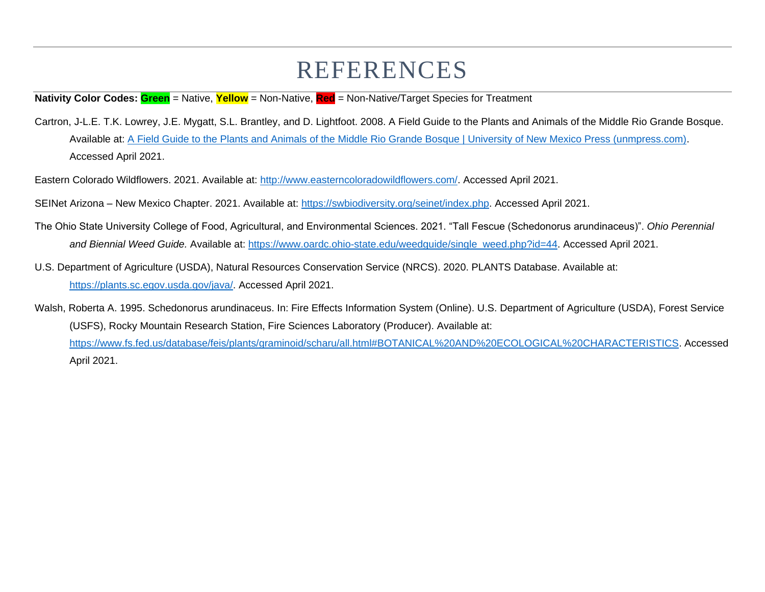# REFERENCES

**Nativity Color Codes: Green** = Native, **Yellow** = Non-Native, **Red** = Non-Native/Target Species for Treatment

Cartron, J-L.E. T.K. Lowrey, J.E. Mygatt, S.L. Brantley, and D. Lightfoot. 2008. A Field Guide to the Plants and Animals of the Middle Rio Grande Bosque. Available at: A Field Guide to the Plants and Animals of the Middle Rio Grande Bosque | University of New Mexico Press (unmpress.com). Accessed April 2021.

Eastern Colorado Wildflowers. 2021. Available at: http://www.easterncoloradowildflowers.com/. Accessed April 2021.

SEINet Arizona – New Mexico Chapter. 2021. Available at: https://swbiodiversity.org/seinet/index.php. Accessed April 2021.

The Ohio State University College of Food, Agricultural, and Environmental Sciences. 2021. "Tall Fescue (Schedonorus arundinaceus)". *Ohio Perennial and Biennial Weed Guide.* Available at: https://www.oardc.ohio-state.edu/weedguide/single_weed.php?id=44. Accessed April 2021.

U.S. Department of Agriculture (USDA), Natural Resources Conservation Service (NRCS). 2020. PLANTS Database. Available at: https://plants.sc.egov.usda.gov/java/. Accessed April 2021.

Walsh, Roberta A. 1995. Schedonorus arundinaceus. In: Fire Effects Information System (Online). U.S. Department of Agriculture (USDA), Forest Service (USFS), Rocky Mountain Research Station, Fire Sciences Laboratory (Producer). Available at: https://www.fs.fed.us/database/feis/plants/graminoid/scharu/all.html#BOTANICAL%20AND%20ECOLOGICAL%20CHARACTERISTICS. Accessed April 2021.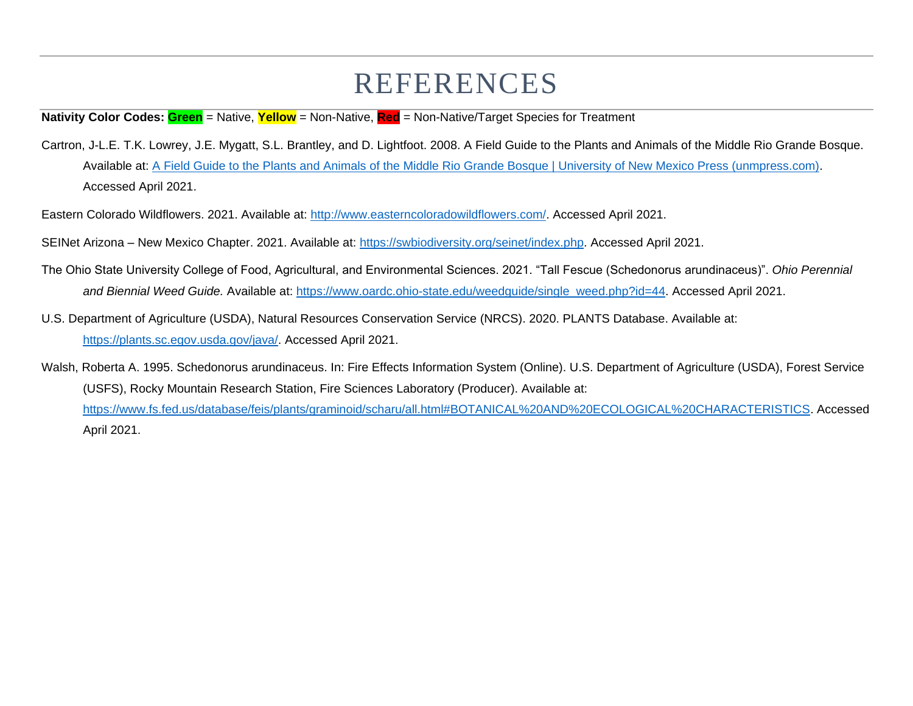# REFERENCES

**Nativity Color Codes: Green** = Native, **Yellow** = Non-Native, **Red** = Non-Native/Target Species for Treatment

Cartron, J-L.E. T.K. Lowrey, J.E. Mygatt, S.L. Brantley, and D. Lightfoot. 2008. A Field Guide to the Plants and Animals of the Middle Rio Grande Bosque. Available at: A Field Guide to the Plants and Animals of the Middle Rio Grande Bosque | University of New Mexico Press (unmpress.com). Accessed April 2021.

Eastern Colorado Wildflowers. 2021. Available at: http://www.easterncoloradowildflowers.com/. Accessed April 2021.

SEINet Arizona – New Mexico Chapter. 2021. Available at: https://swbiodiversity.org/seinet/index.php. Accessed April 2021.

The Ohio State University College of Food, Agricultural, and Environmental Sciences. 2021. "Tall Fescue (Schedonorus arundinaceus)". *Ohio Perennial and Biennial Weed Guide.* Available at: https://www.oardc.ohio-state.edu/weedguide/single_weed.php?id=44. Accessed April 2021.

U.S. Department of Agriculture (USDA), Natural Resources Conservation Service (NRCS). 2020. PLANTS Database. Available at: https://plants.sc.egov.usda.gov/java/. Accessed April 2021.

Walsh, Roberta A. 1995. Schedonorus arundinaceus. In: Fire Effects Information System (Online). U.S. Department of Agriculture (USDA), Forest Service (USFS), Rocky Mountain Research Station, Fire Sciences Laboratory (Producer). Available at: https://www.fs.fed.us/database/feis/plants/graminoid/scharu/all.html#BOTANICAL%20AND%20ECOLOGICAL%20CHARACTERISTICS. Accessed April 2021.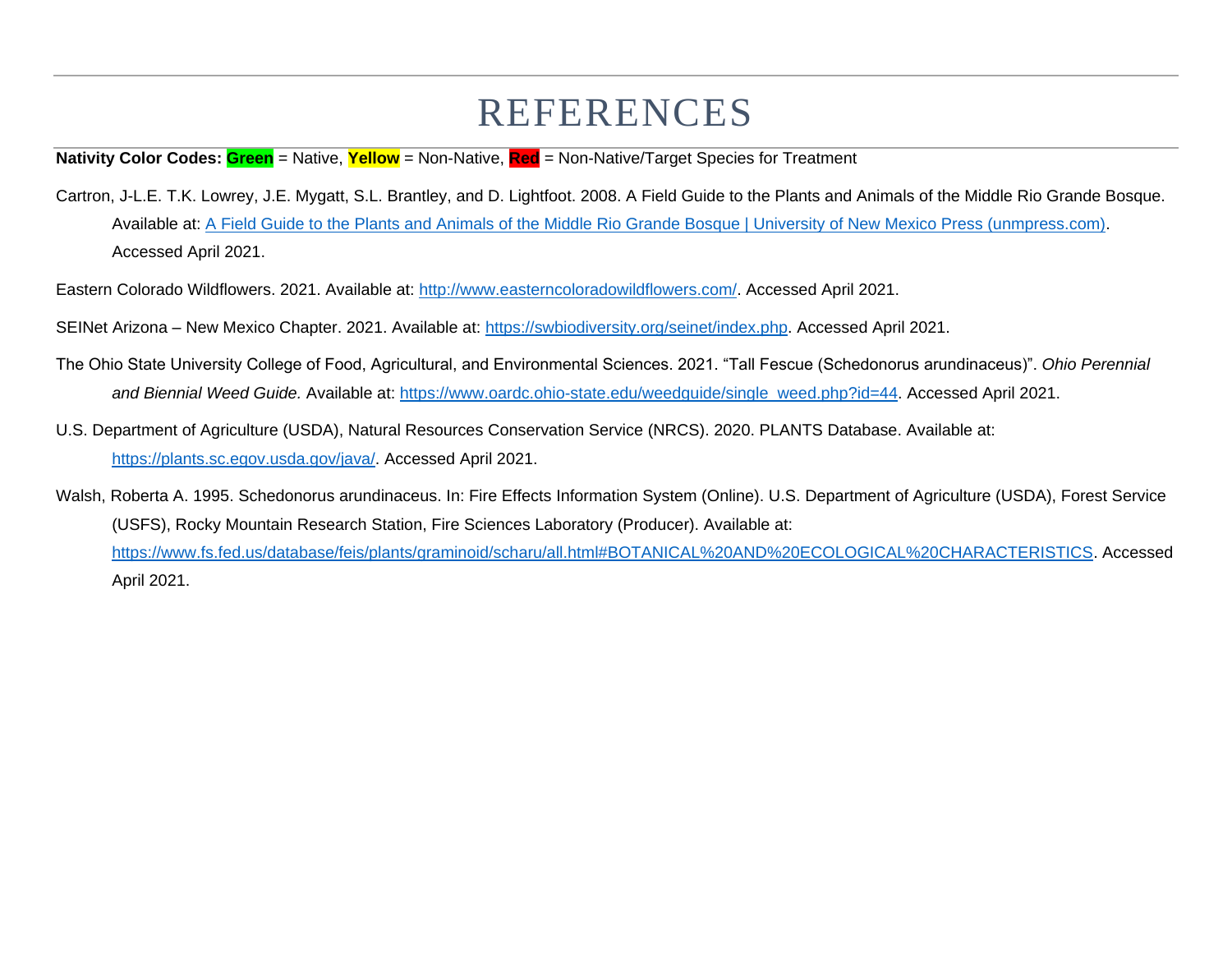# REFERENCES

**Nativity Color Codes: Green** = Native, **Yellow** = Non-Native, **Red** = Non-Native/Target Species for Treatment

Cartron, J-L.E. T.K. Lowrey, J.E. Mygatt, S.L. Brantley, and D. Lightfoot. 2008. A Field Guide to the Plants and Animals of the Middle Rio Grande Bosque. Available at: A Field Guide to the Plants and Animals of the Middle Rio Grande Bosque | University of New Mexico Press (unmpress.com). Accessed April 2021.

Eastern Colorado Wildflowers. 2021. Available at: http://www.easterncoloradowildflowers.com/. Accessed April 2021.

SEINet Arizona – New Mexico Chapter. 2021. Available at: https://swbiodiversity.org/seinet/index.php. Accessed April 2021.

The Ohio State University College of Food, Agricultural, and Environmental Sciences. 2021. "Tall Fescue (Schedonorus arundinaceus)". *Ohio Perennial and Biennial Weed Guide.* Available at: https://www.oardc.ohio-state.edu/weedguide/single_weed.php?id=44. Accessed April 2021.

U.S. Department of Agriculture (USDA), Natural Resources Conservation Service (NRCS). 2020. PLANTS Database. Available at: https://plants.sc.egov.usda.gov/java/. Accessed April 2021.

Walsh, Roberta A. 1995. Schedonorus arundinaceus. In: Fire Effects Information System (Online). U.S. Department of Agriculture (USDA), Forest Service (USFS), Rocky Mountain Research Station, Fire Sciences Laboratory (Producer). Available at: https://www.fs.fed.us/database/feis/plants/graminoid/scharu/all.html#BOTANICAL%20AND%20ECOLOGICAL%20CHARACTERISTICS. Accessed April 2021.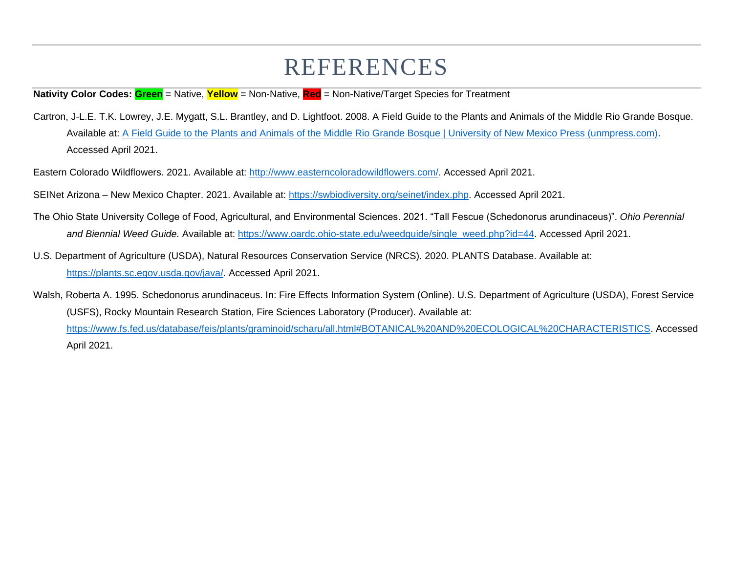# REFERENCES

**Nativity Color Codes: Green** = Native, **Yellow** = Non-Native, **Red** = Non-Native/Target Species for Treatment

Cartron, J-L.E. T.K. Lowrey, J.E. Mygatt, S.L. Brantley, and D. Lightfoot. 2008. A Field Guide to the Plants and Animals of the Middle Rio Grande Bosque. Available at: [A Field Guide to the Plants and Animals of the Middle Rio Grande Bosque | University of New Mexico Press (unmpress.com)](unmpress.com). Accessed April 2021.

Eastern Colorado Wildflowers. 2021. Available at: http://www.easterncoloradowildflowers.com/. Accessed April 2021.

SEINet Arizona – New Mexico Chapter. 2021. Available at: https://swbiodiversity.org/seinet/index.php. Accessed April 2021.

The Ohio State University College of Food, Agricultural, and Environmental Sciences. 2021. "Tall Fescue (Schedonorus arundinaceus)". *Ohio Perennial and Biennial Weed Guide.* Available at: https://www.oardc.ohio-state.edu/weedguide/single_weed.php?id=44. Accessed April 2021.

U.S. Department of Agriculture (USDA), Natural Resources Conservation Service (NRCS). 2020. PLANTS Database. Available at: https://plants.sc.egov.usda.gov/java/. Accessed April 2021.

Walsh, Roberta A. 1995. Schedonorus arundinaceus. In: Fire Effects Information System (Online). U.S. Department of Agriculture (USDA), Forest Service (USFS), Rocky Mountain Research Station, Fire Sciences Laboratory (Producer). Available at: https://www.fs.fed.us/database/feis/plants/graminoid/scharu/all.html#BOTANICAL%20AND%20ECOLOGICAL%20CHARACTERISTICS. Accessed April 2021.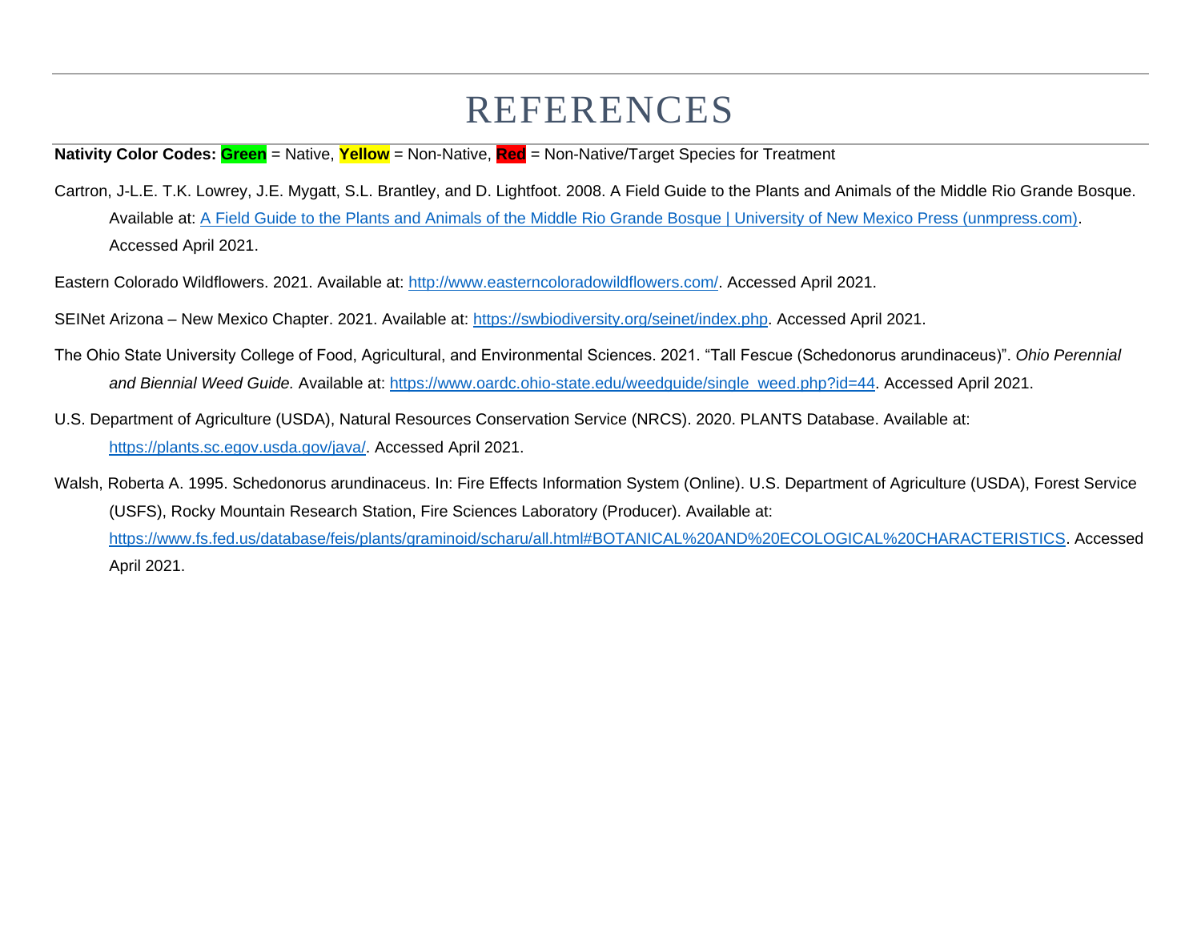# REFERENCES

**Nativity Color Codes: Green** = Native, **Yellow** = Non-Native, **Red** = Non-Native/Target Species for Treatment

Cartron, J-L.E. T.K. Lowrey, J.E. Mygatt, S.L. Brantley, and D. Lightfoot. 2008. A Field Guide to the Plants and Animals of the Middle Rio Grande Bosque. Available at: A Field Guide to the Plants and Animals of the Middle Rio Grande Bosque | University of New Mexico Press (unmpress.com). Accessed April 2021.

Eastern Colorado Wildflowers. 2021. Available at: http://www.easterncoloradowildflowers.com/. Accessed April 2021.

SEINet Arizona – New Mexico Chapter. 2021. Available at: https://swbiodiversity.org/seinet/index.php. Accessed April 2021.

The Ohio State University College of Food, Agricultural, and Environmental Sciences. 2021. "Tall Fescue (Schedonorus arundinaceus)". *Ohio Perennial and Biennial Weed Guide.* Available at: https://www.oardc.ohio-state.edu/weedguide/single_weed.php?id=44. Accessed April 2021.

U.S. Department of Agriculture (USDA), Natural Resources Conservation Service (NRCS). 2020. PLANTS Database. Available at: https://plants.sc.egov.usda.gov/java/. Accessed April 2021.

Walsh, Roberta A. 1995. Schedonorus arundinaceus. In: Fire Effects Information System (Online). U.S. Department of Agriculture (USDA), Forest Service (USFS), Rocky Mountain Research Station, Fire Sciences Laboratory (Producer). Available at: https://www.fs.fed.us/database/feis/plants/graminoid/scharu/all.html#BOTANICAL%20AND%20ECOLOGICAL%20CHARACTERISTICS. Accessed April 2021.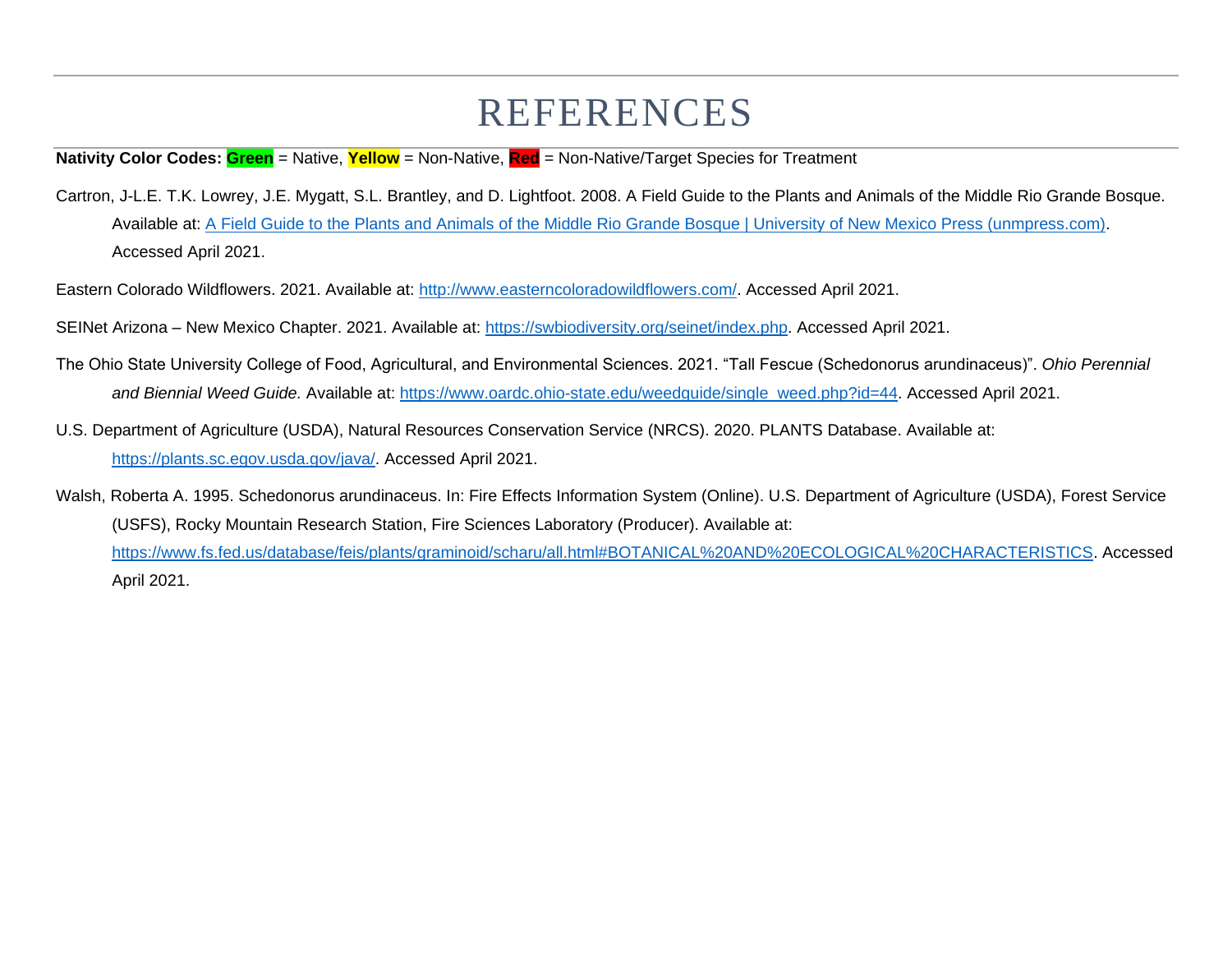# REFERENCES

**Nativity Color Codes: Green** = Native, **Yellow** = Non-Native, **Red** = Non-Native/Target Species for Treatment

Cartron, J-L.E. T.K. Lowrey, J.E. Mygatt, S.L. Brantley, and D. Lightfoot. 2008. A Field Guide to the Plants and Animals of the Middle Rio Grande Bosque. Available at: A Field Guide to the Plants and Animals of the Middle Rio Grande Bosque | University of New Mexico Press (unmpress.com). Accessed April 2021.

Eastern Colorado Wildflowers. 2021. Available at: http://www.easterncoloradowildflowers.com/. Accessed April 2021.

SEINet Arizona – New Mexico Chapter. 2021. Available at: https://swbiodiversity.org/seinet/index.php. Accessed April 2021.

The Ohio State University College of Food, Agricultural, and Environmental Sciences. 2021. "Tall Fescue (Schedonorus arundinaceus)". *Ohio Perennial and Biennial Weed Guide.* Available at: https://www.oardc.ohio-state.edu/weedguide/single_weed.php?id=44. Accessed April 2021.

U.S. Department of Agriculture (USDA), Natural Resources Conservation Service (NRCS). 2020. PLANTS Database. Available at: https://plants.sc.egov.usda.gov/java/. Accessed April 2021.

Walsh, Roberta A. 1995. Schedonorus arundinaceus. In: Fire Effects Information System (Online). U.S. Department of Agriculture (USDA), Forest Service (USFS), Rocky Mountain Research Station, Fire Sciences Laboratory (Producer). Available at: https://www.fs.fed.us/database/feis/plants/graminoid/scharu/all.html#BOTANICAL%20AND%20ECOLOGICAL%20CHARACTERISTICS. Accessed April 2021.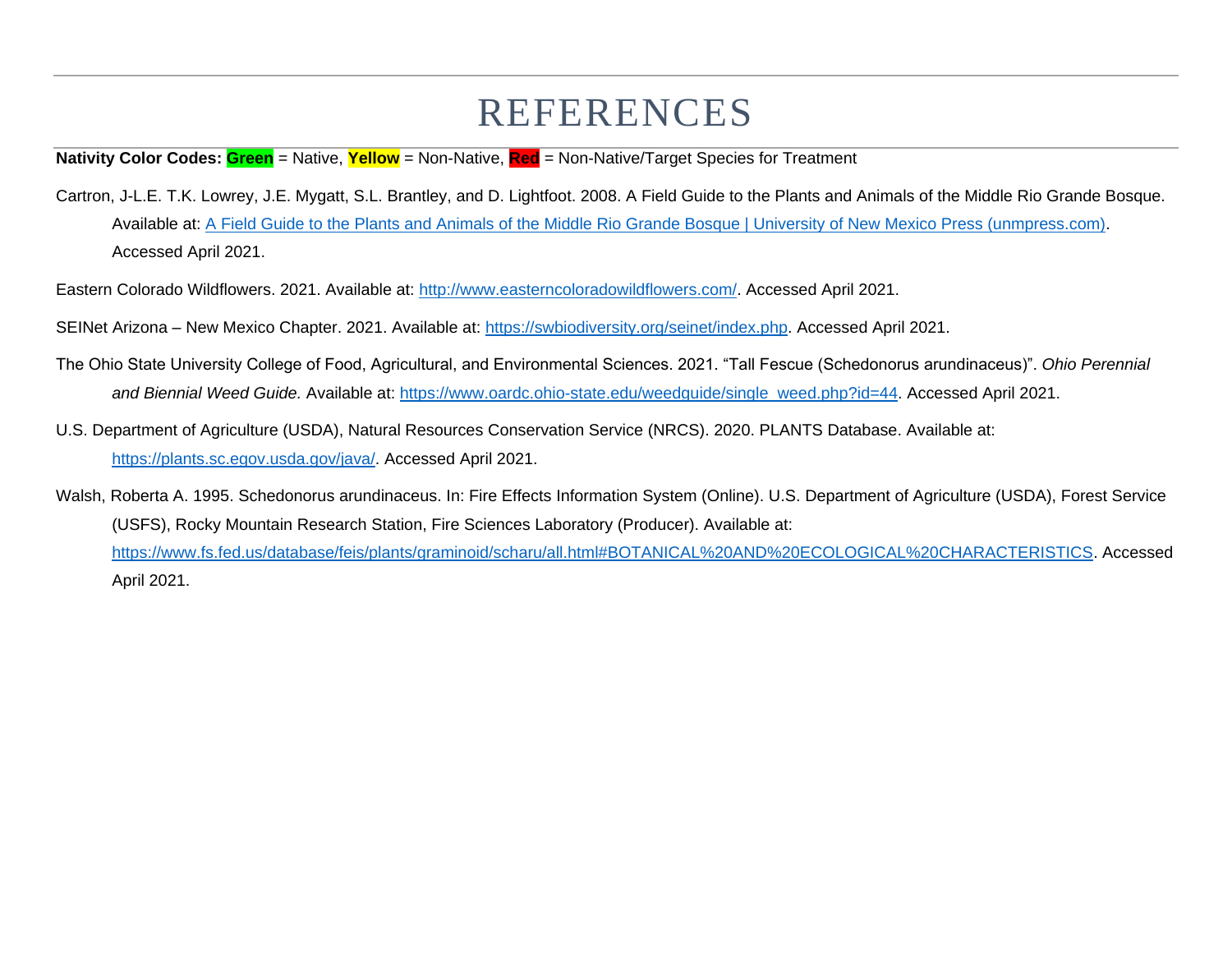# REFERENCES

**Nativity Color Codes: Green** = Native, **Yellow** = Non-Native, **Red** = Non-Native/Target Species for Treatment

Cartron, J-L.E. T.K. Lowrey, J.E. Mygatt, S.L. Brantley, and D. Lightfoot. 2008. A Field Guide to the Plants and Animals of the Middle Rio Grande Bosque. Available at: A Field Guide to the Plants and Animals of the Middle Rio Grande Bosque | University of New Mexico Press (unmpress.com). Accessed April 2021.

Eastern Colorado Wildflowers. 2021. Available at: http://www.easterncoloradowildflowers.com/. Accessed April 2021.

SEINet Arizona – New Mexico Chapter. 2021. Available at: https://swbiodiversity.org/seinet/index.php. Accessed April 2021.

The Ohio State University College of Food, Agricultural, and Environmental Sciences. 2021. "Tall Fescue (Schedonorus arundinaceus)". *Ohio Perennial and Biennial Weed Guide.* Available at: https://www.oardc.ohio-state.edu/weedguide/single_weed.php?id=44. Accessed April 2021.

U.S. Department of Agriculture (USDA), Natural Resources Conservation Service (NRCS). 2020. PLANTS Database. Available at: https://plants.sc.egov.usda.gov/java/. Accessed April 2021.

Walsh, Roberta A. 1995. Schedonorus arundinaceus. In: Fire Effects Information System (Online). U.S. Department of Agriculture (USDA), Forest Service (USFS), Rocky Mountain Research Station, Fire Sciences Laboratory (Producer). Available at: https://www.fs.fed.us/database/feis/plants/graminoid/scharu/all.html#BOTANICAL%20AND%20ECOLOGICAL%20CHARACTERISTICS. Accessed April 2021.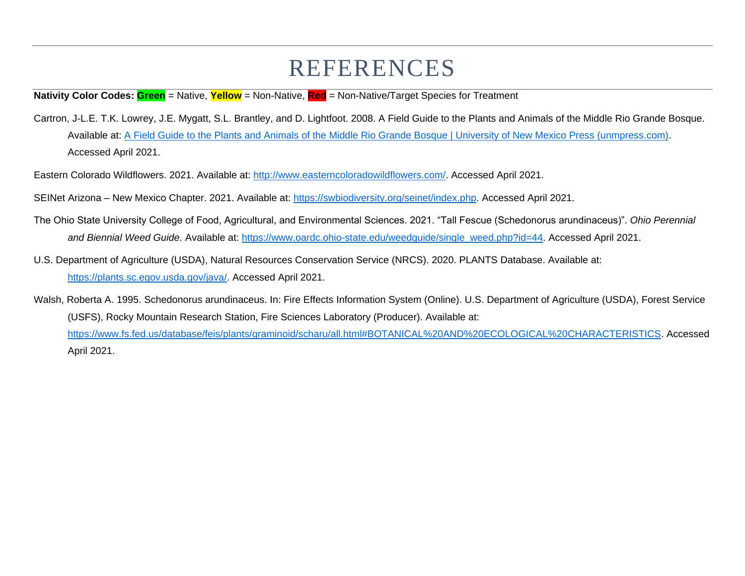# REFERENCES

**Nativity Color Codes: Green** = Native, **Yellow** = Non-Native, **Red** = Non-Native/Target Species for Treatment

Cartron, J-L.E. T.K. Lowrey, J.E. Mygatt, S.L. Brantley, and D. Lightfoot. 2008. A Field Guide to the Plants and Animals of the Middle Rio Grande Bosque. Available at: [A Field Guide to the Plants and Animals of the Middle Rio Grande Bosque | University of New Mexico Press (unmpress.com)](). Accessed April 2021.

Eastern Colorado Wildflowers. 2021. Available at: http://www.easterncoloradowildflowers.com/. Accessed April 2021.

SEINet Arizona – New Mexico Chapter. 2021. Available at: https://swbiodiversity.org/seinet/index.php. Accessed April 2021.

The Ohio State University College of Food, Agricultural, and Environmental Sciences. 2021. "Tall Fescue (Schedonorus arundinaceus)". *Ohio Perennial and Biennial Weed Guide.* Available at: https://www.oardc.ohio-state.edu/weedguide/single_weed.php?id=44. Accessed April 2021.

U.S. Department of Agriculture (USDA), Natural Resources Conservation Service (NRCS). 2020. PLANTS Database. Available at: https://plants.sc.egov.usda.gov/java/. Accessed April 2021.

Walsh, Roberta A. 1995. Schedonorus arundinaceus. In: Fire Effects Information System (Online). U.S. Department of Agriculture (USDA), Forest Service (USFS), Rocky Mountain Research Station, Fire Sciences Laboratory (Producer). Available at: https://www.fs.fed.us/database/feis/plants/graminoid/scharu/all.html#BOTANICAL%20AND%20ECOLOGICAL%20CHARACTERISTICS. Accessed April 2021.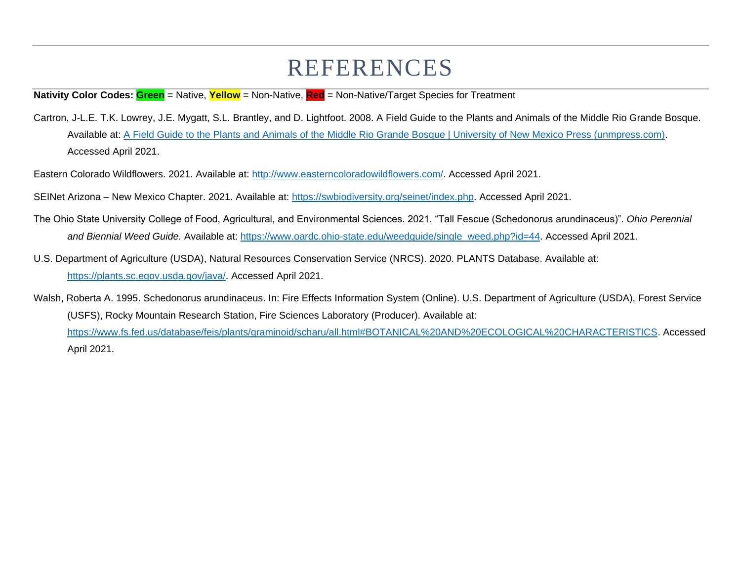# REFERENCES

**Nativity Color Codes: Green** = Native, **Yellow** = Non-Native, **Red** = Non-Native/Target Species for Treatment

Cartron, J-L.E. T.K. Lowrey, J.E. Mygatt, S.L. Brantley, and D. Lightfoot. 2008. A Field Guide to the Plants and Animals of the Middle Rio Grande Bosque. Available at: A Field Guide to the Plants and Animals of the Middle Rio Grande Bosque | University of New Mexico Press (unmpress.com). Accessed April 2021.

Eastern Colorado Wildflowers. 2021. Available at: http://www.easterncoloradowildflowers.com/. Accessed April 2021.

SEINet Arizona – New Mexico Chapter. 2021. Available at: https://swbiodiversity.org/seinet/index.php. Accessed April 2021.

The Ohio State University College of Food, Agricultural, and Environmental Sciences. 2021. "Tall Fescue (Schedonorus arundinaceus)". *Ohio Perennial and Biennial Weed Guide.* Available at: https://www.oardc.ohio-state.edu/weedguide/single_weed.php?id=44. Accessed April 2021.

U.S. Department of Agriculture (USDA), Natural Resources Conservation Service (NRCS). 2020. PLANTS Database. Available at: https://plants.sc.egov.usda.gov/java/. Accessed April 2021.

Walsh, Roberta A. 1995. Schedonorus arundinaceus. In: Fire Effects Information System (Online). U.S. Department of Agriculture (USDA), Forest Service (USFS), Rocky Mountain Research Station, Fire Sciences Laboratory (Producer). Available at: https://www.fs.fed.us/database/feis/plants/graminoid/scharu/all.html#BOTANICAL%20AND%20ECOLOGICAL%20CHARACTERISTICS. Accessed April 2021.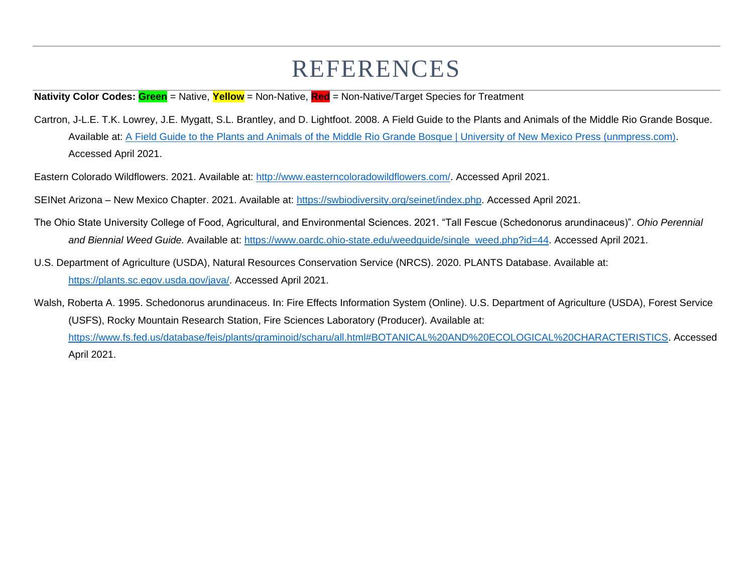# REFERENCES

**Nativity Color Codes: Green** = Native, **Yellow** = Non-Native, **Red** = Non-Native/Target Species for Treatment

Cartron, J-L.E. T.K. Lowrey, J.E. Mygatt, S.L. Brantley, and D. Lightfoot. 2008. A Field Guide to the Plants and Animals of the Middle Rio Grande Bosque. Available at: A Field Guide to the Plants and Animals of the Middle Rio Grande Bosque | University of New Mexico Press (unmpress.com). Accessed April 2021.

Eastern Colorado Wildflowers. 2021. Available at: http://www.easterncoloradowildflowers.com/. Accessed April 2021.

SEINet Arizona – New Mexico Chapter. 2021. Available at: https://swbiodiversity.org/seinet/index.php. Accessed April 2021.

The Ohio State University College of Food, Agricultural, and Environmental Sciences. 2021. "Tall Fescue (Schedonorus arundinaceus)". *Ohio Perennial and Biennial Weed Guide.* Available at: https://www.oardc.ohio-state.edu/weedguide/single_weed.php?id=44. Accessed April 2021.

U.S. Department of Agriculture (USDA), Natural Resources Conservation Service (NRCS). 2020. PLANTS Database. Available at: https://plants.sc.egov.usda.gov/java/. Accessed April 2021.

Walsh, Roberta A. 1995. Schedonorus arundinaceus. In: Fire Effects Information System (Online). U.S. Department of Agriculture (USDA), Forest Service (USFS), Rocky Mountain Research Station, Fire Sciences Laboratory (Producer). Available at: https://www.fs.fed.us/database/feis/plants/graminoid/scharu/all.html#BOTANICAL%20AND%20ECOLOGICAL%20CHARACTERISTICS. Accessed April 2021.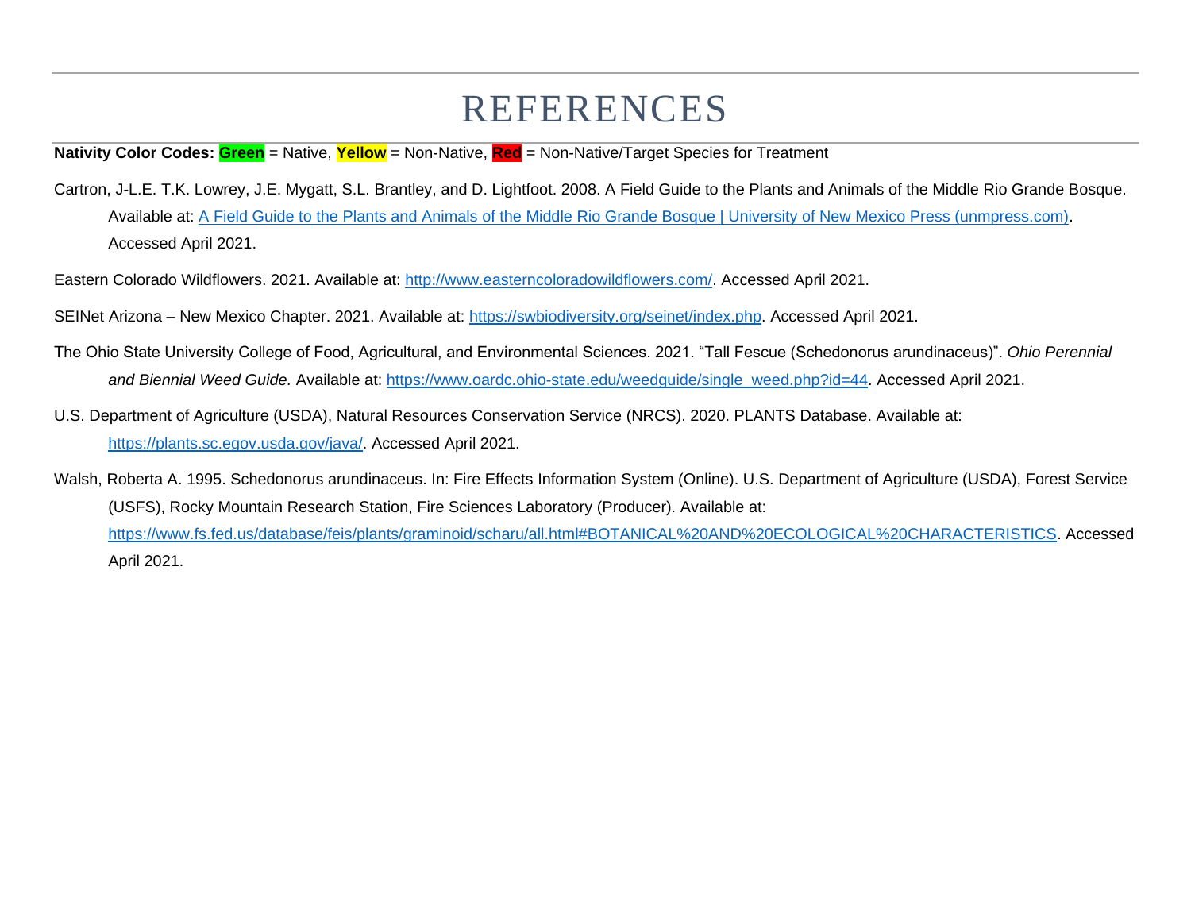# REFERENCES

**Nativity Color Codes: Green** = Native, **Yellow** = Non-Native, **Red** = Non-Native/Target Species for Treatment

Cartron, J-L.E. T.K. Lowrey, J.E. Mygatt, S.L. Brantley, and D. Lightfoot. 2008. A Field Guide to the Plants and Animals of the Middle Rio Grande Bosque. Available at: A Field Guide to the Plants and Animals of the Middle Rio Grande Bosque | University of New Mexico Press (unmpress.com). Accessed April 2021.

Eastern Colorado Wildflowers. 2021. Available at: http://www.easterncoloradowildflowers.com/. Accessed April 2021.

SEINet Arizona – New Mexico Chapter. 2021. Available at: https://swbiodiversity.org/seinet/index.php. Accessed April 2021.

The Ohio State University College of Food, Agricultural, and Environmental Sciences. 2021. "Tall Fescue (Schedonorus arundinaceus)". *Ohio Perennial and Biennial Weed Guide.* Available at: https://www.oardc.ohio-state.edu/weedguide/single_weed.php?id=44. Accessed April 2021.

U.S. Department of Agriculture (USDA), Natural Resources Conservation Service (NRCS). 2020. PLANTS Database. Available at: https://plants.sc.egov.usda.gov/java/. Accessed April 2021.

Walsh, Roberta A. 1995. Schedonorus arundinaceus. In: Fire Effects Information System (Online). U.S. Department of Agriculture (USDA), Forest Service (USFS), Rocky Mountain Research Station, Fire Sciences Laboratory (Producer). Available at: https://www.fs.fed.us/database/feis/plants/graminoid/scharu/all.html#BOTANICAL%20AND%20ECOLOGICAL%20CHARACTERISTICS. Accessed April 2021.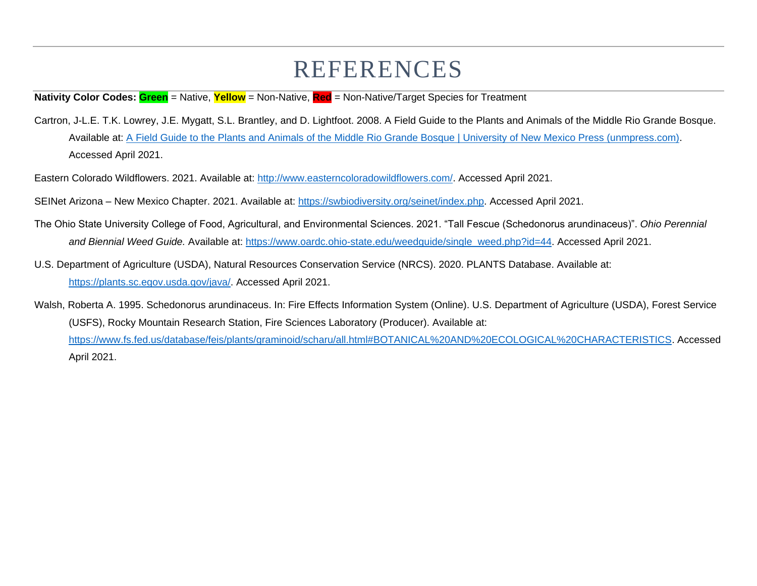# REFERENCES

**Nativity Color Codes: Green** = Native, **Yellow** = Non-Native, **Red** = Non-Native/Target Species for Treatment

Cartron, J-L.E. T.K. Lowrey, J.E. Mygatt, S.L. Brantley, and D. Lightfoot. 2008. A Field Guide to the Plants and Animals of the Middle Rio Grande Bosque. Available at: [A Field Guide to the Plants and Animals of the Middle Rio Grande Bosque | University of New Mexico Press (unmpress.com)](unmpress.com). Accessed April 2021.

Eastern Colorado Wildflowers. 2021. Available at: http://www.easterncoloradowildflowers.com/. Accessed April 2021.

SEINet Arizona – New Mexico Chapter. 2021. Available at: https://swbiodiversity.org/seinet/index.php. Accessed April 2021.

The Ohio State University College of Food, Agricultural, and Environmental Sciences. 2021. "Tall Fescue (Schedonorus arundinaceus)". *Ohio Perennial and Biennial Weed Guide.* Available at: https://www.oardc.ohio-state.edu/weedguide/single_weed.php?id=44. Accessed April 2021.

U.S. Department of Agriculture (USDA), Natural Resources Conservation Service (NRCS). 2020. PLANTS Database. Available at: https://plants.sc.egov.usda.gov/java/. Accessed April 2021.

Walsh, Roberta A. 1995. Schedonorus arundinaceus. In: Fire Effects Information System (Online). U.S. Department of Agriculture (USDA), Forest Service (USFS), Rocky Mountain Research Station, Fire Sciences Laboratory (Producer). Available at: https://www.fs.fed.us/database/feis/plants/graminoid/scharu/all.html#BOTANICAL%20AND%20ECOLOGICAL%20CHARACTERISTICS. Accessed April 2021.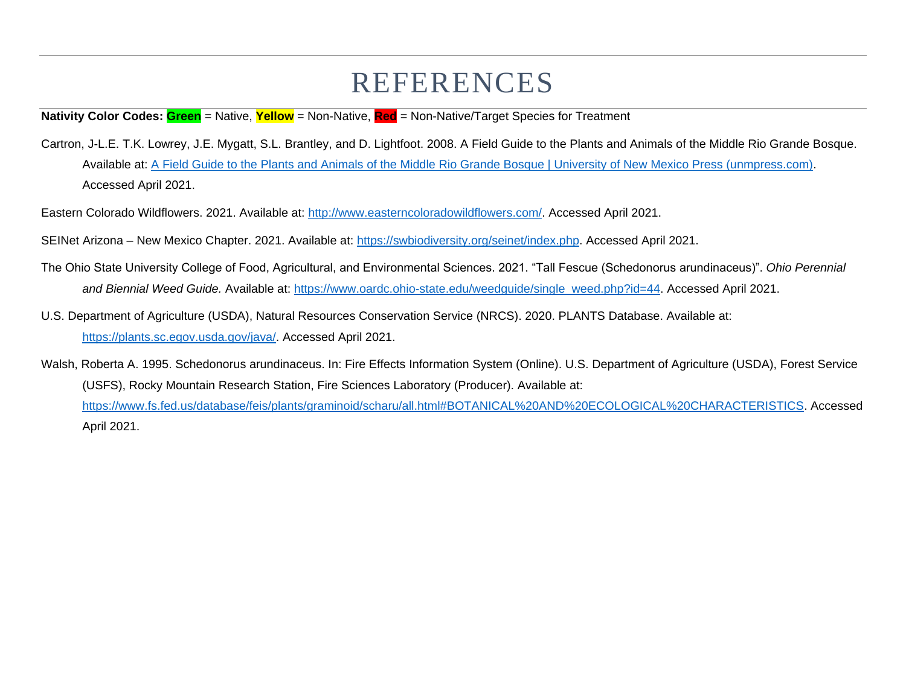# REFERENCES

**Nativity Color Codes: Green** = Native, **Yellow** = Non-Native, **Red** = Non-Native/Target Species for Treatment

Cartron, J-L.E. T.K. Lowrey, J.E. Mygatt, S.L. Brantley, and D. Lightfoot. 2008. A Field Guide to the Plants and Animals of the Middle Rio Grande Bosque. Available at: [A Field Guide to the Plants and Animals of the Middle Rio Grande Bosque | University of New Mexico Press (unmpress.com)](unmpress.com). Accessed April 2021.

Eastern Colorado Wildflowers. 2021. Available at: [http://www.easterncoloradowildflowers.com/](http://www.easterncoloradowildflowers.com/). Accessed April 2021.

SEINet Arizona – New Mexico Chapter. 2021. Available at: [https://swbiodiversity.org/seinet/index.php](https://swbiodiversity.org/seinet/index.php). Accessed April 2021.

The Ohio State University College of Food, Agricultural, and Environmental Sciences. 2021. "Tall Fescue (Schedonorus arundinaceus)". *Ohio Perennial and Biennial Weed Guide.* Available at: [https://www.oardc.ohio-state.edu/weedguide/single_weed.php?id=44](https://www.oardc.ohio-state.edu/weedguide/single_weed.php?id=44). Accessed April 2021.

U.S. Department of Agriculture (USDA), Natural Resources Conservation Service (NRCS). 2020. PLANTS Database. Available at: [https://plants.sc.egov.usda.gov/java/](https://plants.sc.egov.usda.gov/java/). Accessed April 2021.

Walsh, Roberta A. 1995. Schedonorus arundinaceus. In: Fire Effects Information System (Online). U.S. Department of Agriculture (USDA), Forest Service (USFS), Rocky Mountain Research Station, Fire Sciences Laboratory (Producer). Available at: [https://www.fs.fed.us/database/feis/plants/graminoid/scharu/all.html#BOTANICAL%20AND%20ECOLOGICAL%20CHARACTERISTICS](https://www.fs.fed.us/database/feis/plants/graminoid/scharu/all.html#BOTANICAL%20AND%20ECOLOGICAL%20CHARACTERISTICS). Accessed April 2021.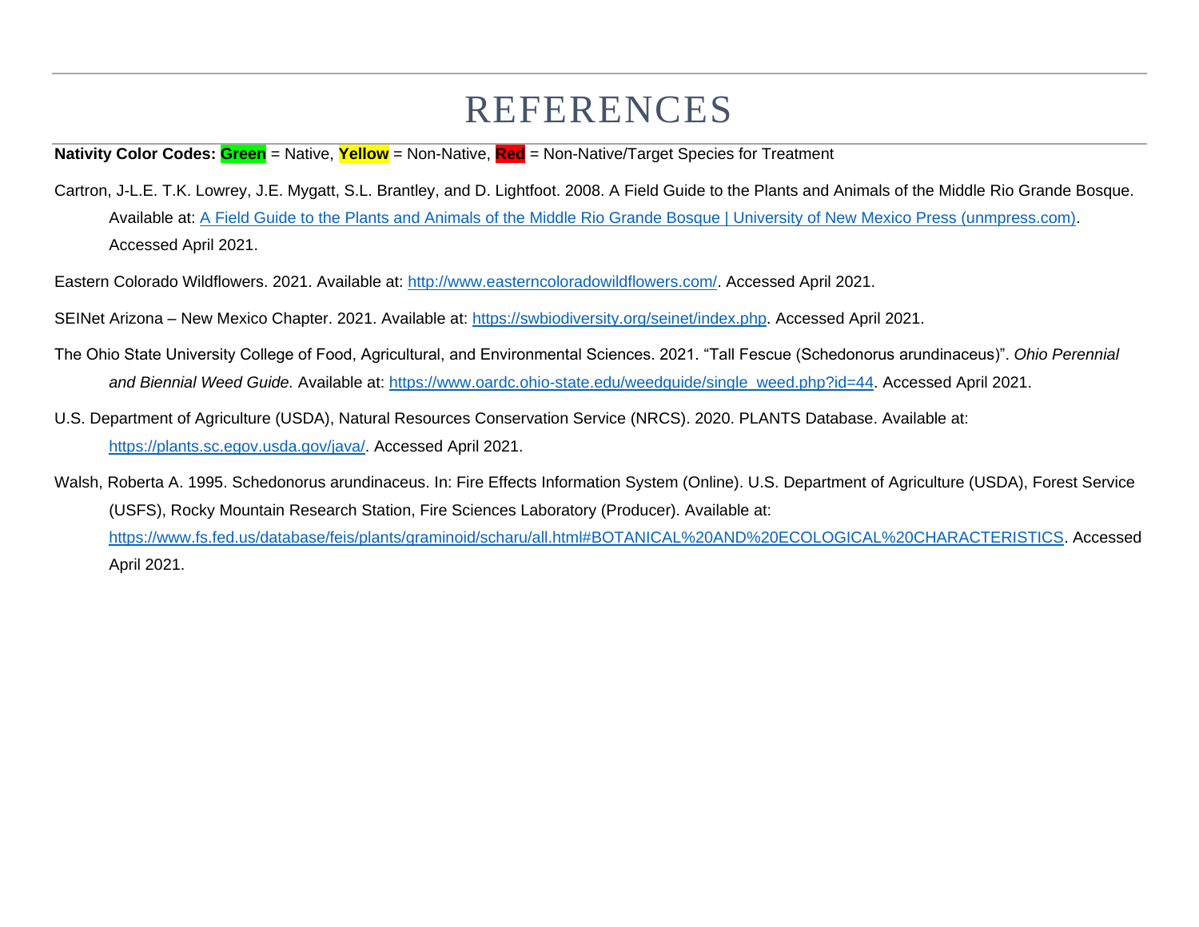# REFERENCES

**Nativity Color Codes: Green** = Native, **Yellow** = Non-Native, **Red** = Non-Native/Target Species for Treatment

Cartron, J-L.E. T.K. Lowrey, J.E. Mygatt, S.L. Brantley, and D. Lightfoot. 2008. A Field Guide to the Plants and Animals of the Middle Rio Grande Bosque. Available at: A Field Guide to the Plants and Animals of the Middle Rio Grande Bosque | University of New Mexico Press (unmpress.com). Accessed April 2021.

Eastern Colorado Wildflowers. 2021. Available at: http://www.easterncoloradowildflowers.com/. Accessed April 2021.

SEINet Arizona – New Mexico Chapter. 2021. Available at: https://swbiodiversity.org/seinet/index.php. Accessed April 2021.

The Ohio State University College of Food, Agricultural, and Environmental Sciences. 2021. "Tall Fescue (Schedonorus arundinaceus)". *Ohio Perennial and Biennial Weed Guide.* Available at: https://www.oardc.ohio-state.edu/weedguide/single_weed.php?id=44. Accessed April 2021.

U.S. Department of Agriculture (USDA), Natural Resources Conservation Service (NRCS). 2020. PLANTS Database. Available at: https://plants.sc.egov.usda.gov/java/. Accessed April 2021.

Walsh, Roberta A. 1995. Schedonorus arundinaceus. In: Fire Effects Information System (Online). U.S. Department of Agriculture (USDA), Forest Service (USFS), Rocky Mountain Research Station, Fire Sciences Laboratory (Producer). Available at: https://www.fs.fed.us/database/feis/plants/graminoid/scharu/all.html#BOTANICAL%20AND%20ECOLOGICAL%20CHARACTERISTICS. Accessed April 2021.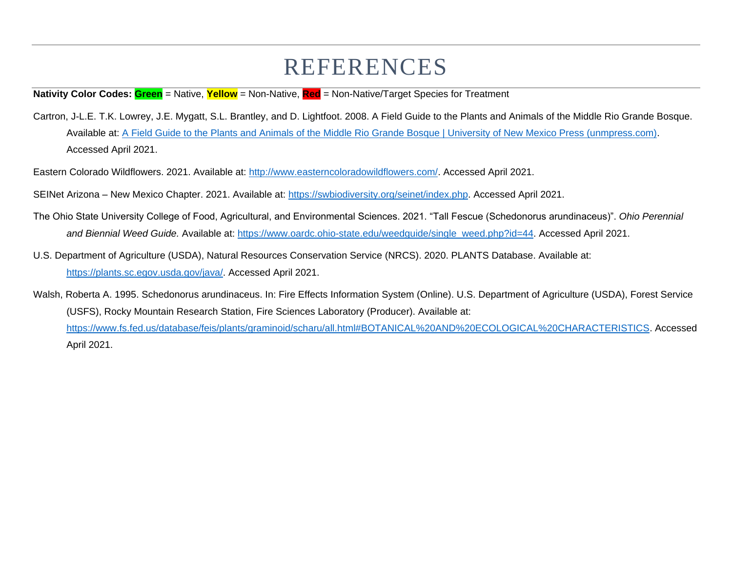# REFERENCES

**Nativity Color Codes: Green** = Native, **Yellow** = Non-Native, **Red** = Non-Native/Target Species for Treatment

Cartron, J-L.E. T.K. Lowrey, J.E. Mygatt, S.L. Brantley, and D. Lightfoot. 2008. A Field Guide to the Plants and Animals of the Middle Rio Grande Bosque. Available at: A Field Guide to the Plants and Animals of the Middle Rio Grande Bosque | University of New Mexico Press (unmpress.com). Accessed April 2021.

Eastern Colorado Wildflowers. 2021. Available at: http://www.easterncoloradowildflowers.com/. Accessed April 2021.

SEINet Arizona – New Mexico Chapter. 2021. Available at: https://swbiodiversity.org/seinet/index.php. Accessed April 2021.

The Ohio State University College of Food, Agricultural, and Environmental Sciences. 2021. "Tall Fescue (Schedonorus arundinaceus)". *Ohio Perennial and Biennial Weed Guide.* Available at: https://www.oardc.ohio-state.edu/weedguide/single_weed.php?id=44. Accessed April 2021.

U.S. Department of Agriculture (USDA), Natural Resources Conservation Service (NRCS). 2020. PLANTS Database. Available at: https://plants.sc.egov.usda.gov/java/. Accessed April 2021.

Walsh, Roberta A. 1995. Schedonorus arundinaceus. In: Fire Effects Information System (Online). U.S. Department of Agriculture (USDA), Forest Service (USFS), Rocky Mountain Research Station, Fire Sciences Laboratory (Producer). Available at: https://www.fs.fed.us/database/feis/plants/graminoid/scharu/all.html#BOTANICAL%20AND%20ECOLOGICAL%20CHARACTERISTICS. Accessed April 2021.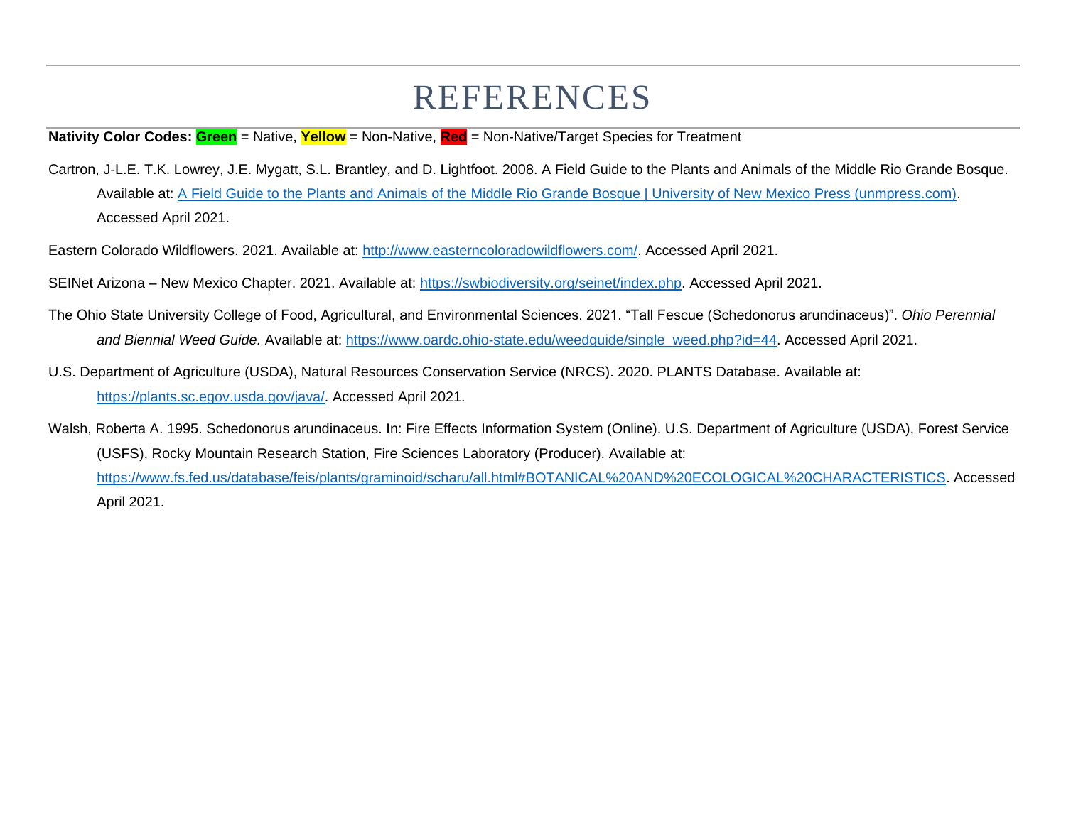# REFERENCES

**Nativity Color Codes: Green** = Native, **Yellow** = Non-Native, **Red** = Non-Native/Target Species for Treatment

Cartron, J-L.E. T.K. Lowrey, J.E. Mygatt, S.L. Brantley, and D. Lightfoot. 2008. A Field Guide to the Plants and Animals of the Middle Rio Grande Bosque. Available at: A Field Guide to the Plants and Animals of the Middle Rio Grande Bosque | University of New Mexico Press (unmpress.com). Accessed April 2021.

Eastern Colorado Wildflowers. 2021. Available at: http://www.easterncoloradowildflowers.com/. Accessed April 2021.

SEINet Arizona – New Mexico Chapter. 2021. Available at: https://swbiodiversity.org/seinet/index.php. Accessed April 2021.

The Ohio State University College of Food, Agricultural, and Environmental Sciences. 2021. "Tall Fescue (Schedonorus arundinaceus)". *Ohio Perennial and Biennial Weed Guide.* Available at: https://www.oardc.ohio-state.edu/weedguide/single_weed.php?id=44. Accessed April 2021.

U.S. Department of Agriculture (USDA), Natural Resources Conservation Service (NRCS). 2020. PLANTS Database. Available at: https://plants.sc.egov.usda.gov/java/. Accessed April 2021.

Walsh, Roberta A. 1995. Schedonorus arundinaceus. In: Fire Effects Information System (Online). U.S. Department of Agriculture (USDA), Forest Service (USFS), Rocky Mountain Research Station, Fire Sciences Laboratory (Producer). Available at: https://www.fs.fed.us/database/feis/plants/graminoid/scharu/all.html#BOTANICAL%20AND%20ECOLOGICAL%20CHARACTERISTICS. Accessed April 2021.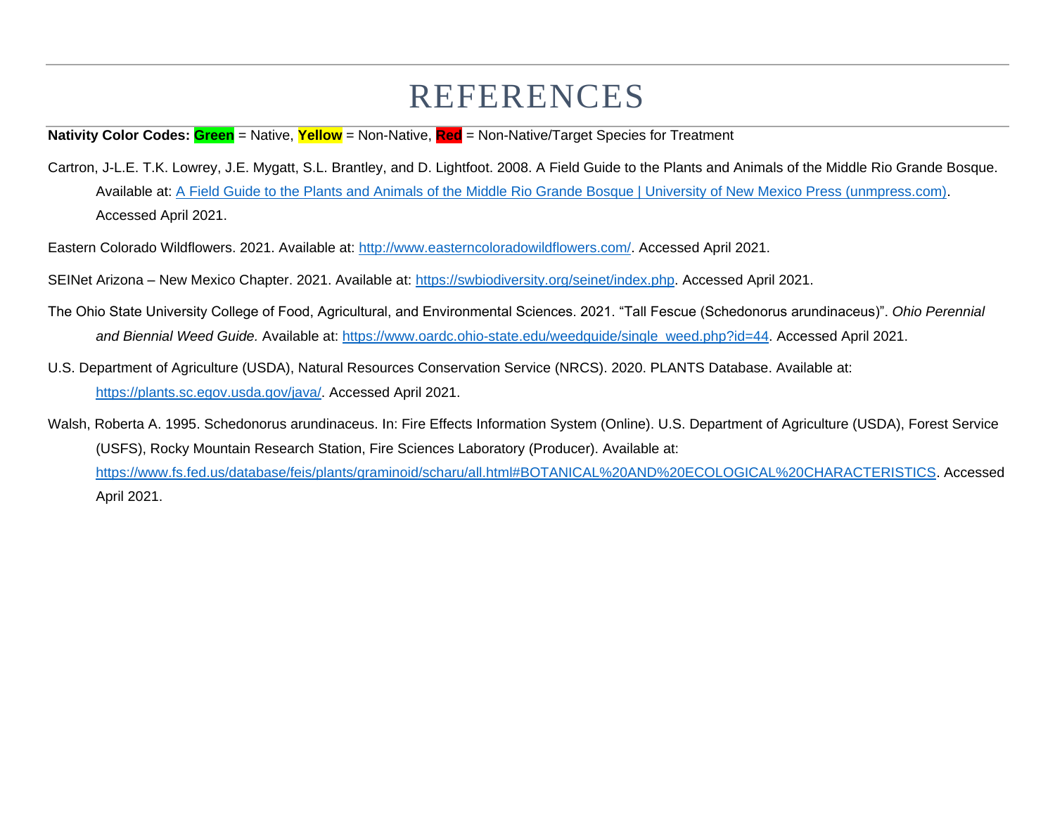# REFERENCES

**Nativity Color Codes: Green** = Native, **Yellow** = Non-Native, **Red** = Non-Native/Target Species for Treatment

Cartron, J-L.E. T.K. Lowrey, J.E. Mygatt, S.L. Brantley, and D. Lightfoot. 2008. A Field Guide to the Plants and Animals of the Middle Rio Grande Bosque. Available at: [A Field Guide to the Plants and Animals of the Middle Rio Grande Bosque | University of New Mexico Press (unmpress.com)](unmpress.com). Accessed April 2021.

Eastern Colorado Wildflowers. 2021. Available at: http://www.easterncoloradowildflowers.com/. Accessed April 2021.

SEINet Arizona – New Mexico Chapter. 2021. Available at: https://swbiodiversity.org/seinet/index.php. Accessed April 2021.

The Ohio State University College of Food, Agricultural, and Environmental Sciences. 2021. "Tall Fescue (Schedonorus arundinaceus)". *Ohio Perennial and Biennial Weed Guide.* Available at: https://www.oardc.ohio-state.edu/weedguide/single_weed.php?id=44. Accessed April 2021.

U.S. Department of Agriculture (USDA), Natural Resources Conservation Service (NRCS). 2020. PLANTS Database. Available at: https://plants.sc.egov.usda.gov/java/. Accessed April 2021.

Walsh, Roberta A. 1995. Schedonorus arundinaceus. In: Fire Effects Information System (Online). U.S. Department of Agriculture (USDA), Forest Service (USFS), Rocky Mountain Research Station, Fire Sciences Laboratory (Producer). Available at: https://www.fs.fed.us/database/feis/plants/graminoid/scharu/all.html#BOTANICAL%20AND%20ECOLOGICAL%20CHARACTERISTICS. Accessed April 2021.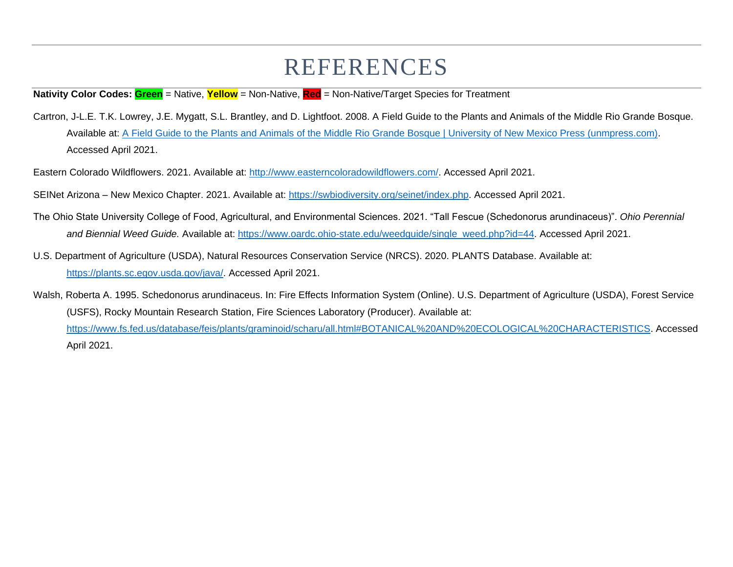# REFERENCES

**Nativity Color Codes: Green** = Native, **Yellow** = Non-Native, **Red** = Non-Native/Target Species for Treatment

Cartron, J-L.E. T.K. Lowrey, J.E. Mygatt, S.L. Brantley, and D. Lightfoot. 2008. A Field Guide to the Plants and Animals of the Middle Rio Grande Bosque. Available at: A Field Guide to the Plants and Animals of the Middle Rio Grande Bosque | University of New Mexico Press (unmpress.com). Accessed April 2021.

Eastern Colorado Wildflowers. 2021. Available at: http://www.easterncoloradowildflowers.com/. Accessed April 2021.

SEINet Arizona – New Mexico Chapter. 2021. Available at: https://swbiodiversity.org/seinet/index.php. Accessed April 2021.

The Ohio State University College of Food, Agricultural, and Environmental Sciences. 2021. "Tall Fescue (Schedonorus arundinaceus)". *Ohio Perennial and Biennial Weed Guide.* Available at: https://www.oardc.ohio-state.edu/weedguide/single_weed.php?id=44. Accessed April 2021.

U.S. Department of Agriculture (USDA), Natural Resources Conservation Service (NRCS). 2020. PLANTS Database. Available at: https://plants.sc.egov.usda.gov/java/. Accessed April 2021.

Walsh, Roberta A. 1995. Schedonorus arundinaceus. In: Fire Effects Information System (Online). U.S. Department of Agriculture (USDA), Forest Service (USFS), Rocky Mountain Research Station, Fire Sciences Laboratory (Producer). Available at: https://www.fs.fed.us/database/feis/plants/graminoid/scharu/all.html#BOTANICAL%20AND%20ECOLOGICAL%20CHARACTERISTICS. Accessed April 2021.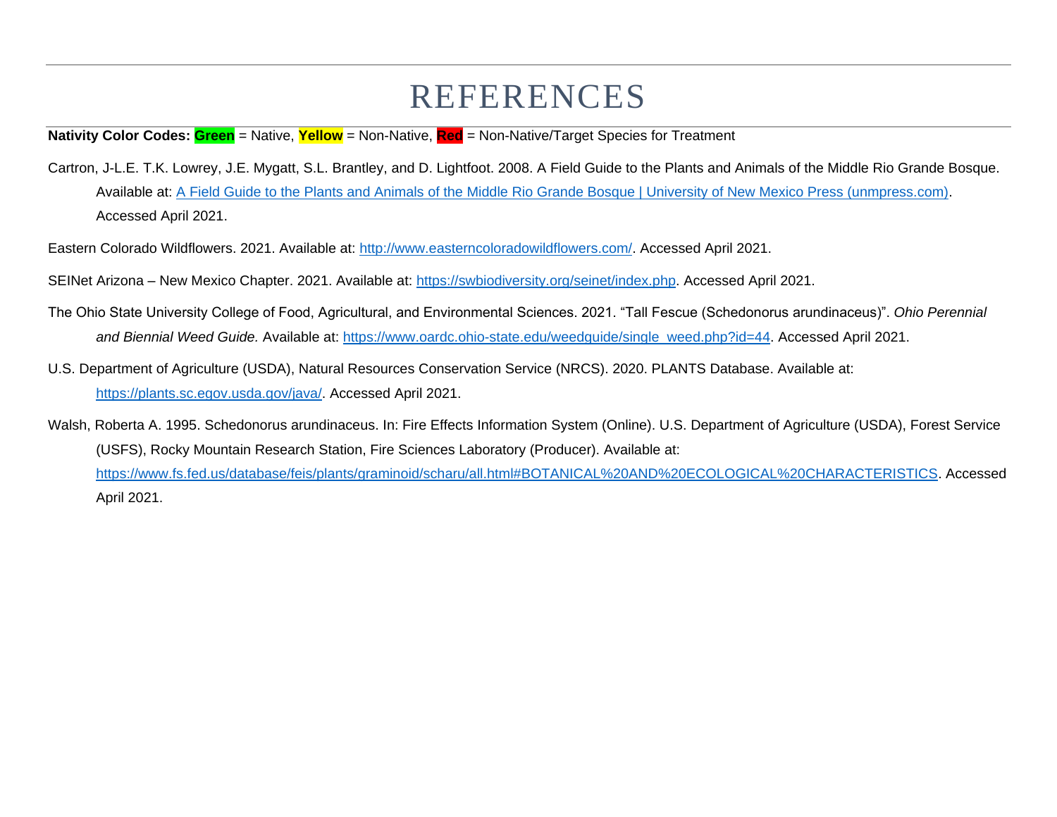# REFERENCES

**Nativity Color Codes: Green** = Native, **Yellow** = Non-Native, **Red** = Non-Native/Target Species for Treatment

Cartron, J-L.E. T.K. Lowrey, J.E. Mygatt, S.L. Brantley, and D. Lightfoot. 2008. A Field Guide to the Plants and Animals of the Middle Rio Grande Bosque. Available at: A Field Guide to the Plants and Animals of the Middle Rio Grande Bosque | University of New Mexico Press (unmpress.com). Accessed April 2021.

Eastern Colorado Wildflowers. 2021. Available at: http://www.easterncoloradowildflowers.com/. Accessed April 2021.

SEINet Arizona – New Mexico Chapter. 2021. Available at: https://swbiodiversity.org/seinet/index.php. Accessed April 2021.

The Ohio State University College of Food, Agricultural, and Environmental Sciences. 2021. "Tall Fescue (Schedonorus arundinaceus)". *Ohio Perennial and Biennial Weed Guide.* Available at: https://www.oardc.ohio-state.edu/weedguide/single_weed.php?id=44. Accessed April 2021.

U.S. Department of Agriculture (USDA), Natural Resources Conservation Service (NRCS). 2020. PLANTS Database. Available at: https://plants.sc.egov.usda.gov/java/. Accessed April 2021.

Walsh, Roberta A. 1995. Schedonorus arundinaceus. In: Fire Effects Information System (Online). U.S. Department of Agriculture (USDA), Forest Service (USFS), Rocky Mountain Research Station, Fire Sciences Laboratory (Producer). Available at: https://www.fs.fed.us/database/feis/plants/graminoid/scharu/all.html#BOTANICAL%20AND%20ECOLOGICAL%20CHARACTERISTICS. Accessed April 2021.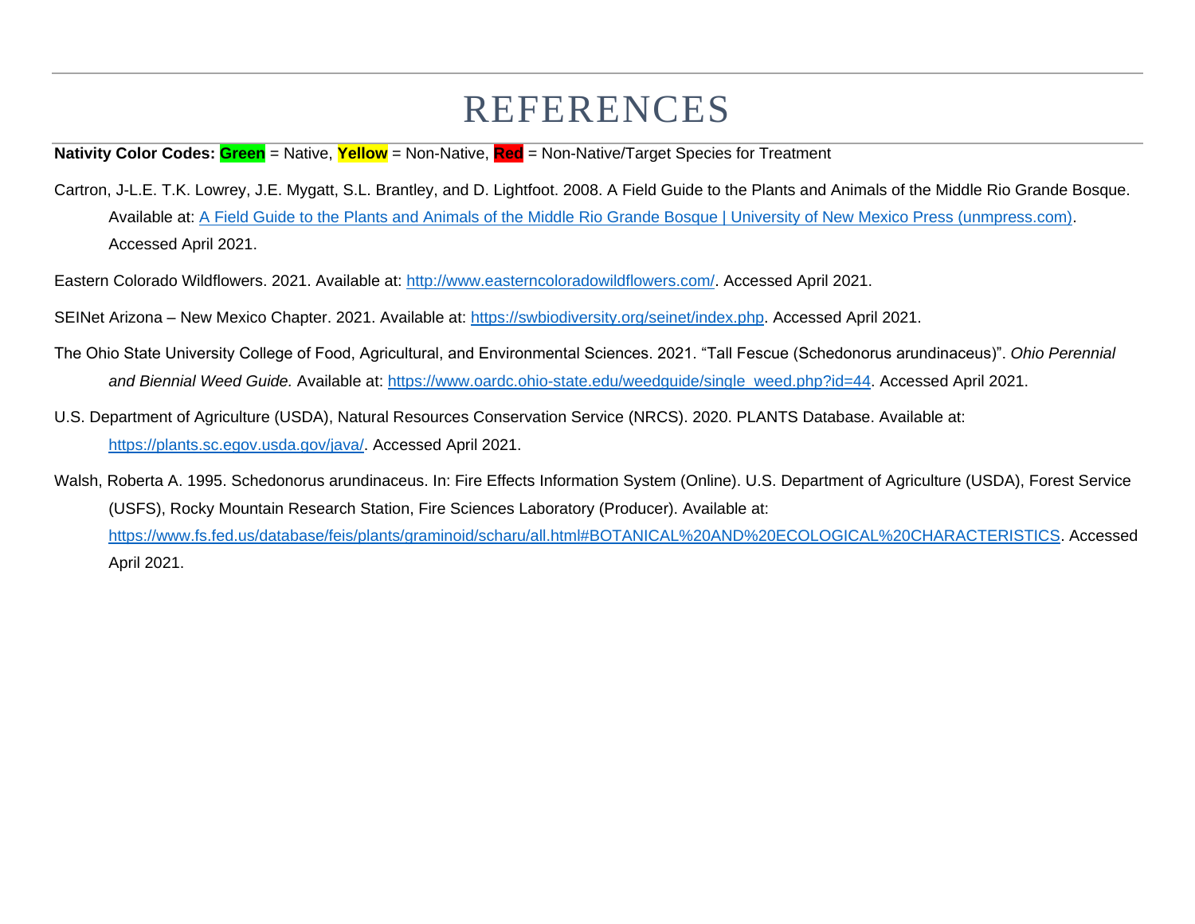# REFERENCES

**Nativity Color Codes: Green** = Native, **Yellow** = Non-Native, **Red** = Non-Native/Target Species for Treatment

Cartron, J-L.E. T.K. Lowrey, J.E. Mygatt, S.L. Brantley, and D. Lightfoot. 2008. A Field Guide to the Plants and Animals of the Middle Rio Grande Bosque. Available at: [A Field Guide to the Plants and Animals of the Middle Rio Grande Bosque | University of New Mexico Press (unmpress.com)](unmpress.com). Accessed April 2021.

Eastern Colorado Wildflowers. 2021. Available at: http://www.easterncoloradowildflowers.com/. Accessed April 2021.

SEINet Arizona – New Mexico Chapter. 2021. Available at: https://swbiodiversity.org/seinet/index.php. Accessed April 2021.

The Ohio State University College of Food, Agricultural, and Environmental Sciences. 2021. "Tall Fescue (Schedonorus arundinaceus)". *Ohio Perennial and Biennial Weed Guide.* Available at: https://www.oardc.ohio-state.edu/weedguide/single_weed.php?id=44. Accessed April 2021.

U.S. Department of Agriculture (USDA), Natural Resources Conservation Service (NRCS). 2020. PLANTS Database. Available at: https://plants.sc.egov.usda.gov/java/. Accessed April 2021.

Walsh, Roberta A. 1995. Schedonorus arundinaceus. In: Fire Effects Information System (Online). U.S. Department of Agriculture (USDA), Forest Service (USFS), Rocky Mountain Research Station, Fire Sciences Laboratory (Producer). Available at: https://www.fs.fed.us/database/feis/plants/graminoid/scharu/all.html#BOTANICAL%20AND%20ECOLOGICAL%20CHARACTERISTICS. Accessed April 2021.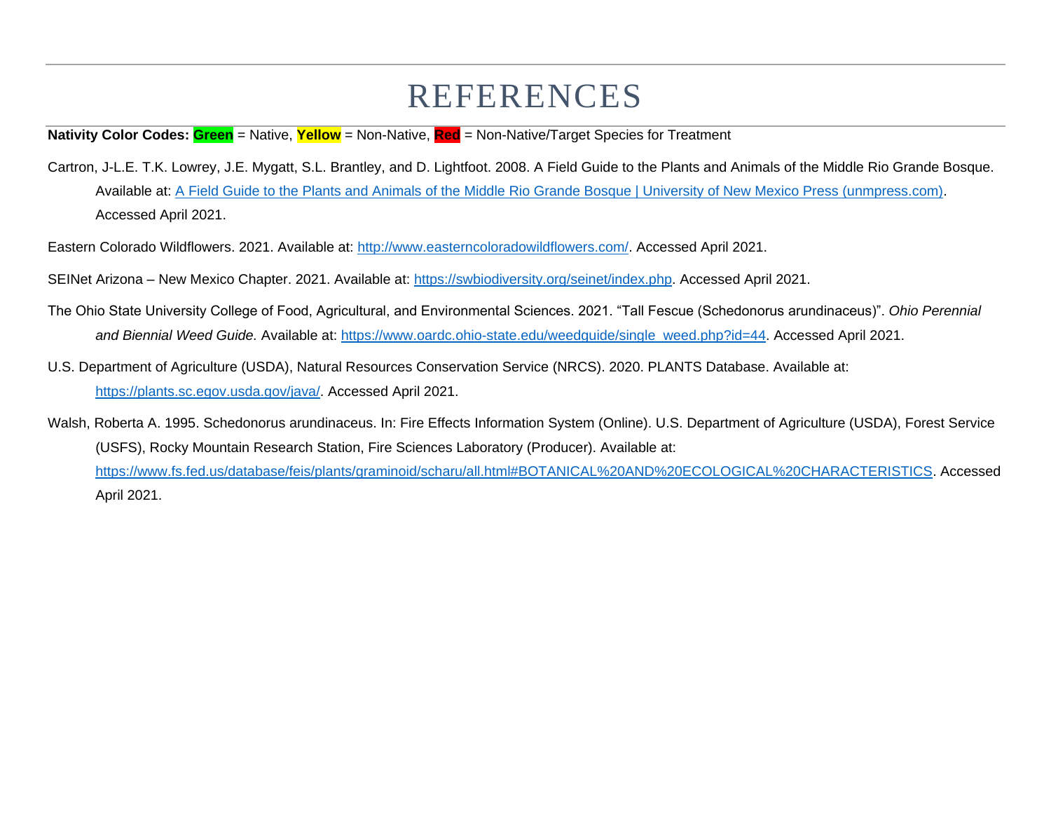# REFERENCES

**Nativity Color Codes: Green** = Native, **Yellow** = Non-Native, **Red** = Non-Native/Target Species for Treatment

Cartron, J-L.E. T.K. Lowrey, J.E. Mygatt, S.L. Brantley, and D. Lightfoot. 2008. A Field Guide to the Plants and Animals of the Middle Rio Grande Bosque. Available at: [A Field Guide to the Plants and Animals of the Middle Rio Grande Bosque | University of New Mexico Press (unmpress.com)](). Accessed April 2021.

Eastern Colorado Wildflowers. 2021. Available at: http://www.easterncoloradowildflowers.com/. Accessed April 2021.

SEINet Arizona – New Mexico Chapter. 2021. Available at: https://swbiodiversity.org/seinet/index.php. Accessed April 2021.

The Ohio State University College of Food, Agricultural, and Environmental Sciences. 2021. "Tall Fescue (Schedonorus arundinaceus)". *Ohio Perennial and Biennial Weed Guide.* Available at: https://www.oardc.ohio-state.edu/weedguide/single_weed.php?id=44. Accessed April 2021.

U.S. Department of Agriculture (USDA), Natural Resources Conservation Service (NRCS). 2020. PLANTS Database. Available at: https://plants.sc.egov.usda.gov/java/. Accessed April 2021.

Walsh, Roberta A. 1995. Schedonorus arundinaceus. In: Fire Effects Information System (Online). U.S. Department of Agriculture (USDA), Forest Service (USFS), Rocky Mountain Research Station, Fire Sciences Laboratory (Producer). Available at: https://www.fs.fed.us/database/feis/plants/graminoid/scharu/all.html#BOTANICAL%20AND%20ECOLOGICAL%20CHARACTERISTICS. Accessed April 2021.